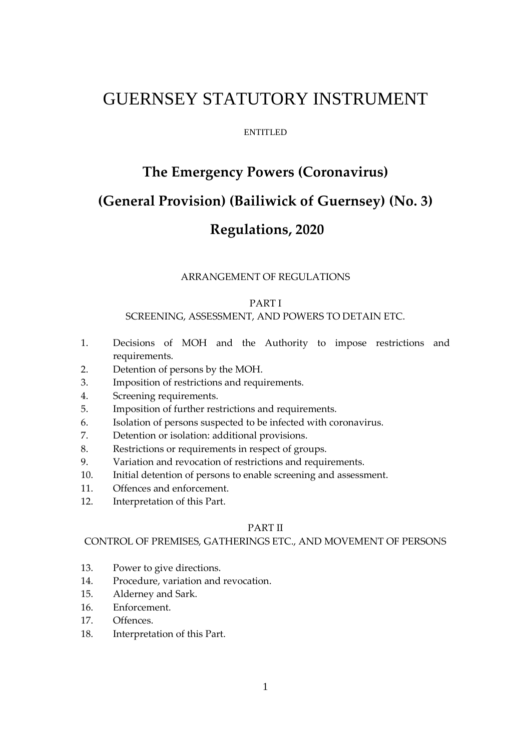# GUERNSEY STATUTORY INSTRUMENT

ENTITLED

## The Emergency Powers (Coronavirus) (General Provision) (Bailiwick of Guernsey) (No. 3) Regulations, 2020

ARRANGEMENT OF REGULATIONS

PART I
SCREENING, ASSESSMENT, AND POWERS TO DETAIN ETC.

1. Decisions of MOH and the Authority to impose restrictions and requirements.
2. Detention of persons by the MOH.
3. Imposition of restrictions and requirements.
4. Screening requirements.
5. Imposition of further restrictions and requirements.
6. Isolation of persons suspected to be infected with coronavirus.
7. Detention or isolation: additional provisions.
8. Restrictions or requirements in respect of groups.
9. Variation and revocation of restrictions and requirements.
10. Initial detention of persons to enable screening and assessment.
11. Offences and enforcement.
12. Interpretation of this Part.

PART II
CONTROL OF PREMISES, GATHERINGS ETC., AND MOVEMENT OF PERSONS

13. Power to give directions.
14. Procedure, variation and revocation.
15. Alderney and Sark.
16. Enforcement.
17. Offences.
18. Interpretation of this Part.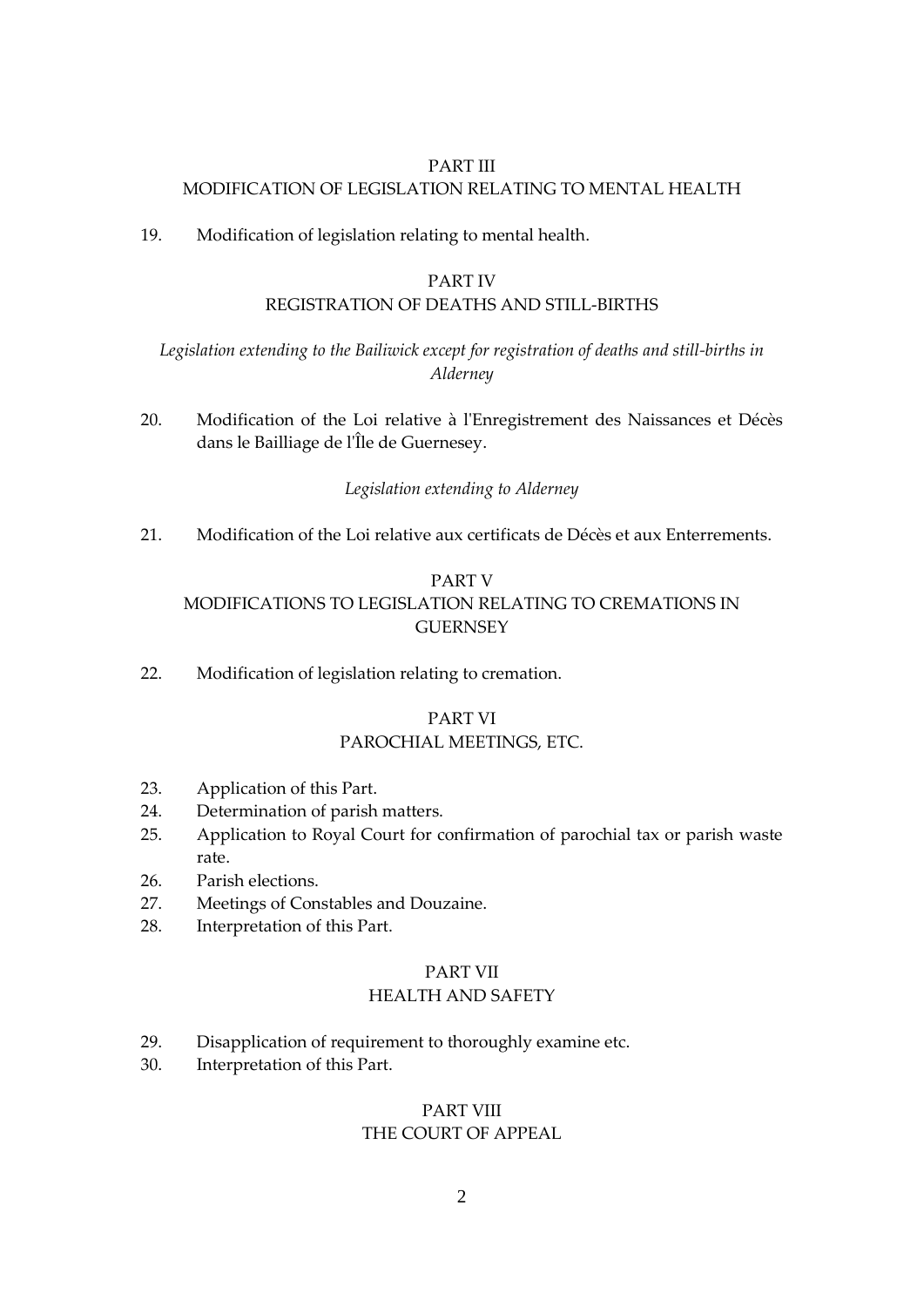PART III
MODIFICATION OF LEGISLATION RELATING TO MENTAL HEALTH

19. Modification of legislation relating to mental health.

PART IV
REGISTRATION OF DEATHS AND STILL-BIRTHS

*Legislation extending to the Bailiwick except for registration of deaths and still-births in Alderney*

20. Modification of the Loi relative à l'Enregistrement des Naissances et Décès dans le Bailliage de l'Île de Guernesey.

*Legislation extending to Alderney*

21. Modification of the Loi relative aux certificats de Décès et aux Enterrements.

PART V
MODIFICATIONS TO LEGISLATION RELATING TO CREMATIONS IN GUERNSEY

22. Modification of legislation relating to cremation.

PART VI
PAROCHIAL MEETINGS, ETC.

23. Application of this Part.
24. Determination of parish matters.
25. Application to Royal Court for confirmation of parochial tax or parish waste rate.
26. Parish elections.
27. Meetings of Constables and Douzaine.
28. Interpretation of this Part.

PART VII
HEALTH AND SAFETY

29. Disapplication of requirement to thoroughly examine etc.
30. Interpretation of this Part.

PART VIII
THE COURT OF APPEAL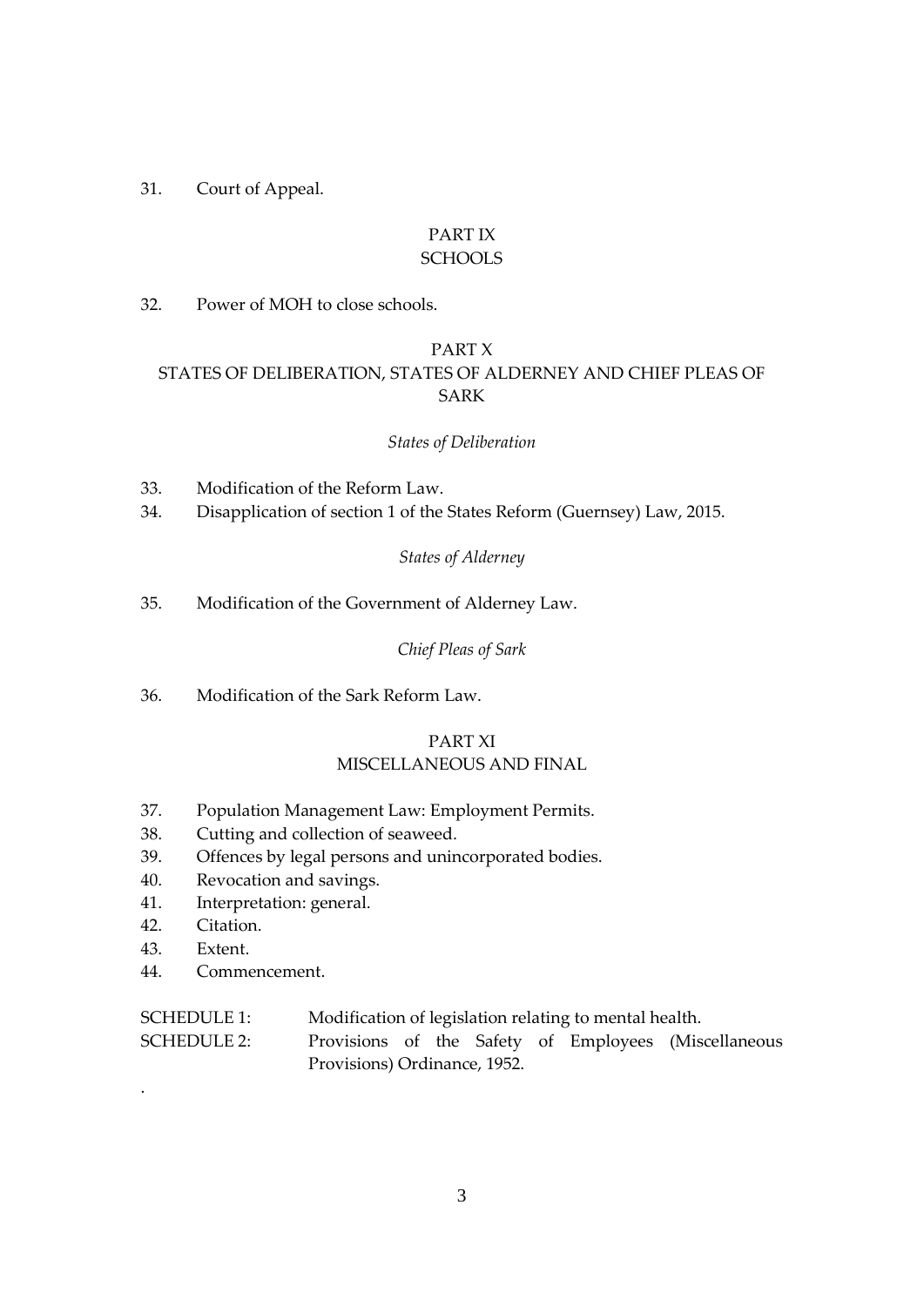31. Court of Appeal.

PART IX
SCHOOLS

32. Power of MOH to close schools.

PART X
STATES OF DELIBERATION, STATES OF ALDERNEY AND CHIEF PLEAS OF SARK

*States of Deliberation*

33. Modification of the Reform Law.
34. Disapplication of section 1 of the States Reform (Guernsey) Law, 2015.

*States of Alderney*

35. Modification of the Government of Alderney Law.

*Chief Pleas of Sark*

36. Modification of the Sark Reform Law.

PART XI
MISCELLANEOUS AND FINAL

37. Population Management Law: Employment Permits.
38. Cutting and collection of seaweed.
39. Offences by legal persons and unincorporated bodies.
40. Revocation and savings.
41. Interpretation: general.
42. Citation.
43. Extent.
44. Commencement.

SCHEDULE 1: Modification of legislation relating to mental health.
SCHEDULE 2: Provisions of the Safety of Employees (Miscellaneous Provisions) Ordinance, 1952.

.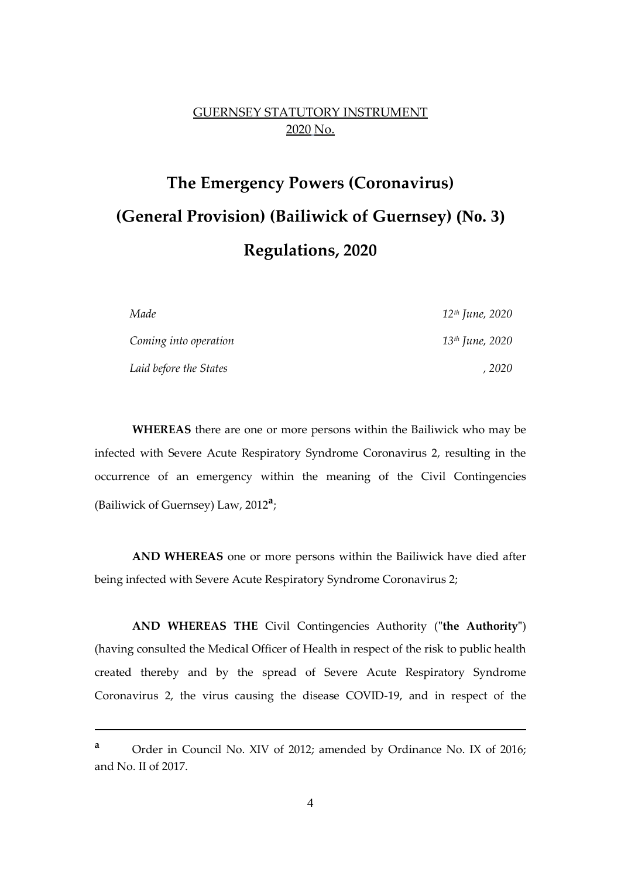GUERNSEY STATUTORY INSTRUMENT
2020 No.

# The Emergency Powers (Coronavirus) (General Provision) (Bailiwick of Guernsey) (No. 3) Regulations, 2020

| | |
|---|---|
| *Made* | *12th June, 2020* |
| *Coming into operation* | *13th June, 2020* |
| *Laid before the States* | *, 2020* |

**WHEREAS** there are one or more persons within the Bailiwick who may be infected with Severe Acute Respiratory Syndrome Coronavirus 2, resulting in the occurrence of an emergency within the meaning of the Civil Contingencies (Bailiwick of Guernsey) Law, 2012[a];

**AND WHEREAS** one or more persons within the Bailiwick have died after being infected with Severe Acute Respiratory Syndrome Coronavirus 2;

**AND WHEREAS THE** Civil Contingencies Authority ("**the Authority**") (having consulted the Medical Officer of Health in respect of the risk to public health created thereby and by the spread of Severe Acute Respiratory Syndrome Coronavirus 2, the virus causing the disease COVID-19, and in respect of the

---

[a] Order in Council No. XIV of 2012; amended by Ordinance No. IX of 2016; and No. II of 2017.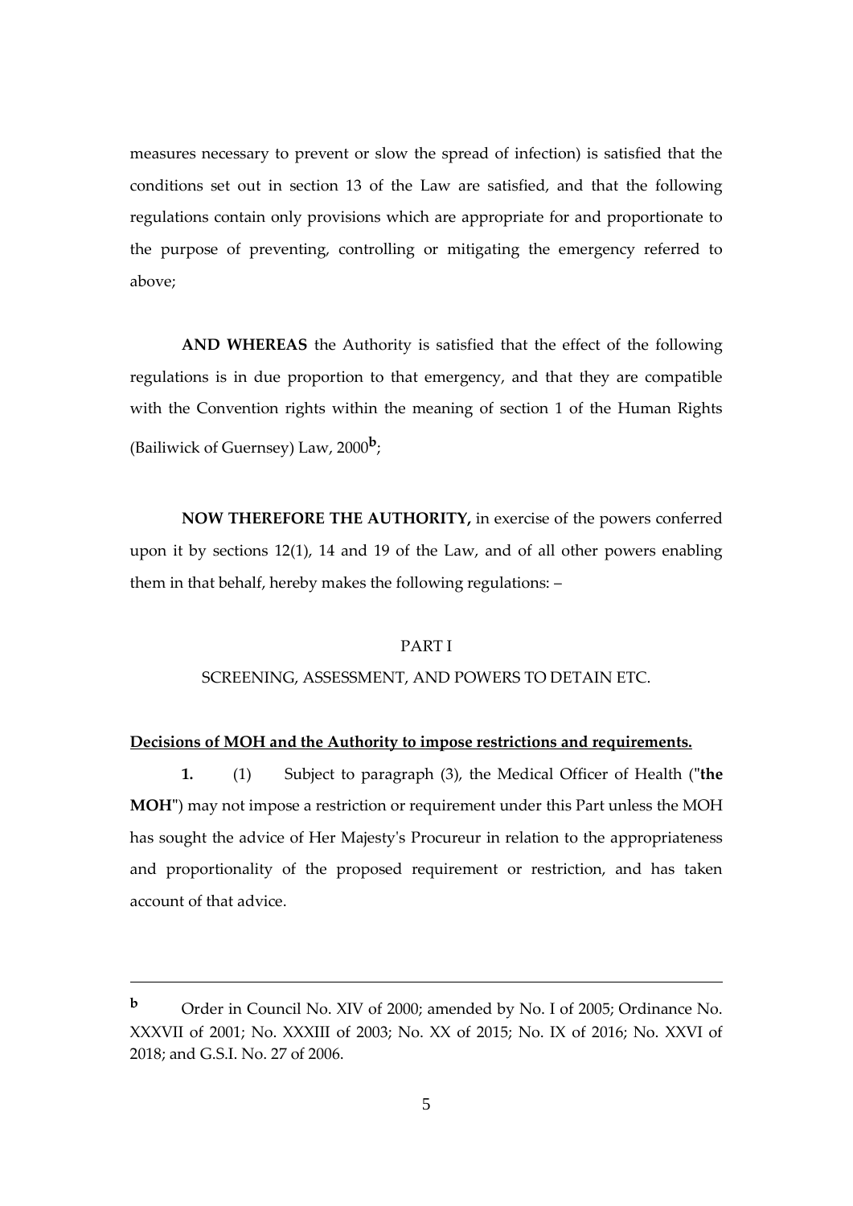measures necessary to prevent or slow the spread of infection) is satisfied that the conditions set out in section 13 of the Law are satisfied, and that the following regulations contain only provisions which are appropriate for and proportionate to the purpose of preventing, controlling or mitigating the emergency referred to above;

**AND WHEREAS** the Authority is satisfied that the effect of the following regulations is in due proportion to that emergency, and that they are compatible with the Convention rights within the meaning of section 1 of the Human Rights (Bailiwick of Guernsey) Law, 2000[b];

**NOW THEREFORE THE AUTHORITY,** in exercise of the powers conferred upon it by sections 12(1), 14 and 19 of the Law, and of all other powers enabling them in that behalf, hereby makes the following regulations: –

PART I

SCREENING, ASSESSMENT, AND POWERS TO DETAIN ETC.

**Decisions of MOH and the Authority to impose restrictions and requirements.**

**1.** (1) Subject to paragraph (3), the Medical Officer of Health ("**the MOH**") may not impose a restriction or requirement under this Part unless the MOH has sought the advice of Her Majesty's Procureur in relation to the appropriateness and proportionality of the proposed requirement or restriction, and has taken account of that advice.

---

[b] Order in Council No. XIV of 2000; amended by No. I of 2005; Ordinance No. XXXVII of 2001; No. XXXIII of 2003; No. XX of 2015; No. IX of 2016; No. XXVI of 2018; and G.S.I. No. 27 of 2006.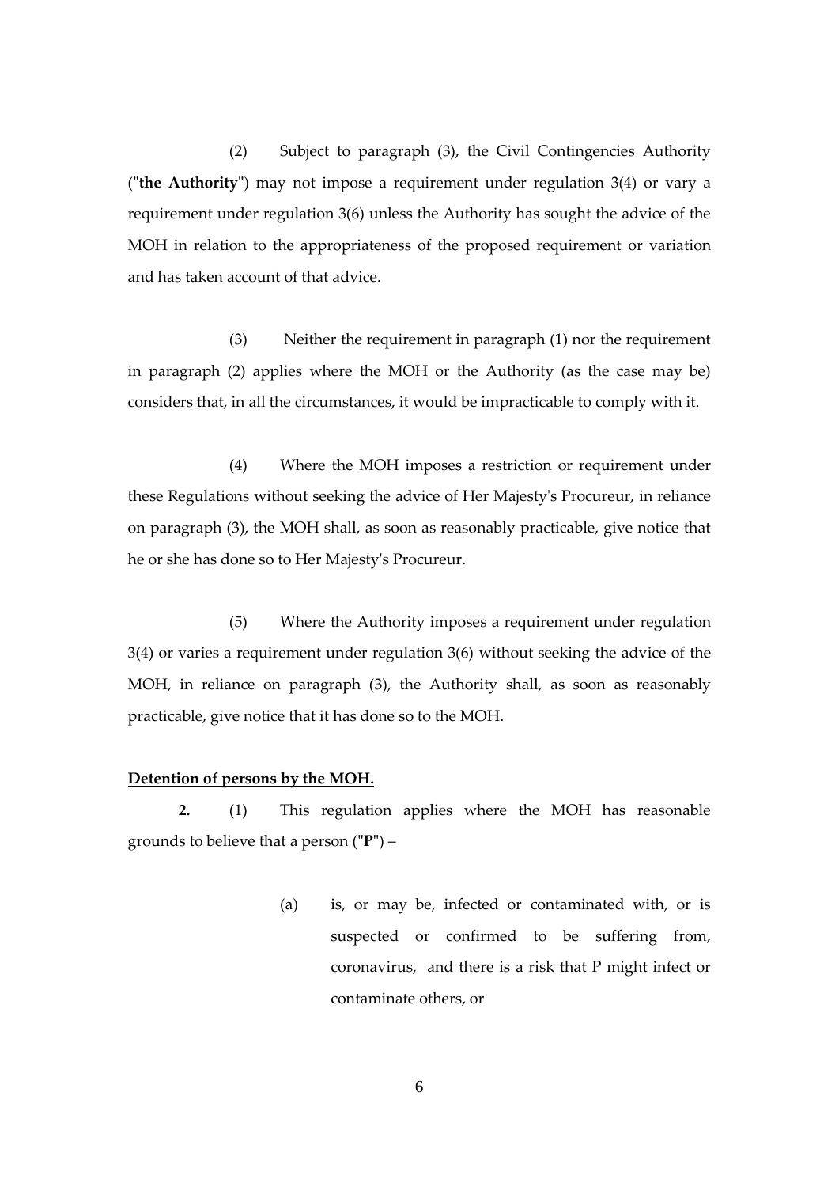(2) Subject to paragraph (3), the Civil Contingencies Authority ("**the Authority**") may not impose a requirement under regulation 3(4) or vary a requirement under regulation 3(6) unless the Authority has sought the advice of the MOH in relation to the appropriateness of the proposed requirement or variation and has taken account of that advice.

(3) Neither the requirement in paragraph (1) nor the requirement in paragraph (2) applies where the MOH or the Authority (as the case may be) considers that, in all the circumstances, it would be impracticable to comply with it.

(4) Where the MOH imposes a restriction or requirement under these Regulations without seeking the advice of Her Majesty's Procureur, in reliance on paragraph (3), the MOH shall, as soon as reasonably practicable, give notice that he or she has done so to Her Majesty's Procureur.

(5) Where the Authority imposes a requirement under regulation 3(4) or varies a requirement under regulation 3(6) without seeking the advice of the MOH, in reliance on paragraph (3), the Authority shall, as soon as reasonably practicable, give notice that it has done so to the MOH.

**Detention of persons by the MOH.**

**2.** (1) This regulation applies where the MOH has reasonable grounds to believe that a person ("**P**") –

(a) is, or may be, infected or contaminated with, or is suspected or confirmed to be suffering from, coronavirus, and there is a risk that P might infect or contaminate others, or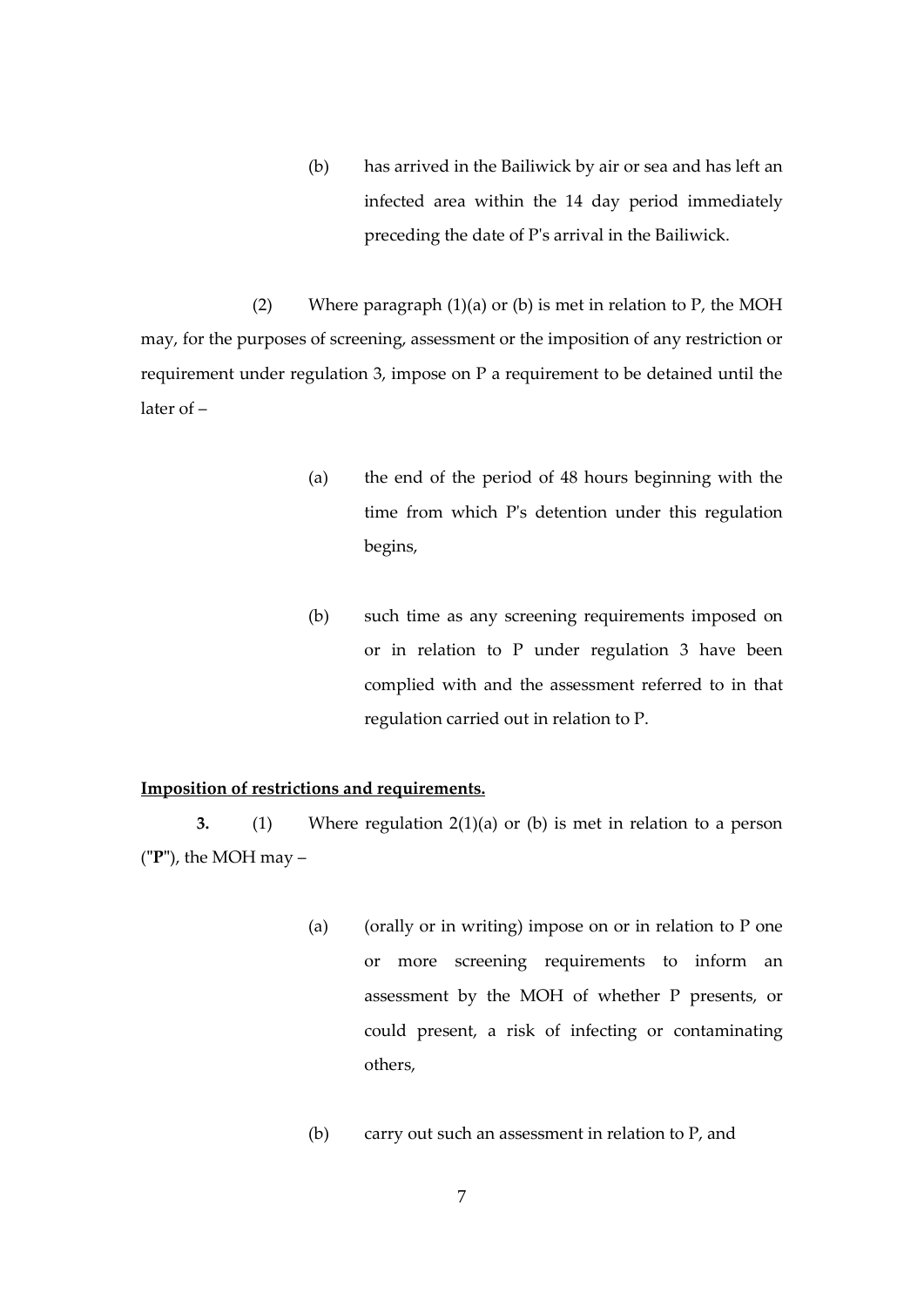(b) has arrived in the Bailiwick by air or sea and has left an infected area within the 14 day period immediately preceding the date of P's arrival in the Bailiwick.

(2) Where paragraph (1)(a) or (b) is met in relation to P, the MOH may, for the purposes of screening, assessment or the imposition of any restriction or requirement under regulation 3, impose on P a requirement to be detained until the later of –

(a) the end of the period of 48 hours beginning with the time from which P's detention under this regulation begins,

(b) such time as any screening requirements imposed on or in relation to P under regulation 3 have been complied with and the assessment referred to in that regulation carried out in relation to P.

**Imposition of restrictions and requirements.**

**3.** (1) Where regulation 2(1)(a) or (b) is met in relation to a person ("**P**"), the MOH may –

(a) (orally or in writing) impose on or in relation to P one or more screening requirements to inform an assessment by the MOH of whether P presents, or could present, a risk of infecting or contaminating others,

(b) carry out such an assessment in relation to P, and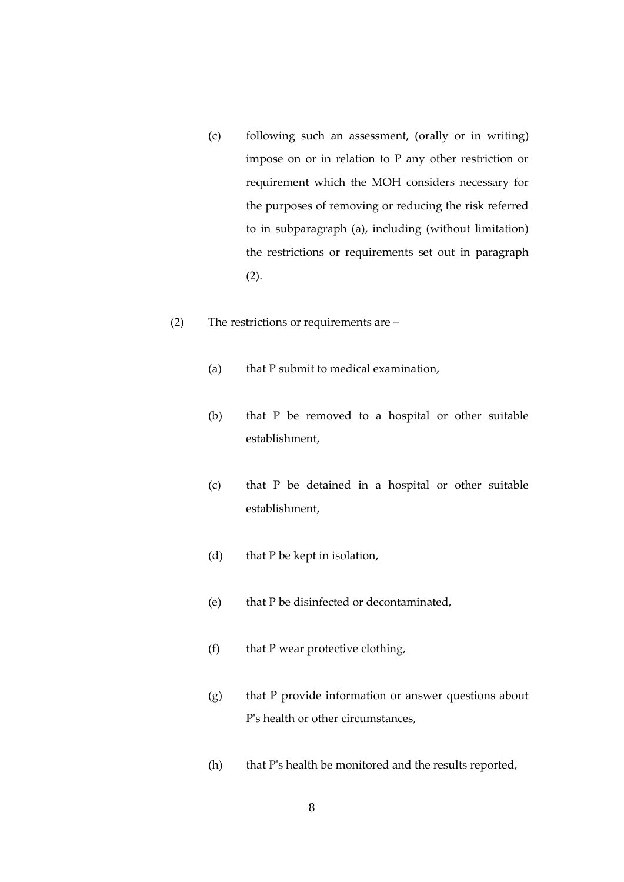(c) following such an assessment, (orally or in writing) impose on or in relation to P any other restriction or requirement which the MOH considers necessary for the purposes of removing or reducing the risk referred to in subparagraph (a), including (without limitation) the restrictions or requirements set out in paragraph (2).

(2) The restrictions or requirements are –

(a) that P submit to medical examination,

(b) that P be removed to a hospital or other suitable establishment,

(c) that P be detained in a hospital or other suitable establishment,

(d) that P be kept in isolation,

(e) that P be disinfected or decontaminated,

(f) that P wear protective clothing,

(g) that P provide information or answer questions about P's health or other circumstances,

(h) that P's health be monitored and the results reported,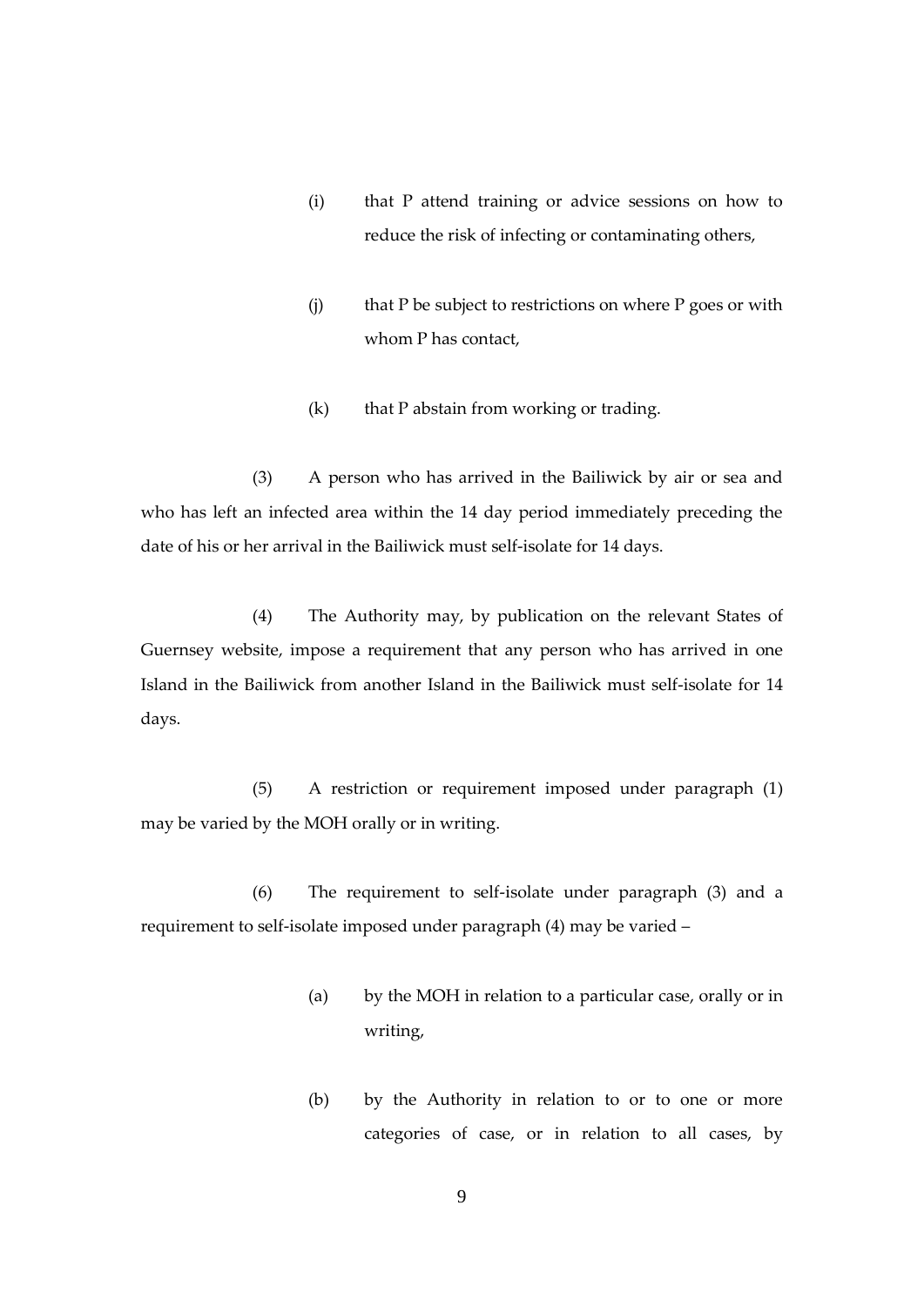(i) that P attend training or advice sessions on how to reduce the risk of infecting or contaminating others,

(j) that P be subject to restrictions on where P goes or with whom P has contact,

(k) that P abstain from working or trading.

(3) A person who has arrived in the Bailiwick by air or sea and who has left an infected area within the 14 day period immediately preceding the date of his or her arrival in the Bailiwick must self-isolate for 14 days.

(4) The Authority may, by publication on the relevant States of Guernsey website, impose a requirement that any person who has arrived in one Island in the Bailiwick from another Island in the Bailiwick must self-isolate for 14 days.

(5) A restriction or requirement imposed under paragraph (1) may be varied by the MOH orally or in writing.

(6) The requirement to self-isolate under paragraph (3) and a requirement to self-isolate imposed under paragraph (4) may be varied –

(a) by the MOH in relation to a particular case, orally or in writing,

(b) by the Authority in relation to or to one or more categories of case, or in relation to all cases, by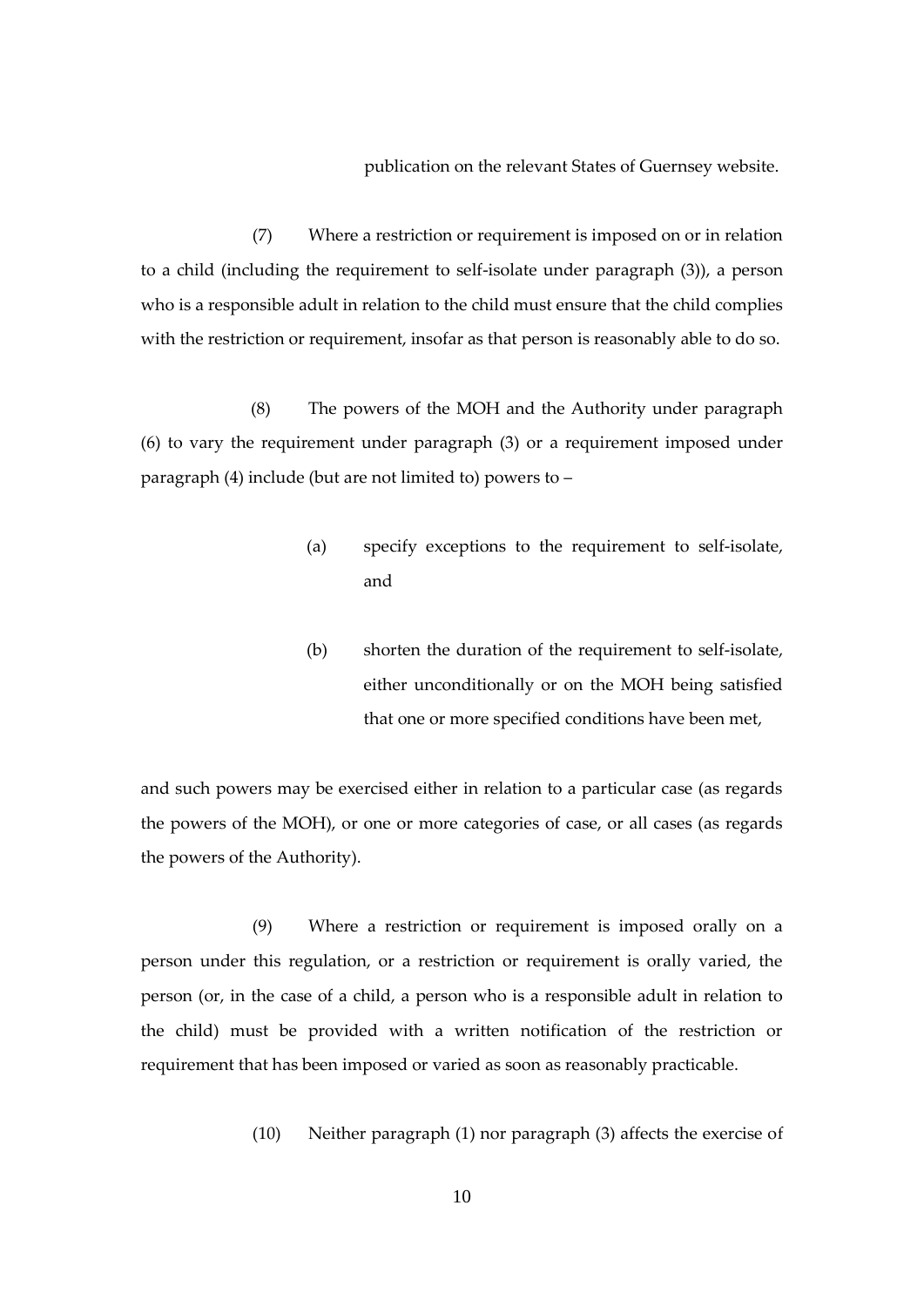publication on the relevant States of Guernsey website.

(7) Where a restriction or requirement is imposed on or in relation to a child (including the requirement to self-isolate under paragraph (3)), a person who is a responsible adult in relation to the child must ensure that the child complies with the restriction or requirement, insofar as that person is reasonably able to do so.

(8) The powers of the MOH and the Authority under paragraph (6) to vary the requirement under paragraph (3) or a requirement imposed under paragraph (4) include (but are not limited to) powers to –

(a) specify exceptions to the requirement to self-isolate, and

(b) shorten the duration of the requirement to self-isolate, either unconditionally or on the MOH being satisfied that one or more specified conditions have been met,

and such powers may be exercised either in relation to a particular case (as regards the powers of the MOH), or one or more categories of case, or all cases (as regards the powers of the Authority).

(9) Where a restriction or requirement is imposed orally on a person under this regulation, or a restriction or requirement is orally varied, the person (or, in the case of a child, a person who is a responsible adult in relation to the child) must be provided with a written notification of the restriction or requirement that has been imposed or varied as soon as reasonably practicable.

(10) Neither paragraph (1) nor paragraph (3) affects the exercise of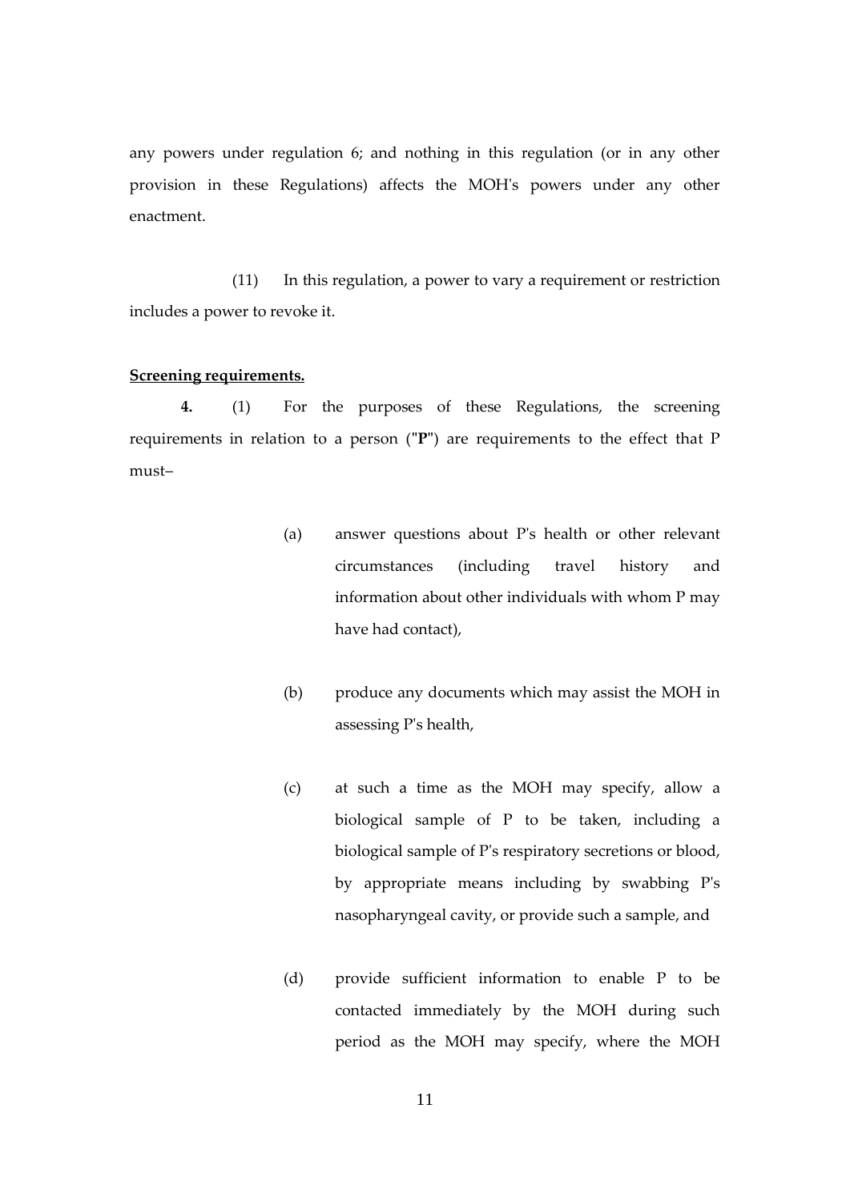any powers under regulation 6; and nothing in this regulation (or in any other provision in these Regulations) affects the MOH's powers under any other enactment.

(11) In this regulation, a power to vary a requirement or restriction includes a power to revoke it.

**Screening requirements.**

**4.** (1) For the purposes of these Regulations, the screening requirements in relation to a person ("**P**") are requirements to the effect that P must–

(a) answer questions about P's health or other relevant circumstances (including travel history and information about other individuals with whom P may have had contact),

(b) produce any documents which may assist the MOH in assessing P's health,

(c) at such a time as the MOH may specify, allow a biological sample of P to be taken, including a biological sample of P's respiratory secretions or blood, by appropriate means including by swabbing P's nasopharyngeal cavity, or provide such a sample, and

(d) provide sufficient information to enable P to be contacted immediately by the MOH during such period as the MOH may specify, where the MOH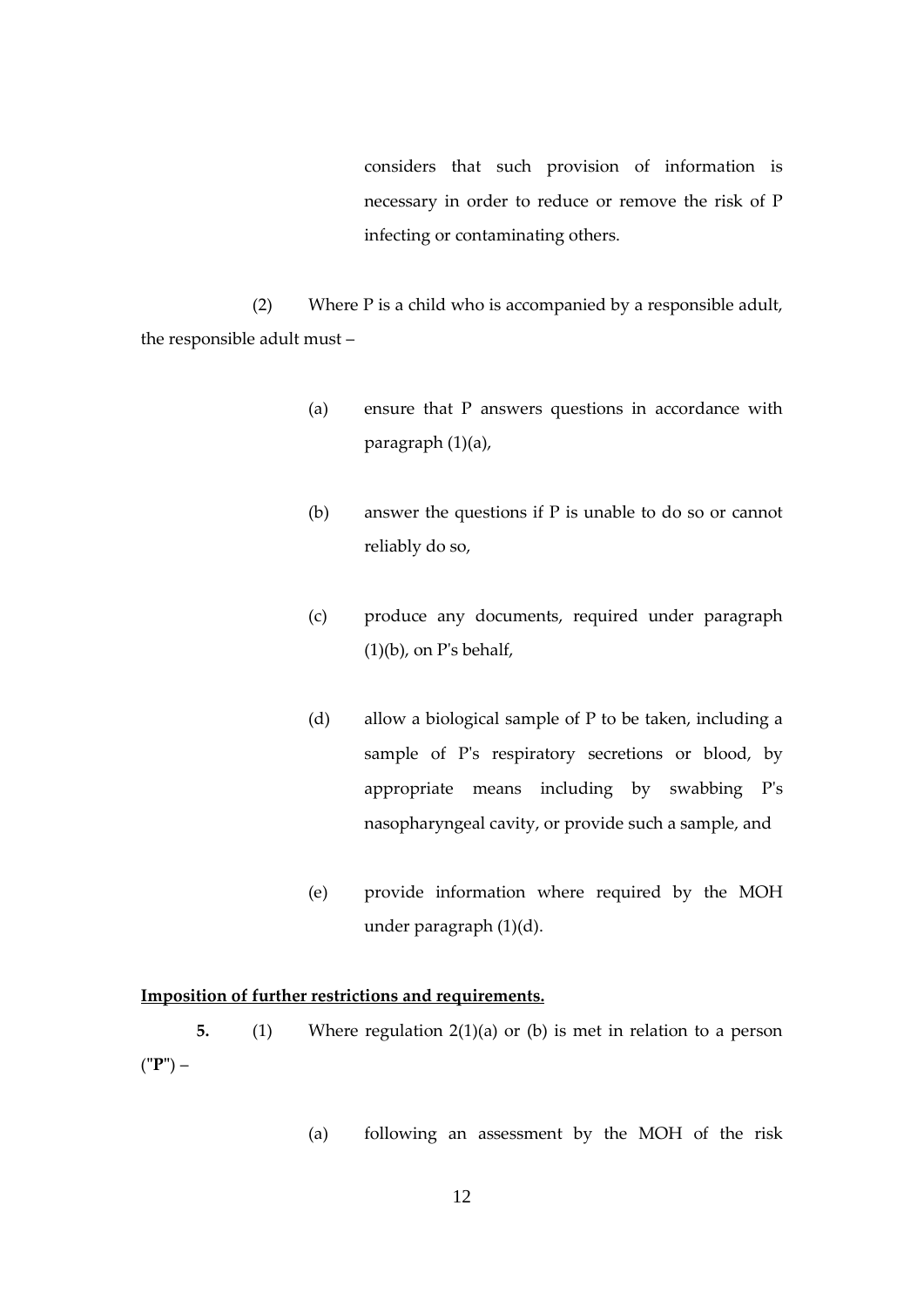considers that such provision of information is necessary in order to reduce or remove the risk of P infecting or contaminating others.

(2) Where P is a child who is accompanied by a responsible adult, the responsible adult must –

(a) ensure that P answers questions in accordance with paragraph (1)(a),

(b) answer the questions if P is unable to do so or cannot reliably do so,

(c) produce any documents, required under paragraph (1)(b), on P's behalf,

(d) allow a biological sample of P to be taken, including a sample of P's respiratory secretions or blood, by appropriate means including by swabbing P's nasopharyngeal cavity, or provide such a sample, and

(e) provide information where required by the MOH under paragraph (1)(d).

**Imposition of further restrictions and requirements.**

**5.** (1) Where regulation 2(1)(a) or (b) is met in relation to a person ("**P**") –

(a) following an assessment by the MOH of the risk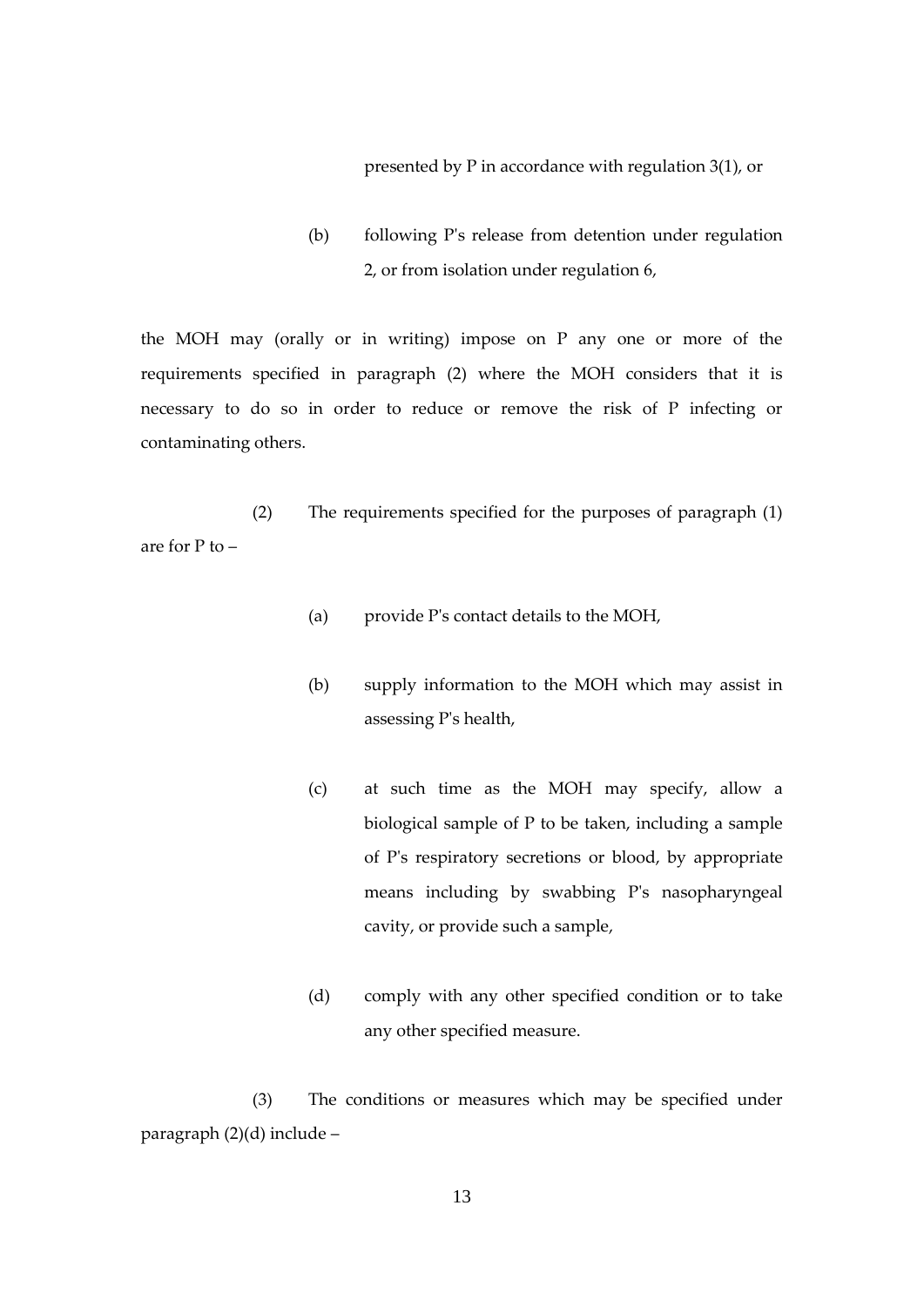presented by P in accordance with regulation 3(1), or

(b) following P's release from detention under regulation 2, or from isolation under regulation 6,

the MOH may (orally or in writing) impose on P any one or more of the requirements specified in paragraph (2) where the MOH considers that it is necessary to do so in order to reduce or remove the risk of P infecting or contaminating others.

(2) The requirements specified for the purposes of paragraph (1) are for P to –

(a) provide P's contact details to the MOH,

(b) supply information to the MOH which may assist in assessing P's health,

(c) at such time as the MOH may specify, allow a biological sample of P to be taken, including a sample of P's respiratory secretions or blood, by appropriate means including by swabbing P's nasopharyngeal cavity, or provide such a sample,

(d) comply with any other specified condition or to take any other specified measure.

(3) The conditions or measures which may be specified under paragraph (2)(d) include –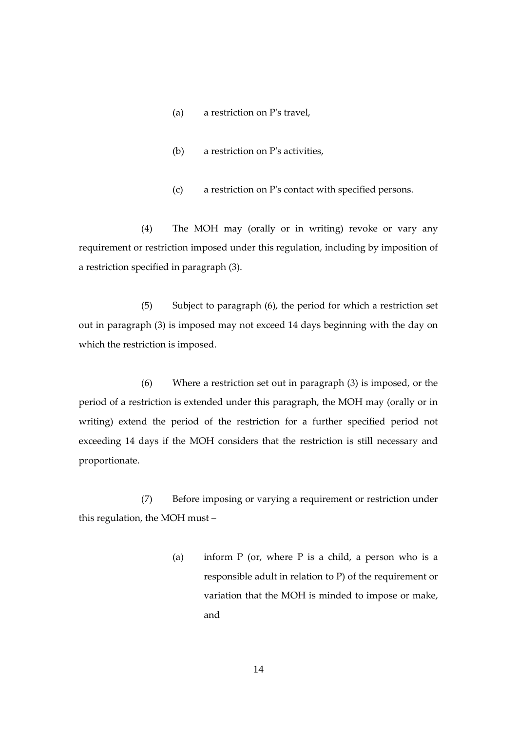(a) a restriction on P's travel,

(b) a restriction on P's activities,

(c) a restriction on P's contact with specified persons.

(4) The MOH may (orally or in writing) revoke or vary any requirement or restriction imposed under this regulation, including by imposition of a restriction specified in paragraph (3).

(5) Subject to paragraph (6), the period for which a restriction set out in paragraph (3) is imposed may not exceed 14 days beginning with the day on which the restriction is imposed.

(6) Where a restriction set out in paragraph (3) is imposed, or the period of a restriction is extended under this paragraph, the MOH may (orally or in writing) extend the period of the restriction for a further specified period not exceeding 14 days if the MOH considers that the restriction is still necessary and proportionate.

(7) Before imposing or varying a requirement or restriction under this regulation, the MOH must –

(a) inform P (or, where P is a child, a person who is a responsible adult in relation to P) of the requirement or variation that the MOH is minded to impose or make, and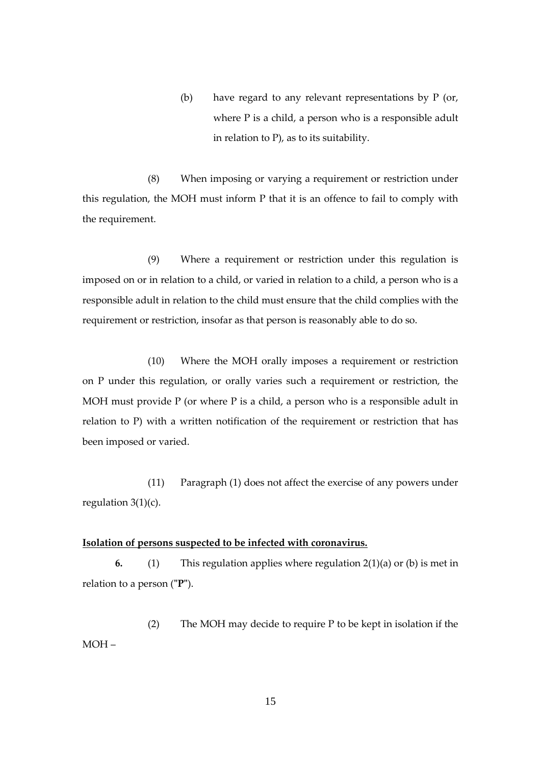(b) have regard to any relevant representations by P (or, where P is a child, a person who is a responsible adult in relation to P), as to its suitability.

(8) When imposing or varying a requirement or restriction under this regulation, the MOH must inform P that it is an offence to fail to comply with the requirement.

(9) Where a requirement or restriction under this regulation is imposed on or in relation to a child, or varied in relation to a child, a person who is a responsible adult in relation to the child must ensure that the child complies with the requirement or restriction, insofar as that person is reasonably able to do so.

(10) Where the MOH orally imposes a requirement or restriction on P under this regulation, or orally varies such a requirement or restriction, the MOH must provide P (or where P is a child, a person who is a responsible adult in relation to P) with a written notification of the requirement or restriction that has been imposed or varied.

(11) Paragraph (1) does not affect the exercise of any powers under regulation 3(1)(c).

**Isolation of persons suspected to be infected with coronavirus.**

**6.** (1) This regulation applies where regulation 2(1)(a) or (b) is met in relation to a person ("**P**").

(2) The MOH may decide to require P to be kept in isolation if the MOH –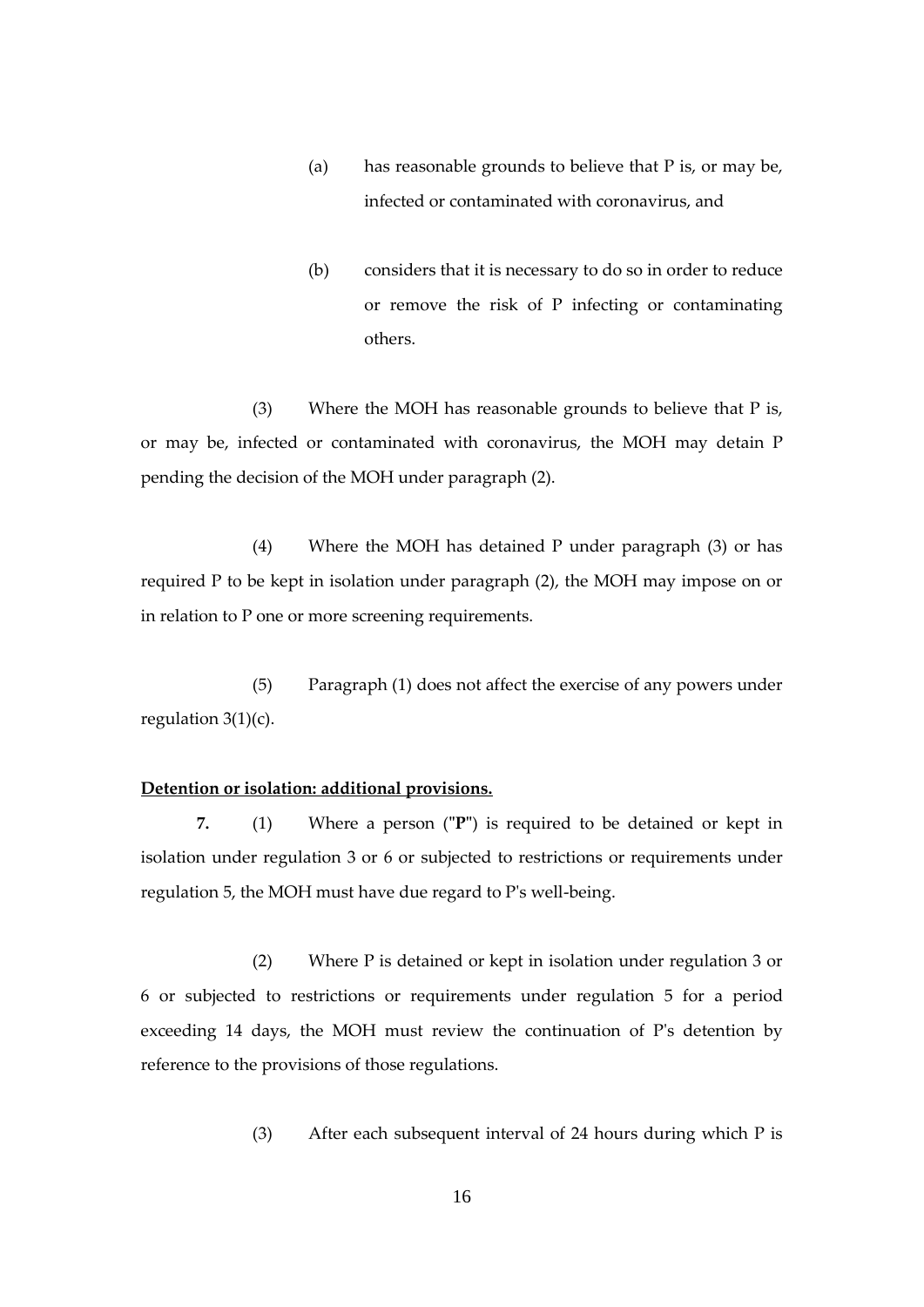(a) has reasonable grounds to believe that P is, or may be, infected or contaminated with coronavirus, and

(b) considers that it is necessary to do so in order to reduce or remove the risk of P infecting or contaminating others.

(3) Where the MOH has reasonable grounds to believe that P is, or may be, infected or contaminated with coronavirus, the MOH may detain P pending the decision of the MOH under paragraph (2).

(4) Where the MOH has detained P under paragraph (3) or has required P to be kept in isolation under paragraph (2), the MOH may impose on or in relation to P one or more screening requirements.

(5) Paragraph (1) does not affect the exercise of any powers under regulation 3(1)(c).

**Detention or isolation: additional provisions.**

**7.** (1) Where a person ("**P**") is required to be detained or kept in isolation under regulation 3 or 6 or subjected to restrictions or requirements under regulation 5, the MOH must have due regard to P's well-being.

(2) Where P is detained or kept in isolation under regulation 3 or 6 or subjected to restrictions or requirements under regulation 5 for a period exceeding 14 days, the MOH must review the continuation of P's detention by reference to the provisions of those regulations.

(3) After each subsequent interval of 24 hours during which P is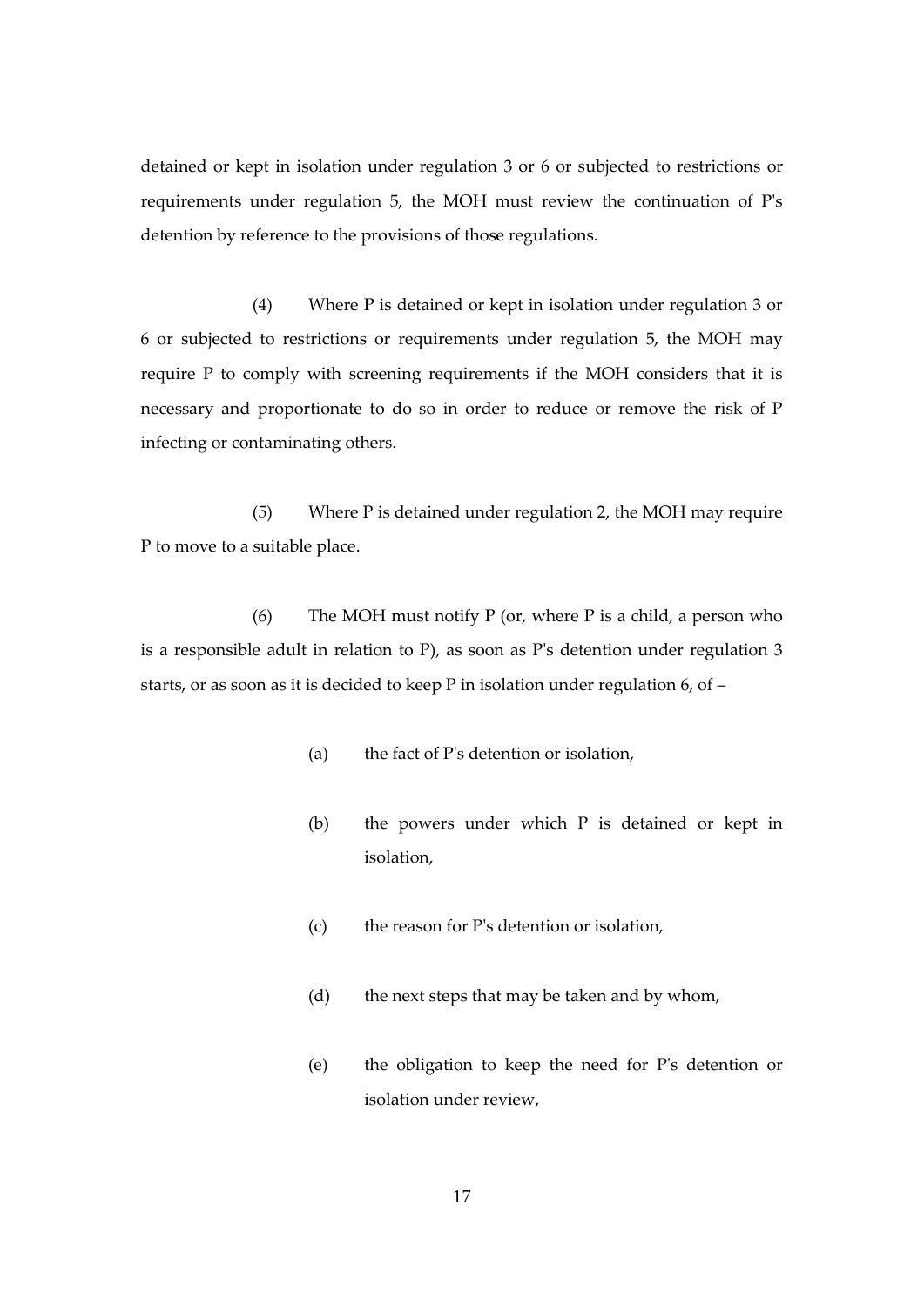detained or kept in isolation under regulation 3 or 6 or subjected to restrictions or requirements under regulation 5, the MOH must review the continuation of P's detention by reference to the provisions of those regulations.

(4) Where P is detained or kept in isolation under regulation 3 or 6 or subjected to restrictions or requirements under regulation 5, the MOH may require P to comply with screening requirements if the MOH considers that it is necessary and proportionate to do so in order to reduce or remove the risk of P infecting or contaminating others.

(5) Where P is detained under regulation 2, the MOH may require P to move to a suitable place.

(6) The MOH must notify P (or, where P is a child, a person who is a responsible adult in relation to P), as soon as P's detention under regulation 3 starts, or as soon as it is decided to keep P in isolation under regulation 6, of –

(a) the fact of P's detention or isolation,

(b) the powers under which P is detained or kept in isolation,

(c) the reason for P's detention or isolation,

(d) the next steps that may be taken and by whom,

(e) the obligation to keep the need for P's detention or isolation under review,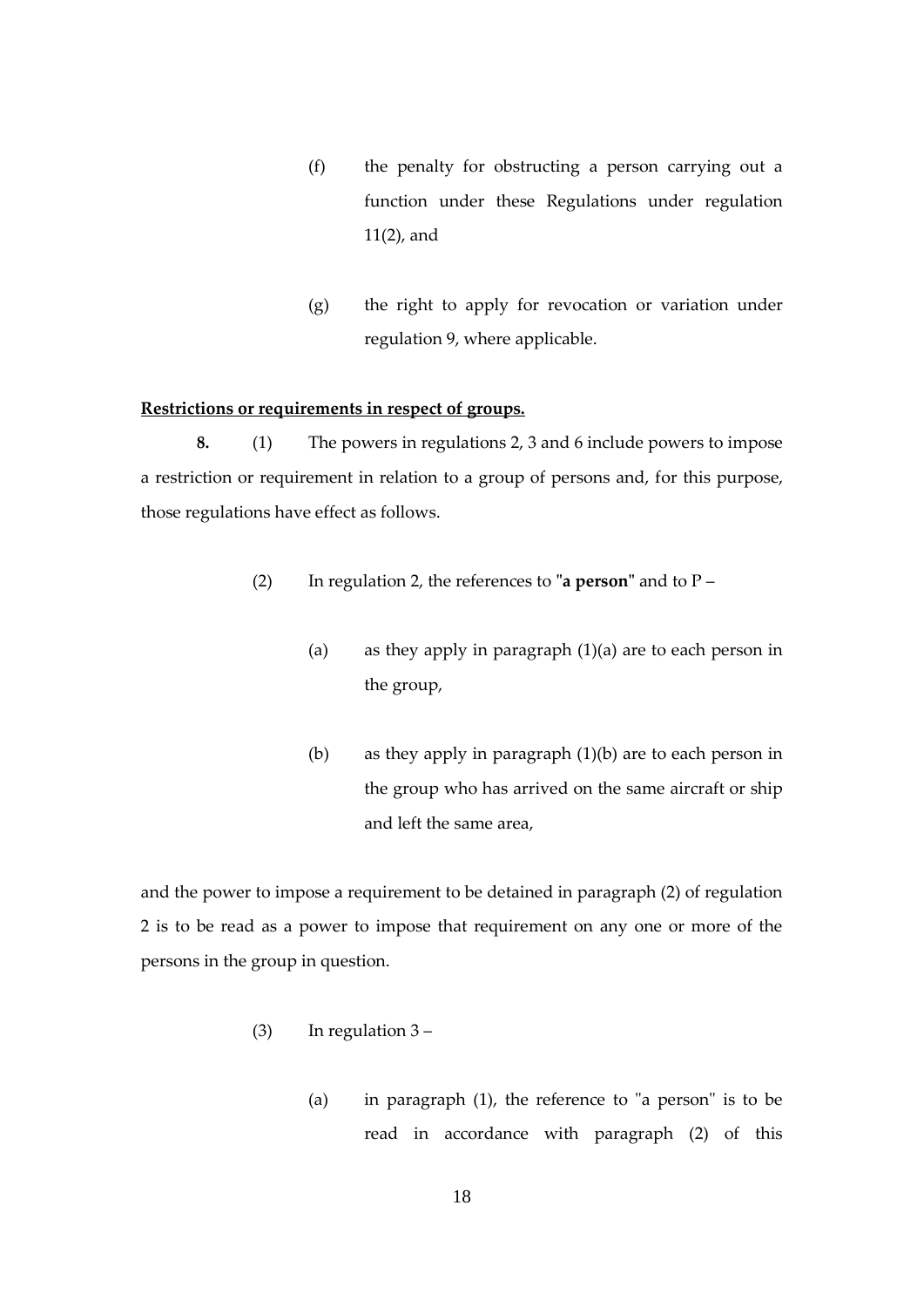(f) the penalty for obstructing a person carrying out a function under these Regulations under regulation 11(2), and

(g) the right to apply for revocation or variation under regulation 9, where applicable.

**Restrictions or requirements in respect of groups.**

**8.** (1) The powers in regulations 2, 3 and 6 include powers to impose a restriction or requirement in relation to a group of persons and, for this purpose, those regulations have effect as follows.

(2) In regulation 2, the references to "**a person**" and to P –

(a) as they apply in paragraph (1)(a) are to each person in the group,

(b) as they apply in paragraph (1)(b) are to each person in the group who has arrived on the same aircraft or ship and left the same area,

and the power to impose a requirement to be detained in paragraph (2) of regulation 2 is to be read as a power to impose that requirement on any one or more of the persons in the group in question.

(3) In regulation 3 –

(a) in paragraph (1), the reference to "a person" is to be read in accordance with paragraph (2) of this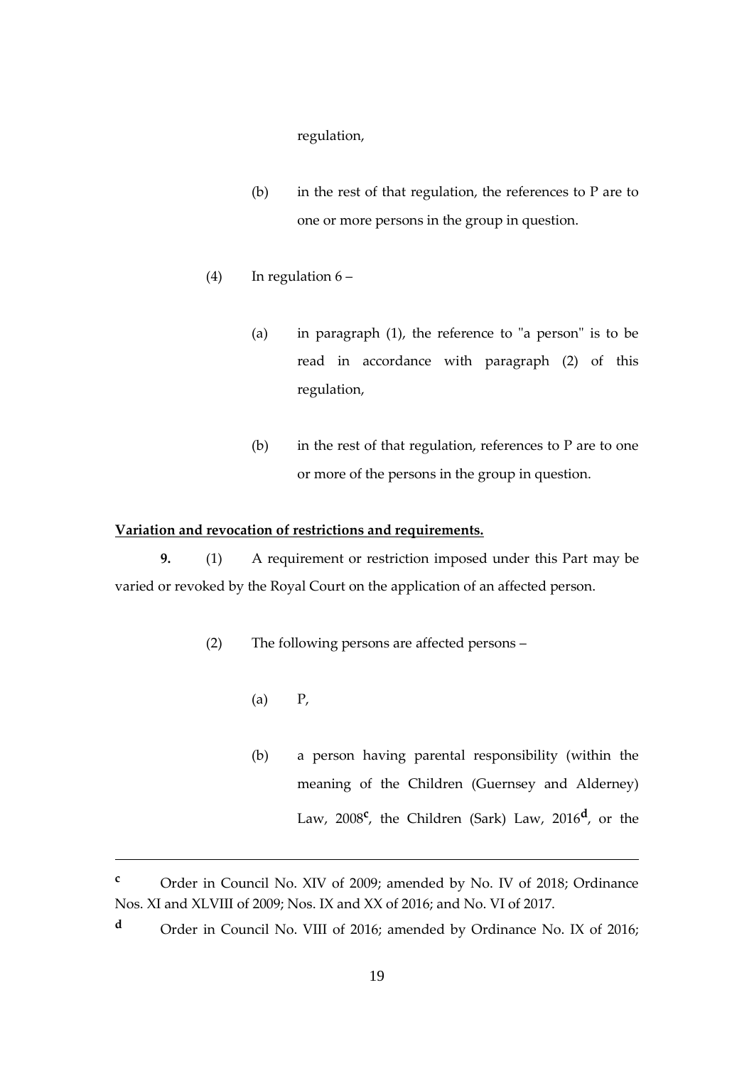regulation,

(b) in the rest of that regulation, the references to P are to one or more persons in the group in question.

(4) In regulation 6 –

(a) in paragraph (1), the reference to "a person" is to be read in accordance with paragraph (2) of this regulation,

(b) in the rest of that regulation, references to P are to one or more of the persons in the group in question.

**Variation and revocation of restrictions and requirements.**

**9.** (1) A requirement or restriction imposed under this Part may be varied or revoked by the Royal Court on the application of an affected person.

(2) The following persons are affected persons –

(a) P,

(b) a person having parental responsibility (within the meaning of the Children (Guernsey and Alderney) Law, 2008[c], the Children (Sark) Law, 2016[d], or the

---

[c] Order in Council No. XIV of 2009; amended by No. IV of 2018; Ordinance Nos. XI and XLVIII of 2009; Nos. IX and XX of 2016; and No. VI of 2017.

[d] Order in Council No. VIII of 2016; amended by Ordinance No. IX of 2016;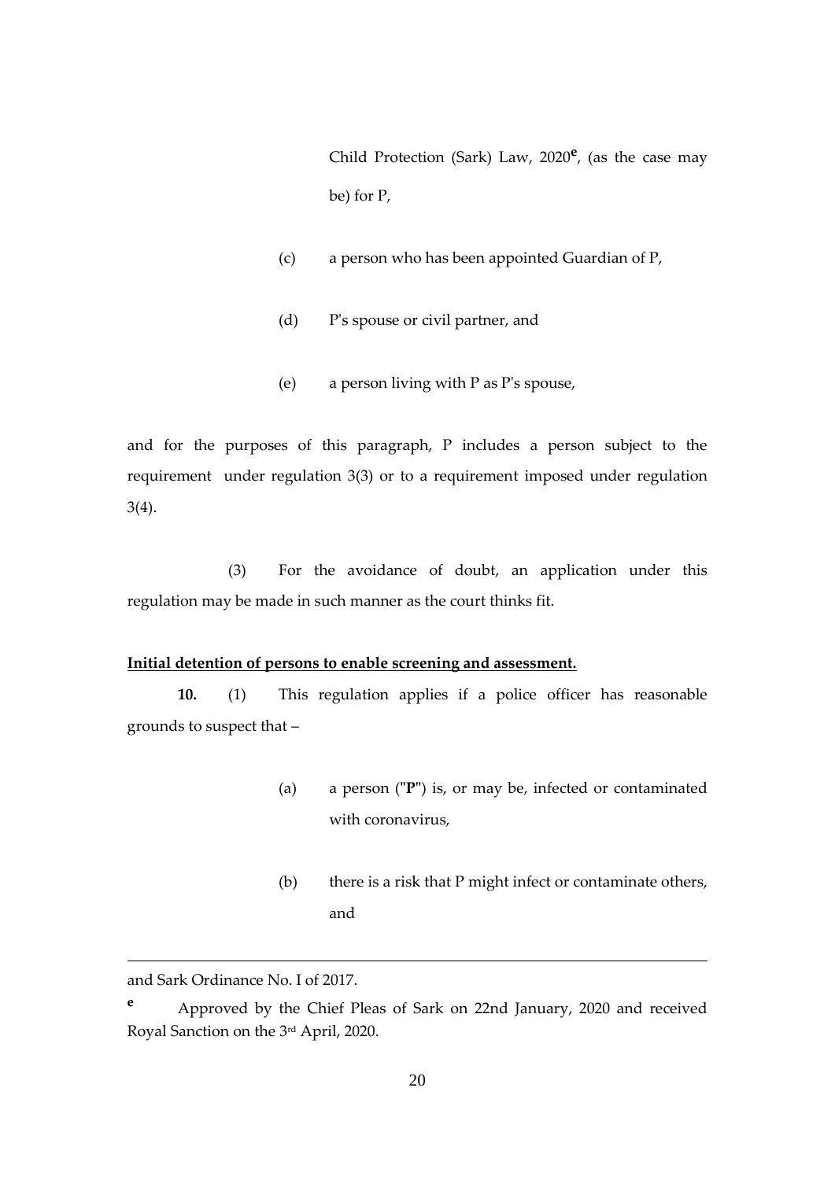Child Protection (Sark) Law, 2020[e], (as the case may be) for P,

(c) a person who has been appointed Guardian of P,

(d) P's spouse or civil partner, and

(e) a person living with P as P's spouse,

and for the purposes of this paragraph, P includes a person subject to the requirement under regulation 3(3) or to a requirement imposed under regulation 3(4).

(3) For the avoidance of doubt, an application under this regulation may be made in such manner as the court thinks fit.

**Initial detention of persons to enable screening and assessment.**

**10.** (1) This regulation applies if a police officer has reasonable grounds to suspect that –

(a) a person ("**P**") is, or may be, infected or contaminated with coronavirus,

(b) there is a risk that P might infect or contaminate others, and

---

and Sark Ordinance No. I of 2017.

[e] Approved by the Chief Pleas of Sark on 22nd January, 2020 and received Royal Sanction on the 3rd April, 2020.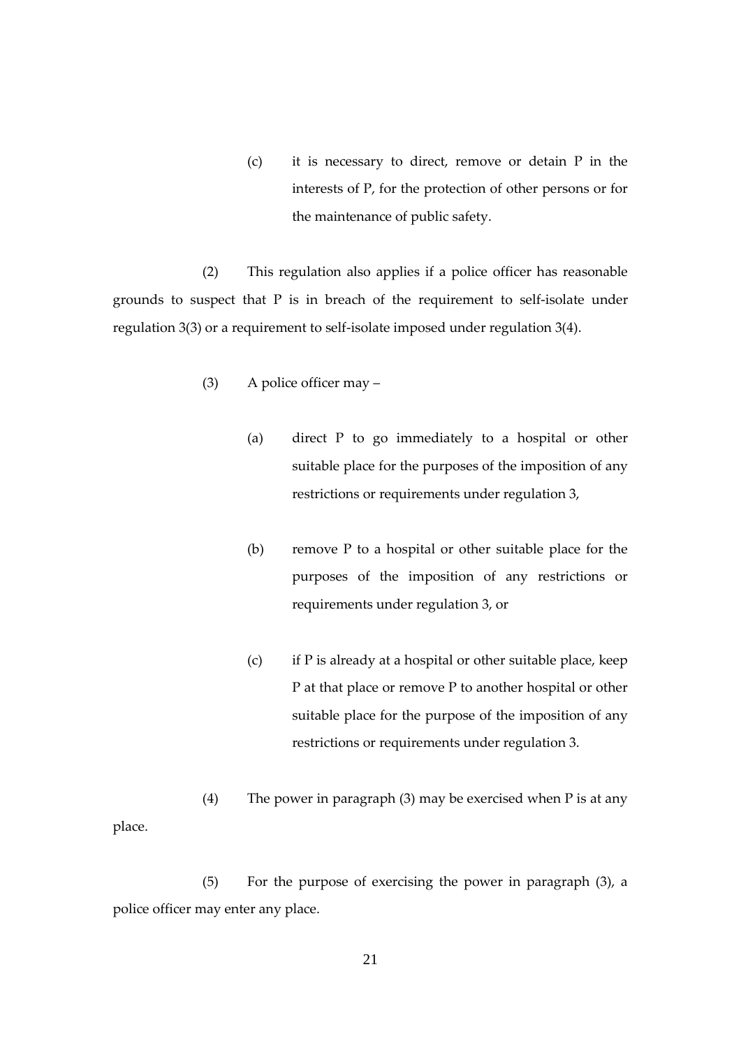(c) it is necessary to direct, remove or detain P in the interests of P, for the protection of other persons or for the maintenance of public safety.

(2) This regulation also applies if a police officer has reasonable grounds to suspect that P is in breach of the requirement to self-isolate under regulation 3(3) or a requirement to self-isolate imposed under regulation 3(4).

(3) A police officer may –

(a) direct P to go immediately to a hospital or other suitable place for the purposes of the imposition of any restrictions or requirements under regulation 3,

(b) remove P to a hospital or other suitable place for the purposes of the imposition of any restrictions or requirements under regulation 3, or

(c) if P is already at a hospital or other suitable place, keep P at that place or remove P to another hospital or other suitable place for the purpose of the imposition of any restrictions or requirements under regulation 3.

(4) The power in paragraph (3) may be exercised when P is at any place.

(5) For the purpose of exercising the power in paragraph (3), a police officer may enter any place.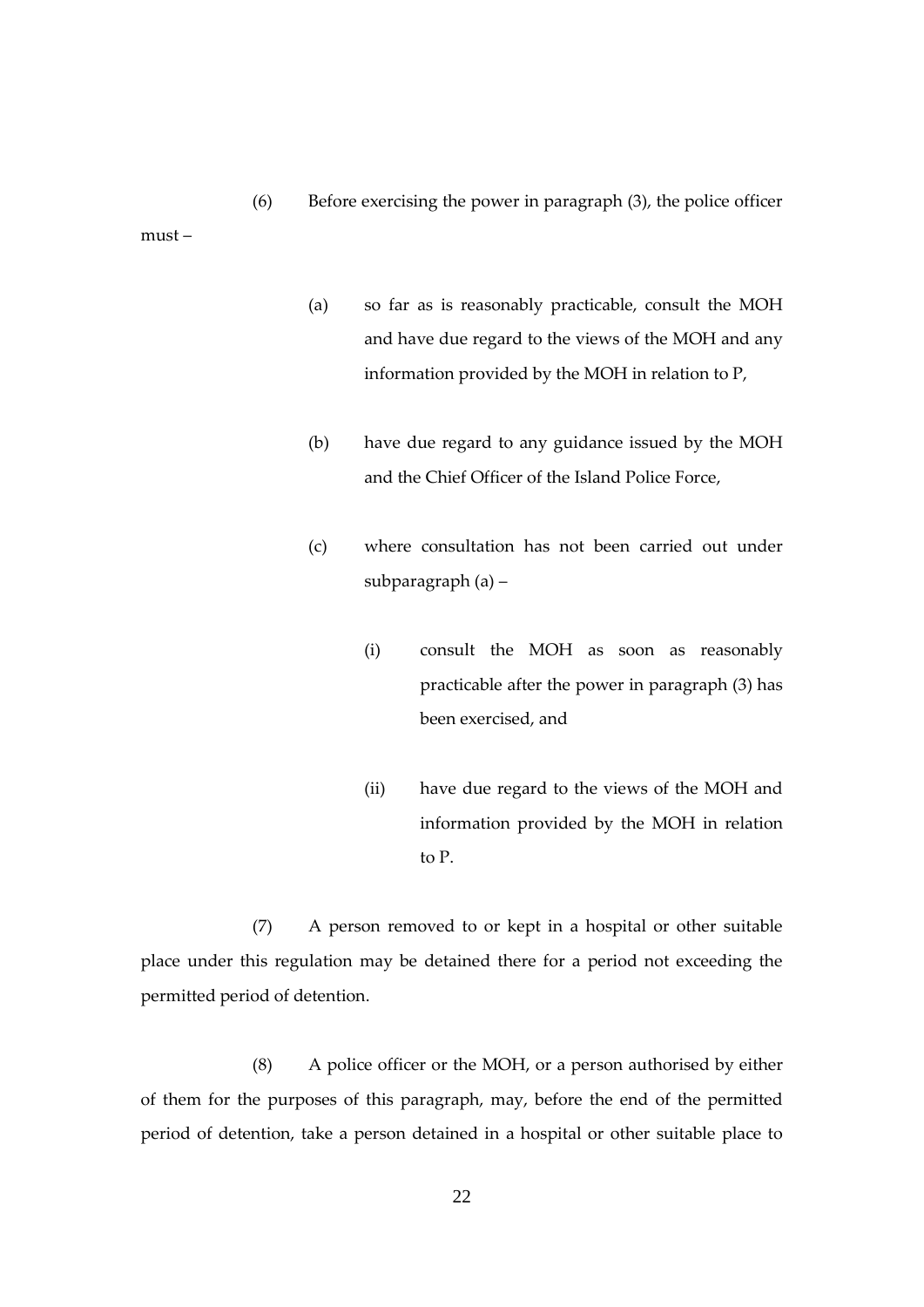(6) Before exercising the power in paragraph (3), the police officer must –

(a) so far as is reasonably practicable, consult the MOH and have due regard to the views of the MOH and any information provided by the MOH in relation to P,

(b) have due regard to any guidance issued by the MOH and the Chief Officer of the Island Police Force,

(c) where consultation has not been carried out under subparagraph (a) –

(i) consult the MOH as soon as reasonably practicable after the power in paragraph (3) has been exercised, and

(ii) have due regard to the views of the MOH and information provided by the MOH in relation to P.

(7) A person removed to or kept in a hospital or other suitable place under this regulation may be detained there for a period not exceeding the permitted period of detention.

(8) A police officer or the MOH, or a person authorised by either of them for the purposes of this paragraph, may, before the end of the permitted period of detention, take a person detained in a hospital or other suitable place to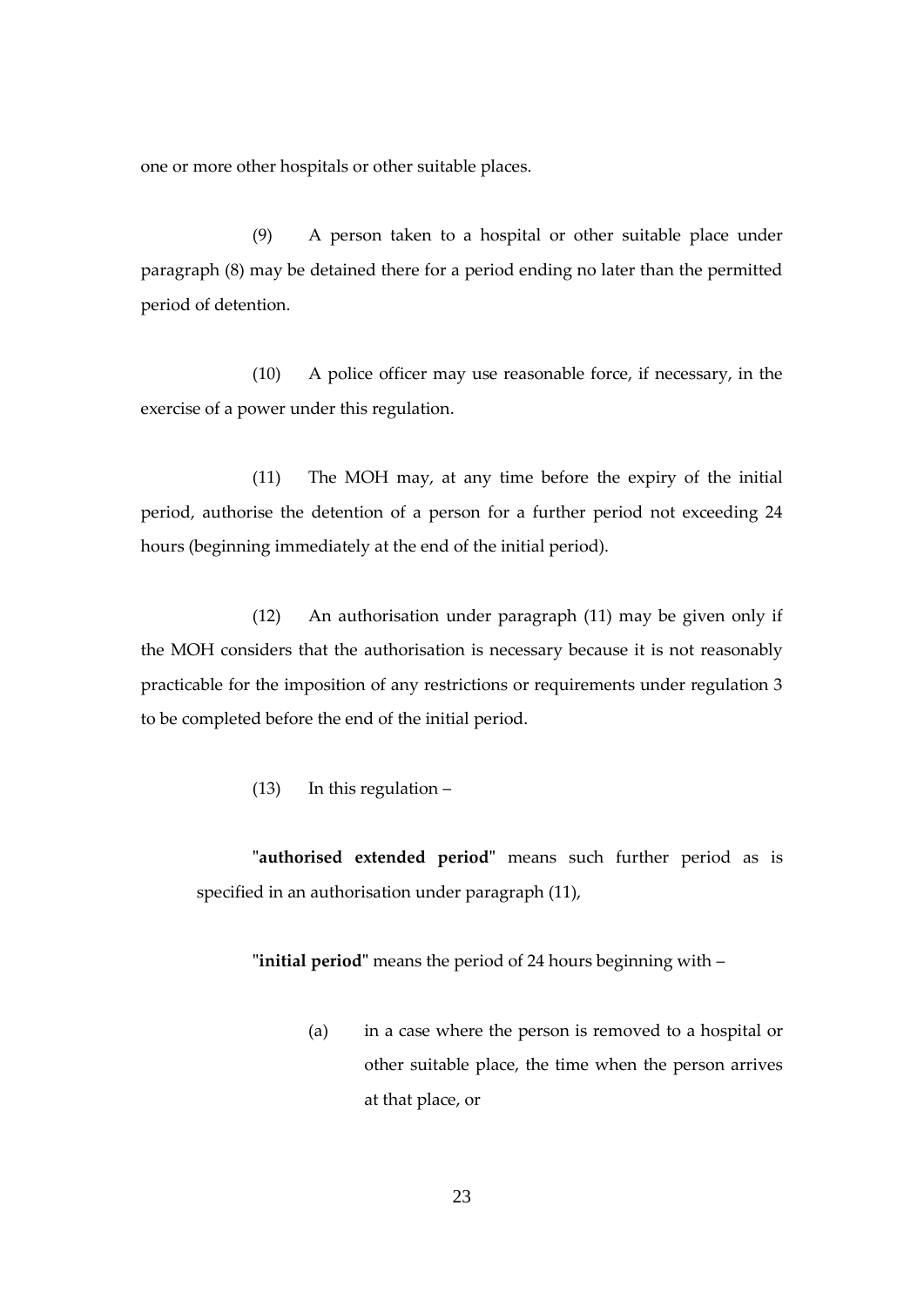one or more other hospitals or other suitable places.

(9) A person taken to a hospital or other suitable place under paragraph (8) may be detained there for a period ending no later than the permitted period of detention.

(10) A police officer may use reasonable force, if necessary, in the exercise of a power under this regulation.

(11) The MOH may, at any time before the expiry of the initial period, authorise the detention of a person for a further period not exceeding 24 hours (beginning immediately at the end of the initial period).

(12) An authorisation under paragraph (11) may be given only if the MOH considers that the authorisation is necessary because it is not reasonably practicable for the imposition of any restrictions or requirements under regulation 3 to be completed before the end of the initial period.

(13) In this regulation –

"**authorised extended period**" means such further period as is specified in an authorisation under paragraph (11),

"**initial period**" means the period of 24 hours beginning with –

(a) in a case where the person is removed to a hospital or other suitable place, the time when the person arrives at that place, or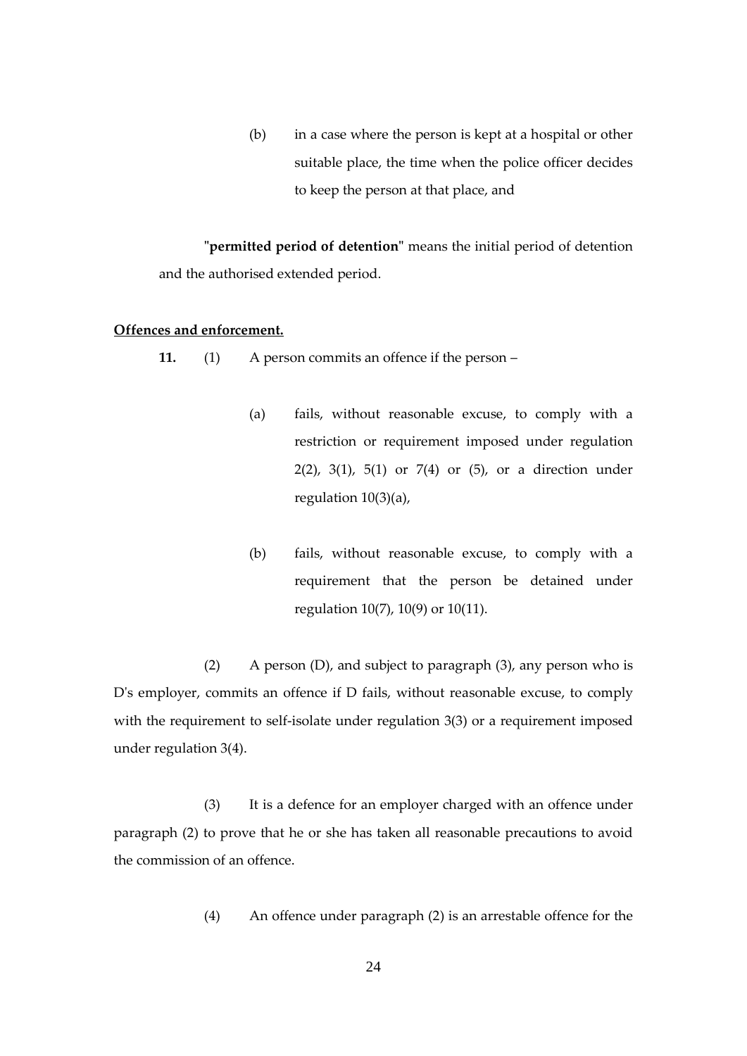(b) in a case where the person is kept at a hospital or other suitable place, the time when the police officer decides to keep the person at that place, and

"**permitted period of detention**" means the initial period of detention and the authorised extended period.

**Offences and enforcement.**

**11.** (1) A person commits an offence if the person –

(a) fails, without reasonable excuse, to comply with a restriction or requirement imposed under regulation 2(2), 3(1), 5(1) or 7(4) or (5), or a direction under regulation 10(3)(a),

(b) fails, without reasonable excuse, to comply with a requirement that the person be detained under regulation 10(7), 10(9) or 10(11).

(2) A person (D), and subject to paragraph (3), any person who is D's employer, commits an offence if D fails, without reasonable excuse, to comply with the requirement to self-isolate under regulation 3(3) or a requirement imposed under regulation 3(4).

(3) It is a defence for an employer charged with an offence under paragraph (2) to prove that he or she has taken all reasonable precautions to avoid the commission of an offence.

(4) An offence under paragraph (2) is an arrestable offence for the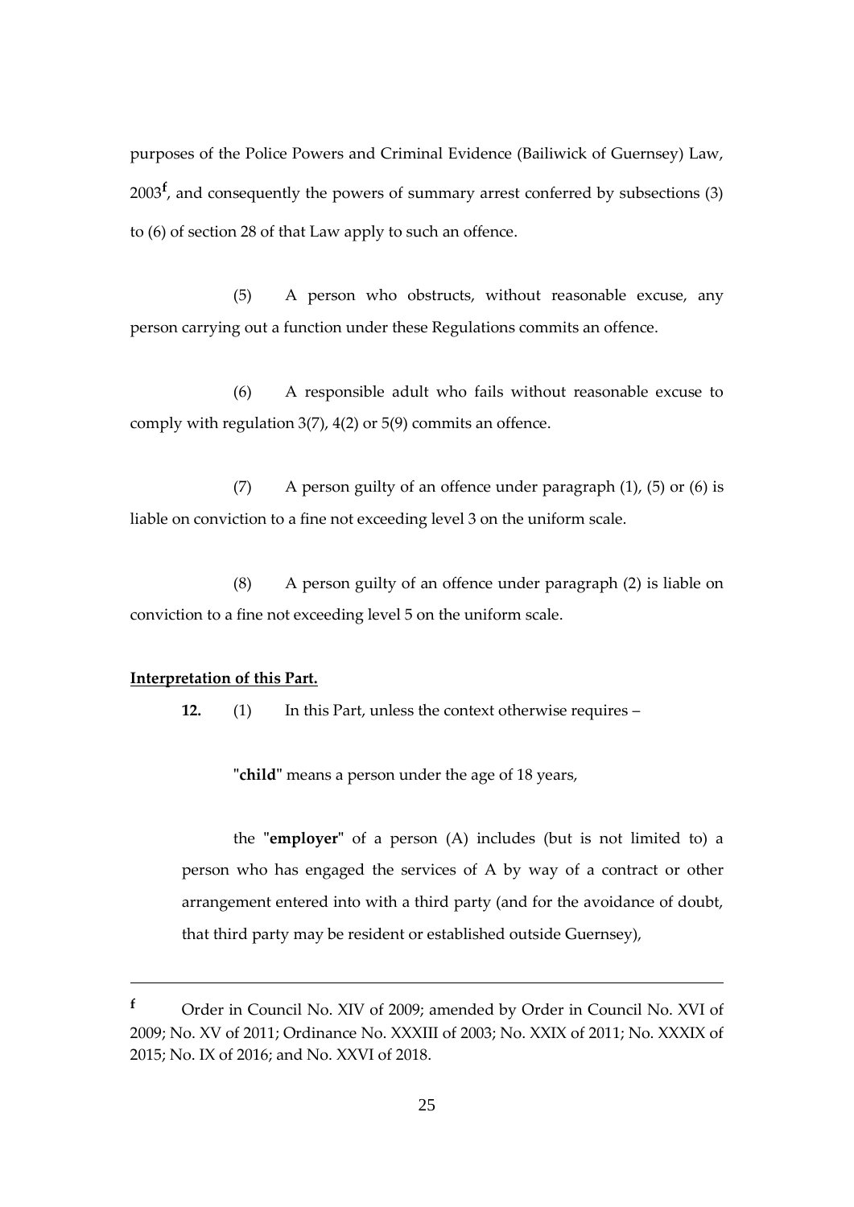purposes of the Police Powers and Criminal Evidence (Bailiwick of Guernsey) Law, 2003[f], and consequently the powers of summary arrest conferred by subsections (3) to (6) of section 28 of that Law apply to such an offence.

(5) A person who obstructs, without reasonable excuse, any person carrying out a function under these Regulations commits an offence.

(6) A responsible adult who fails without reasonable excuse to comply with regulation 3(7), 4(2) or 5(9) commits an offence.

(7) A person guilty of an offence under paragraph (1), (5) or (6) is liable on conviction to a fine not exceeding level 3 on the uniform scale.

(8) A person guilty of an offence under paragraph (2) is liable on conviction to a fine not exceeding level 5 on the uniform scale.

__Interpretation of this Part.__

**12.** (1) In this Part, unless the context otherwise requires –

"**child**" means a person under the age of 18 years,

the "**employer**" of a person (A) includes (but is not limited to) a person who has engaged the services of A by way of a contract or other arrangement entered into with a third party (and for the avoidance of doubt, that third party may be resident or established outside Guernsey),

---

[f] Order in Council No. XIV of 2009; amended by Order in Council No. XVI of 2009; No. XV of 2011; Ordinance No. XXXIII of 2003; No. XXIX of 2011; No. XXXIX of 2015; No. IX of 2016; and No. XXVI of 2018.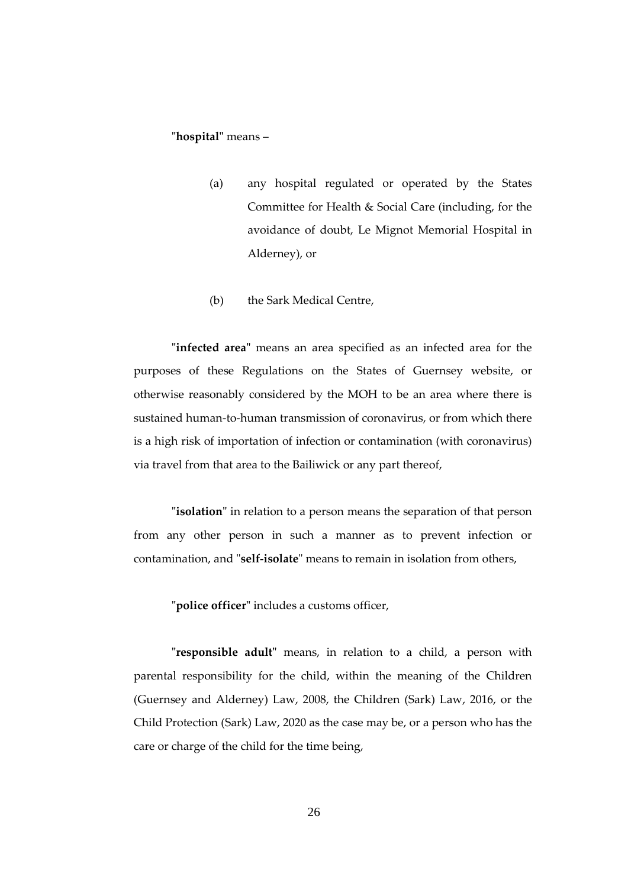"**hospital**" means –

(a) any hospital regulated or operated by the States Committee for Health & Social Care (including, for the avoidance of doubt, Le Mignot Memorial Hospital in Alderney), or

(b) the Sark Medical Centre,

"**infected area**" means an area specified as an infected area for the purposes of these Regulations on the States of Guernsey website, or otherwise reasonably considered by the MOH to be an area where there is sustained human-to-human transmission of coronavirus, or from which there is a high risk of importation of infection or contamination (with coronavirus) via travel from that area to the Bailiwick or any part thereof,

"**isolation**" in relation to a person means the separation of that person from any other person in such a manner as to prevent infection or contamination, and "**self-isolate**" means to remain in isolation from others,

"**police officer**" includes a customs officer,

"**responsible adult**" means, in relation to a child, a person with parental responsibility for the child, within the meaning of the Children (Guernsey and Alderney) Law, 2008, the Children (Sark) Law, 2016, or the Child Protection (Sark) Law, 2020 as the case may be, or a person who has the care or charge of the child for the time being,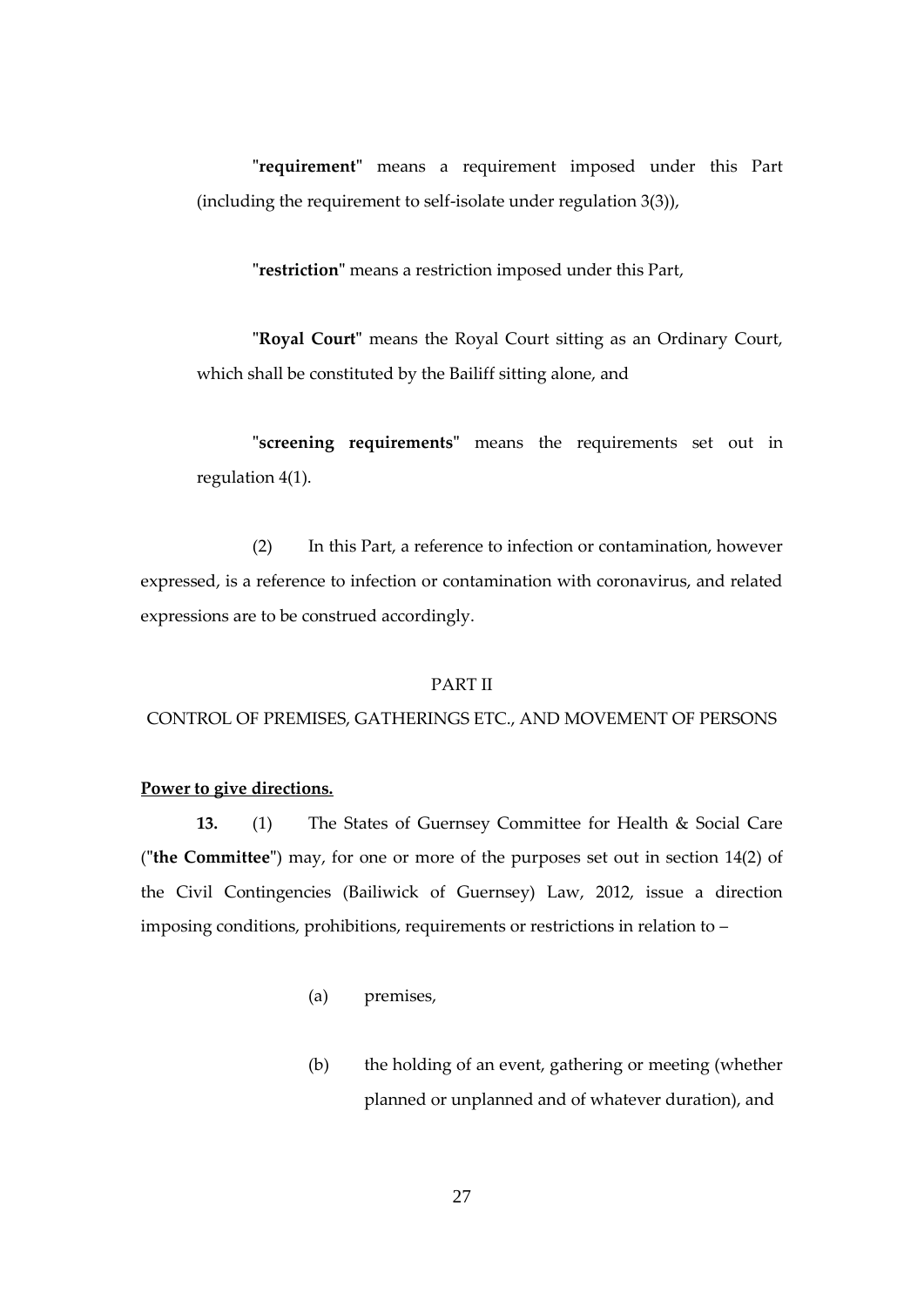"**requirement**" means a requirement imposed under this Part (including the requirement to self-isolate under regulation 3(3)),

"**restriction**" means a restriction imposed under this Part,

"**Royal Court**" means the Royal Court sitting as an Ordinary Court, which shall be constituted by the Bailiff sitting alone, and

"**screening requirements**" means the requirements set out in regulation 4(1).

(2) In this Part, a reference to infection or contamination, however expressed, is a reference to infection or contamination with coronavirus, and related expressions are to be construed accordingly.

## PART II

## CONTROL OF PREMISES, GATHERINGS ETC., AND MOVEMENT OF PERSONS

**Power to give directions.**

**13.** (1) The States of Guernsey Committee for Health & Social Care ("**the Committee**") may, for one or more of the purposes set out in section 14(2) of the Civil Contingencies (Bailiwick of Guernsey) Law, 2012, issue a direction imposing conditions, prohibitions, requirements or restrictions in relation to –

(a) premises,

(b) the holding of an event, gathering or meeting (whether planned or unplanned and of whatever duration), and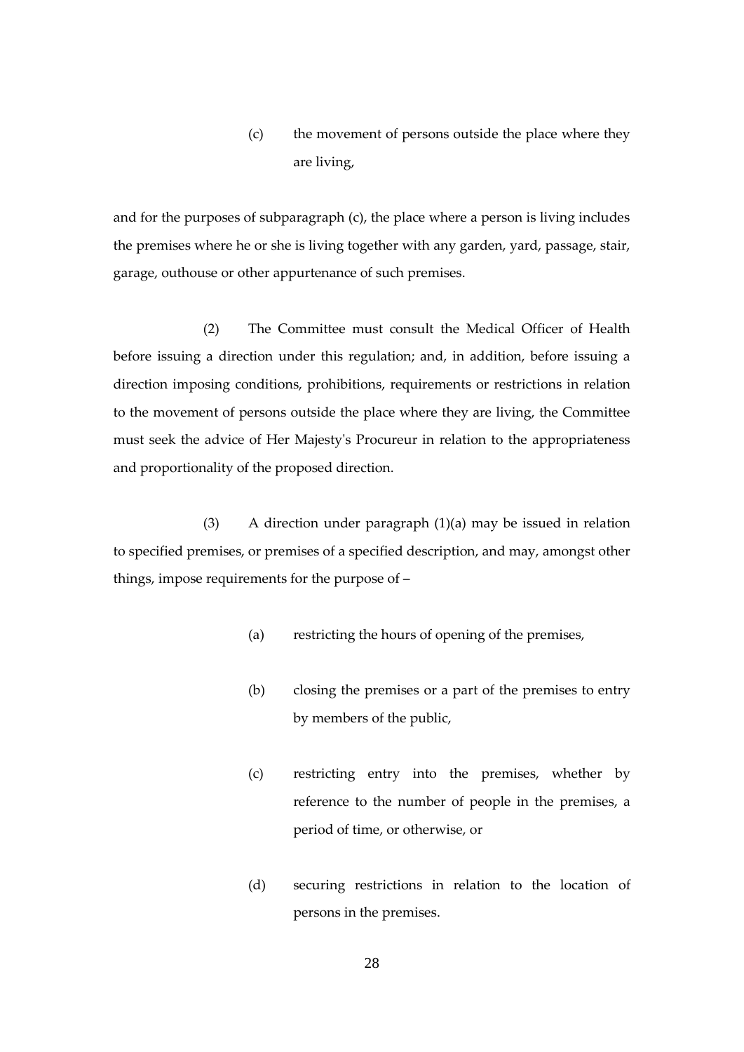(c) the movement of persons outside the place where they are living,

and for the purposes of subparagraph (c), the place where a person is living includes the premises where he or she is living together with any garden, yard, passage, stair, garage, outhouse or other appurtenance of such premises.

(2) The Committee must consult the Medical Officer of Health before issuing a direction under this regulation; and, in addition, before issuing a direction imposing conditions, prohibitions, requirements or restrictions in relation to the movement of persons outside the place where they are living, the Committee must seek the advice of Her Majesty's Procureur in relation to the appropriateness and proportionality of the proposed direction.

(3) A direction under paragraph (1)(a) may be issued in relation to specified premises, or premises of a specified description, and may, amongst other things, impose requirements for the purpose of –

(a) restricting the hours of opening of the premises,

(b) closing the premises or a part of the premises to entry by members of the public,

(c) restricting entry into the premises, whether by reference to the number of people in the premises, a period of time, or otherwise, or

(d) securing restrictions in relation to the location of persons in the premises.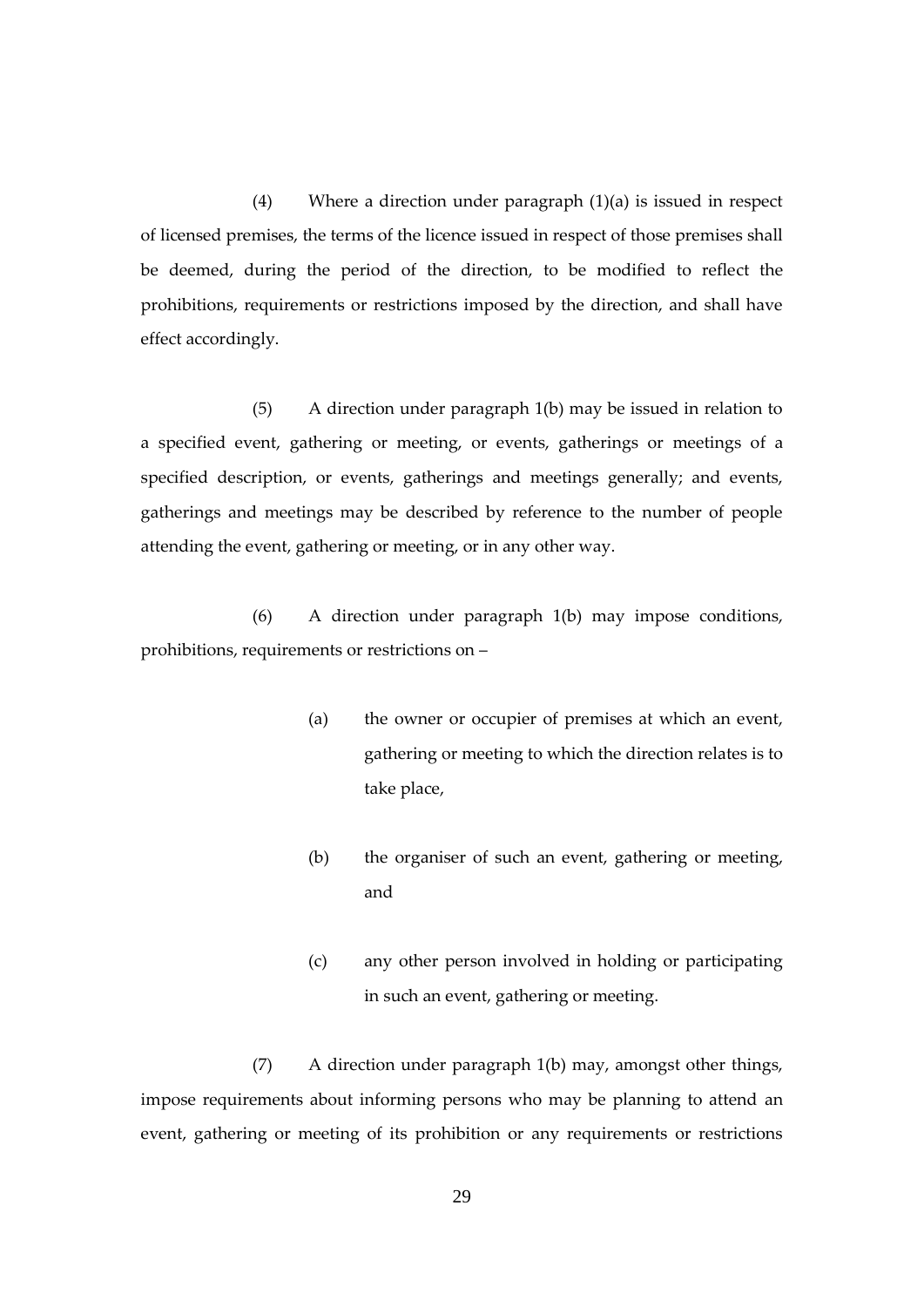(4) Where a direction under paragraph (1)(a) is issued in respect of licensed premises, the terms of the licence issued in respect of those premises shall be deemed, during the period of the direction, to be modified to reflect the prohibitions, requirements or restrictions imposed by the direction, and shall have effect accordingly.

(5) A direction under paragraph 1(b) may be issued in relation to a specified event, gathering or meeting, or events, gatherings or meetings of a specified description, or events, gatherings and meetings generally; and events, gatherings and meetings may be described by reference to the number of people attending the event, gathering or meeting, or in any other way.

(6) A direction under paragraph 1(b) may impose conditions, prohibitions, requirements or restrictions on –

(a) the owner or occupier of premises at which an event, gathering or meeting to which the direction relates is to take place,

(b) the organiser of such an event, gathering or meeting, and

(c) any other person involved in holding or participating in such an event, gathering or meeting.

(7) A direction under paragraph 1(b) may, amongst other things, impose requirements about informing persons who may be planning to attend an event, gathering or meeting of its prohibition or any requirements or restrictions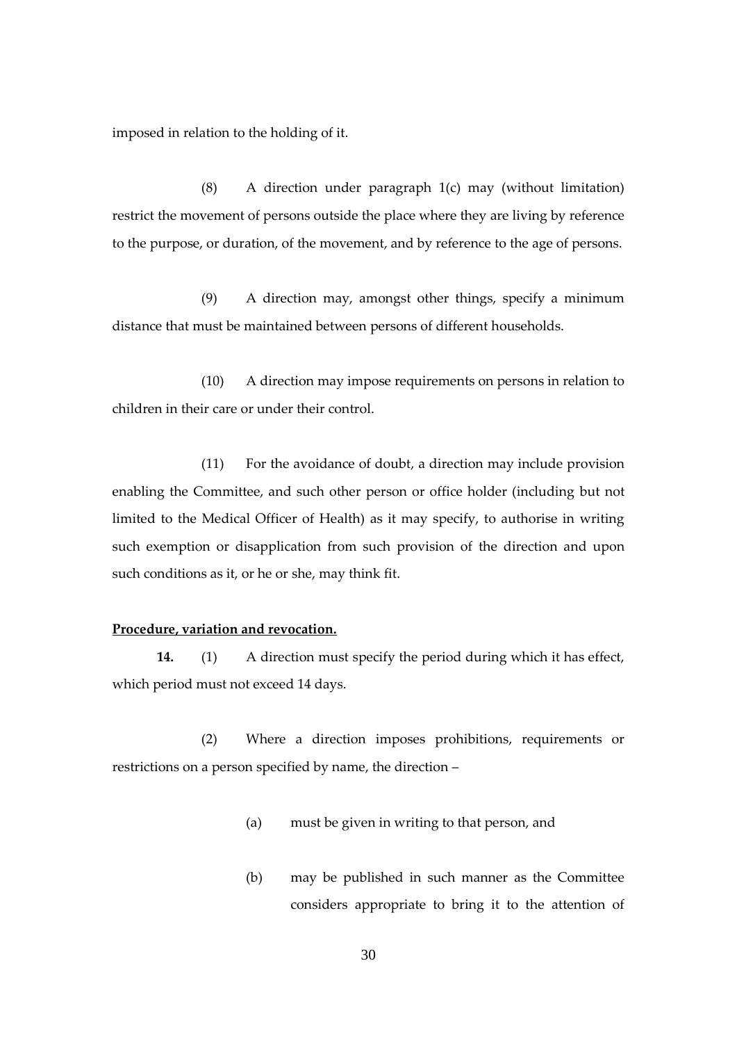imposed in relation to the holding of it.

(8) A direction under paragraph 1(c) may (without limitation) restrict the movement of persons outside the place where they are living by reference to the purpose, or duration, of the movement, and by reference to the age of persons.

(9) A direction may, amongst other things, specify a minimum distance that must be maintained between persons of different households.

(10) A direction may impose requirements on persons in relation to children in their care or under their control.

(11) For the avoidance of doubt, a direction may include provision enabling the Committee, and such other person or office holder (including but not limited to the Medical Officer of Health) as it may specify, to authorise in writing such exemption or disapplication from such provision of the direction and upon such conditions as it, or he or she, may think fit.

**Procedure, variation and revocation.**

**14.** (1) A direction must specify the period during which it has effect, which period must not exceed 14 days.

(2) Where a direction imposes prohibitions, requirements or restrictions on a person specified by name, the direction –

(a) must be given in writing to that person, and

(b) may be published in such manner as the Committee considers appropriate to bring it to the attention of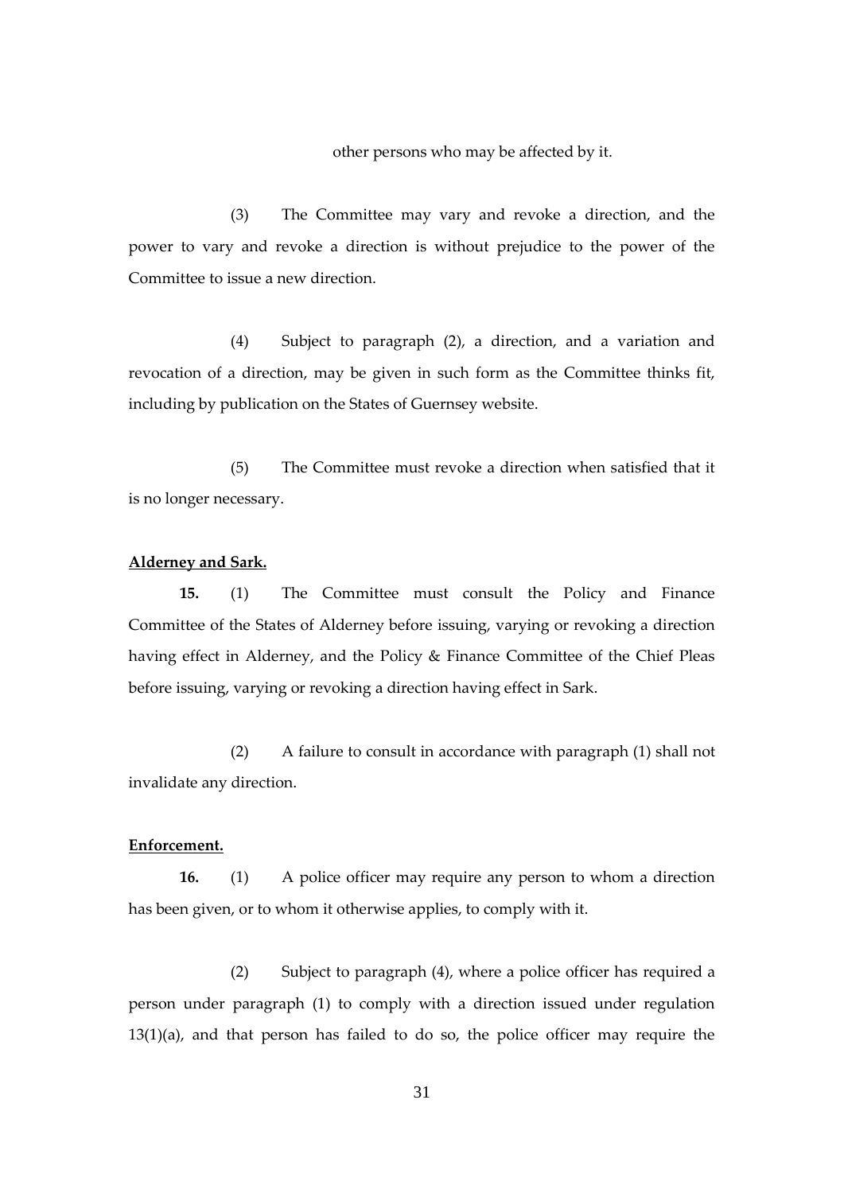other persons who may be affected by it.

(3) The Committee may vary and revoke a direction, and the power to vary and revoke a direction is without prejudice to the power of the Committee to issue a new direction.

(4) Subject to paragraph (2), a direction, and a variation and revocation of a direction, may be given in such form as the Committee thinks fit, including by publication on the States of Guernsey website.

(5) The Committee must revoke a direction when satisfied that it is no longer necessary.

**Alderney and Sark.**

**15.** (1) The Committee must consult the Policy and Finance Committee of the States of Alderney before issuing, varying or revoking a direction having effect in Alderney, and the Policy & Finance Committee of the Chief Pleas before issuing, varying or revoking a direction having effect in Sark.

(2) A failure to consult in accordance with paragraph (1) shall not invalidate any direction.

**Enforcement.**

**16.** (1) A police officer may require any person to whom a direction has been given, or to whom it otherwise applies, to comply with it.

(2) Subject to paragraph (4), where a police officer has required a person under paragraph (1) to comply with a direction issued under regulation 13(1)(a), and that person has failed to do so, the police officer may require the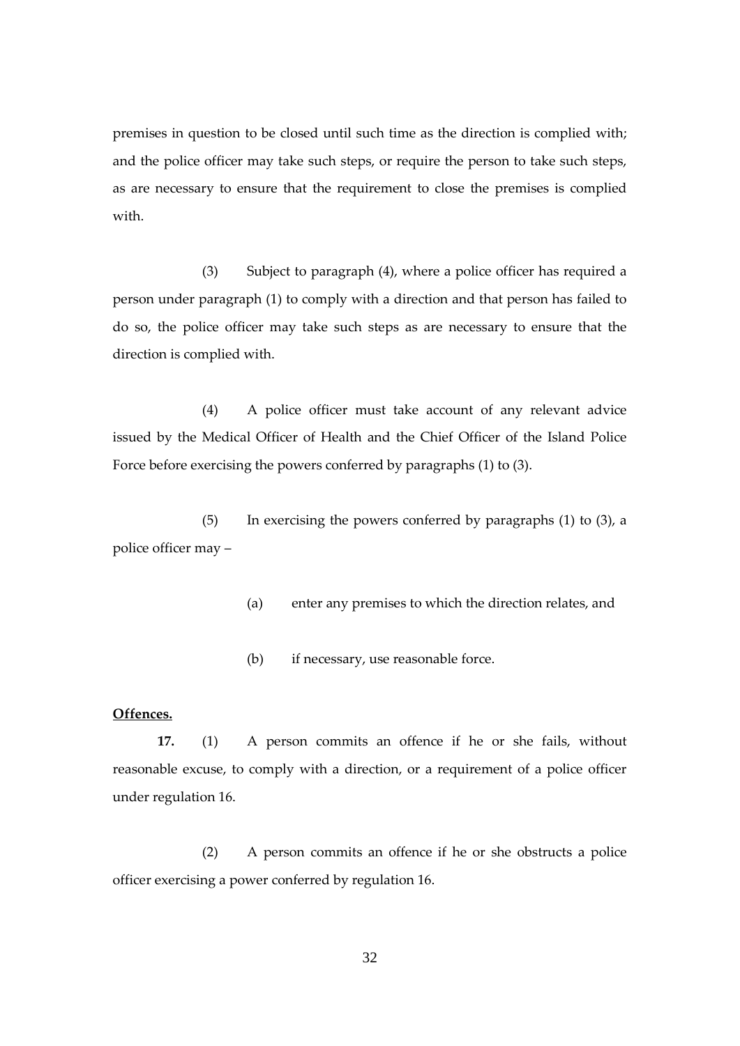premises in question to be closed until such time as the direction is complied with; and the police officer may take such steps, or require the person to take such steps, as are necessary to ensure that the requirement to close the premises is complied with.

(3) Subject to paragraph (4), where a police officer has required a person under paragraph (1) to comply with a direction and that person has failed to do so, the police officer may take such steps as are necessary to ensure that the direction is complied with.

(4) A police officer must take account of any relevant advice issued by the Medical Officer of Health and the Chief Officer of the Island Police Force before exercising the powers conferred by paragraphs (1) to (3).

(5) In exercising the powers conferred by paragraphs (1) to (3), a police officer may –

(a) enter any premises to which the direction relates, and

(b) if necessary, use reasonable force.

**Offences.**

**17.** (1) A person commits an offence if he or she fails, without reasonable excuse, to comply with a direction, or a requirement of a police officer under regulation 16.

(2) A person commits an offence if he or she obstructs a police officer exercising a power conferred by regulation 16.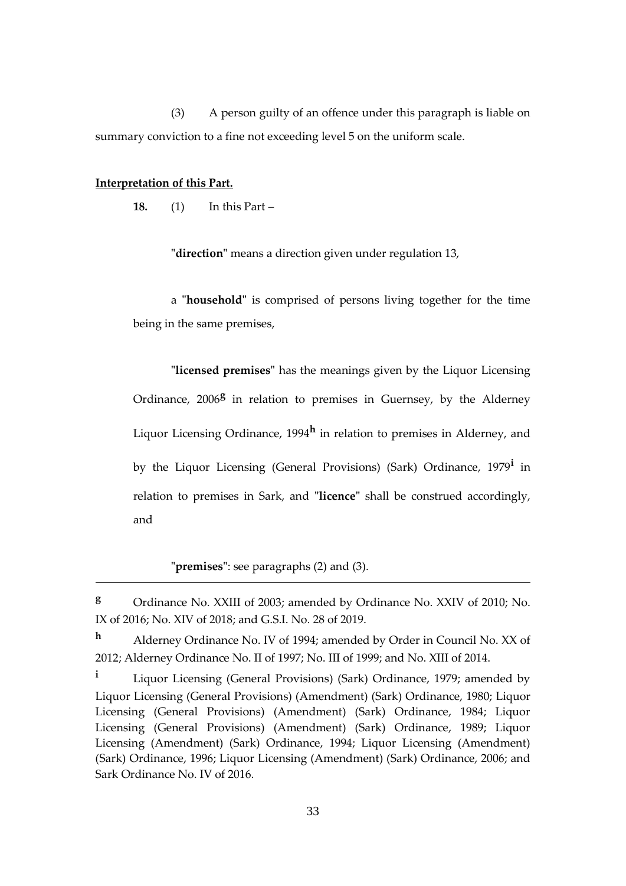(3) A person guilty of an offence under this paragraph is liable on summary conviction to a fine not exceeding level 5 on the uniform scale.

**Interpretation of this Part.**

**18.** (1) In this Part –

"**direction**" means a direction given under regulation 13,

a "**household**" is comprised of persons living together for the time being in the same premises,

"**licensed premises**" has the meanings given by the Liquor Licensing Ordinance, 2006[g] in relation to premises in Guernsey, by the Alderney Liquor Licensing Ordinance, 1994[h] in relation to premises in Alderney, and by the Liquor Licensing (General Provisions) (Sark) Ordinance, 1979[i] in relation to premises in Sark, and "**licence**" shall be construed accordingly, and

"**premises**": see paragraphs (2) and (3).

---

[g] Ordinance No. XXIII of 2003; amended by Ordinance No. XXIV of 2010; No. IX of 2016; No. XIV of 2018; and G.S.I. No. 28 of 2019.

[h] Alderney Ordinance No. IV of 1994; amended by Order in Council No. XX of 2012; Alderney Ordinance No. II of 1997; No. III of 1999; and No. XIII of 2014.

[i] Liquor Licensing (General Provisions) (Sark) Ordinance, 1979; amended by Liquor Licensing (General Provisions) (Amendment) (Sark) Ordinance, 1980; Liquor Licensing (General Provisions) (Amendment) (Sark) Ordinance, 1984; Liquor Licensing (General Provisions) (Amendment) (Sark) Ordinance, 1989; Liquor Licensing (Amendment) (Sark) Ordinance, 1994; Liquor Licensing (Amendment) (Sark) Ordinance, 1996; Liquor Licensing (Amendment) (Sark) Ordinance, 2006; and Sark Ordinance No. IV of 2016.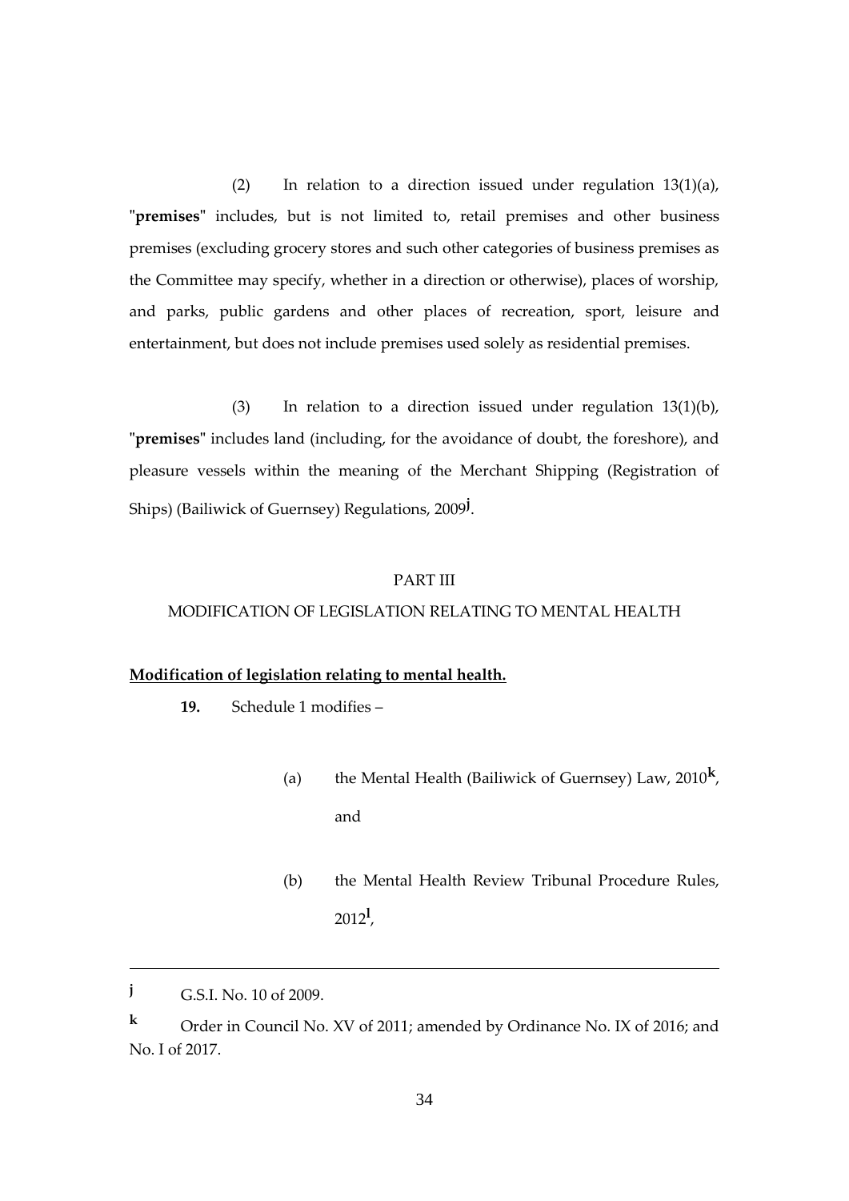(2) In relation to a direction issued under regulation 13(1)(a), "**premises**" includes, but is not limited to, retail premises and other business premises (excluding grocery stores and such other categories of business premises as the Committee may specify, whether in a direction or otherwise), places of worship, and parks, public gardens and other places of recreation, sport, leisure and entertainment, but does not include premises used solely as residential premises.

(3) In relation to a direction issued under regulation 13(1)(b), "**premises**" includes land (including, for the avoidance of doubt, the foreshore), and pleasure vessels within the meaning of the Merchant Shipping (Registration of Ships) (Bailiwick of Guernsey) Regulations, 2009[j].

PART III

MODIFICATION OF LEGISLATION RELATING TO MENTAL HEALTH

**Modification of legislation relating to mental health.**

**19.** Schedule 1 modifies –

(a) the Mental Health (Bailiwick of Guernsey) Law, 2010[k], and

(b) the Mental Health Review Tribunal Procedure Rules, 2012[l],

---

[j] G.S.I. No. 10 of 2009.

[k] Order in Council No. XV of 2011; amended by Ordinance No. IX of 2016; and No. I of 2017.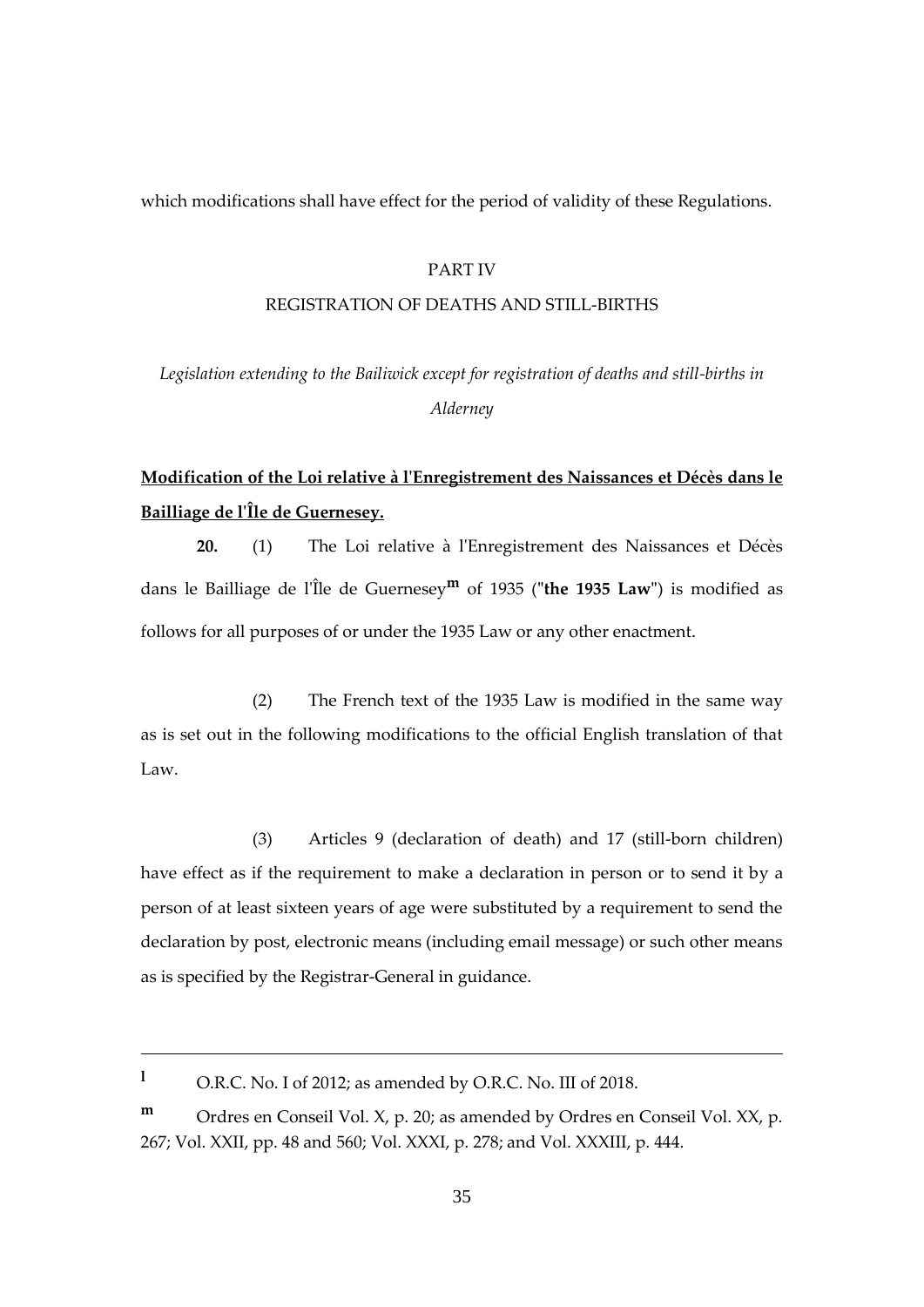which modifications shall have effect for the period of validity of these Regulations.

PART IV

REGISTRATION OF DEATHS AND STILL-BIRTHS

*Legislation extending to the Bailiwick except for registration of deaths and still-births in Alderney*

**Modification of the Loi relative à l'Enregistrement des Naissances et Décès dans le Bailliage de l'Île de Guernesey.**

**20.** (1) The Loi relative à l'Enregistrement des Naissances et Décès dans le Bailliage de l'Île de Guernesey[m] of 1935 ("**the 1935 Law**") is modified as follows for all purposes of or under the 1935 Law or any other enactment.

(2) The French text of the 1935 Law is modified in the same way as is set out in the following modifications to the official English translation of that Law.

(3) Articles 9 (declaration of death) and 17 (still-born children) have effect as if the requirement to make a declaration in person or to send it by a person of at least sixteen years of age were substituted by a requirement to send the declaration by post, electronic means (including email message) or such other means as is specified by the Registrar-General in guidance.

---

[l] O.R.C. No. I of 2012; as amended by O.R.C. No. III of 2018.

[m] Ordres en Conseil Vol. X, p. 20; as amended by Ordres en Conseil Vol. XX, p. 267; Vol. XXII, pp. 48 and 560; Vol. XXXI, p. 278; and Vol. XXXIII, p. 444.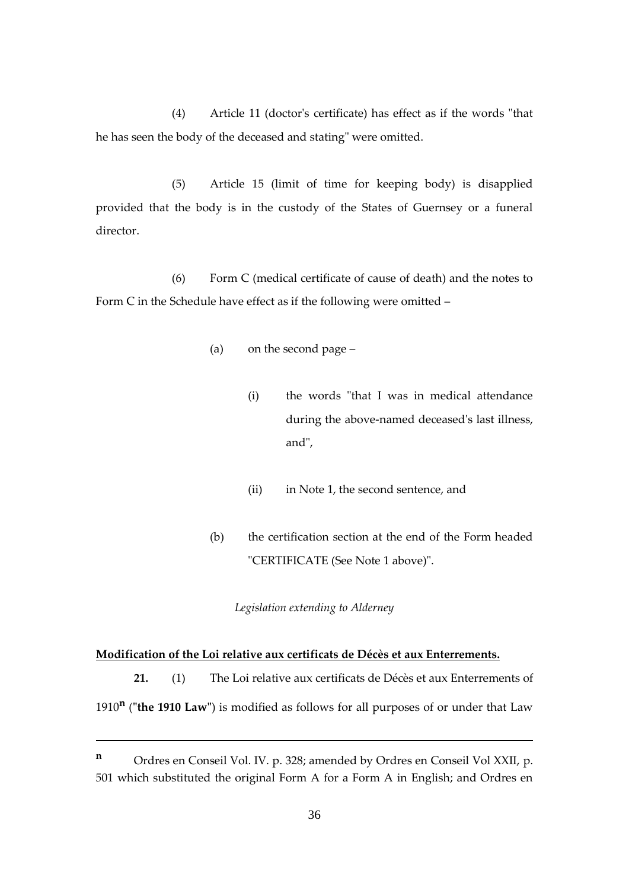(4) Article 11 (doctor's certificate) has effect as if the words "that he has seen the body of the deceased and stating" were omitted.

(5) Article 15 (limit of time for keeping body) is disapplied provided that the body is in the custody of the States of Guernsey or a funeral director.

(6) Form C (medical certificate of cause of death) and the notes to Form C in the Schedule have effect as if the following were omitted –

- (a) on the second page –
  - (i) the words "that I was in medical attendance during the above-named deceased's last illness, and",
  - (ii) in Note 1, the second sentence, and
- (b) the certification section at the end of the Form headed "CERTIFICATE (See Note 1 above)".

*Legislation extending to Alderney*

**Modification of the Loi relative aux certificats de Décès et aux Enterrements.**

**21.** (1) The Loi relative aux certificats de Décès et aux Enterrements of 1910[n] ("**the 1910 Law**") is modified as follows for all purposes of or under that Law

---

[n] Ordres en Conseil Vol. IV. p. 328; amended by Ordres en Conseil Vol XXII, p. 501 which substituted the original Form A for a Form A in English; and Ordres en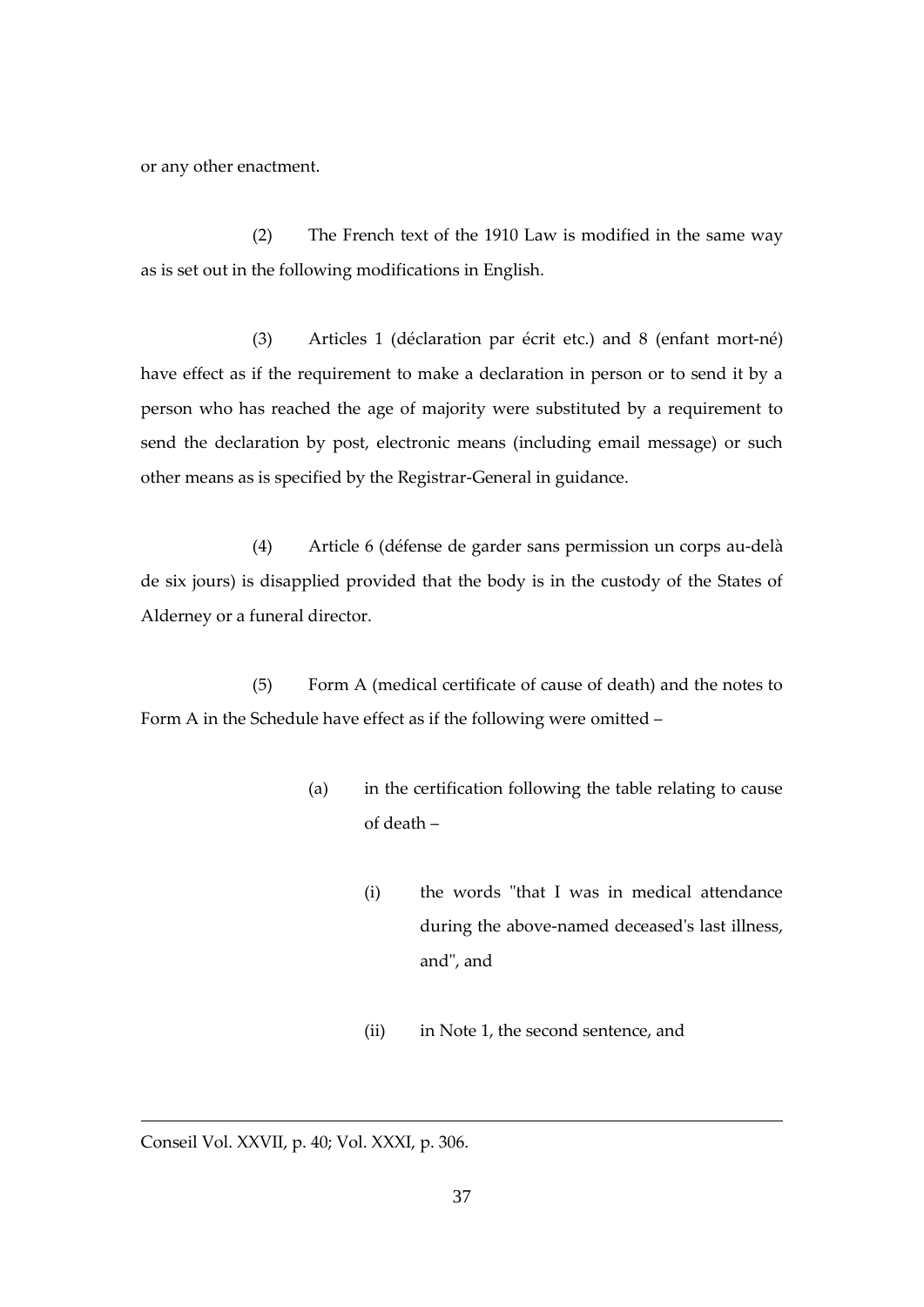or any other enactment.

(2) The French text of the 1910 Law is modified in the same way as is set out in the following modifications in English.

(3) Articles 1 (déclaration par écrit etc.) and 8 (enfant mort-né) have effect as if the requirement to make a declaration in person or to send it by a person who has reached the age of majority were substituted by a requirement to send the declaration by post, electronic means (including email message) or such other means as is specified by the Registrar-General in guidance.

(4) Article 6 (défense de garder sans permission un corps au-delà de six jours) is disapplied provided that the body is in the custody of the States of Alderney or a funeral director.

(5) Form A (medical certificate of cause of death) and the notes to Form A in the Schedule have effect as if the following were omitted –

- (a) in the certification following the table relating to cause of death –
  - (i) the words "that I was in medical attendance during the above-named deceased's last illness, and", and
  - (ii) in Note 1, the second sentence, and

---

Conseil Vol. XXVII, p. 40; Vol. XXXI, p. 306.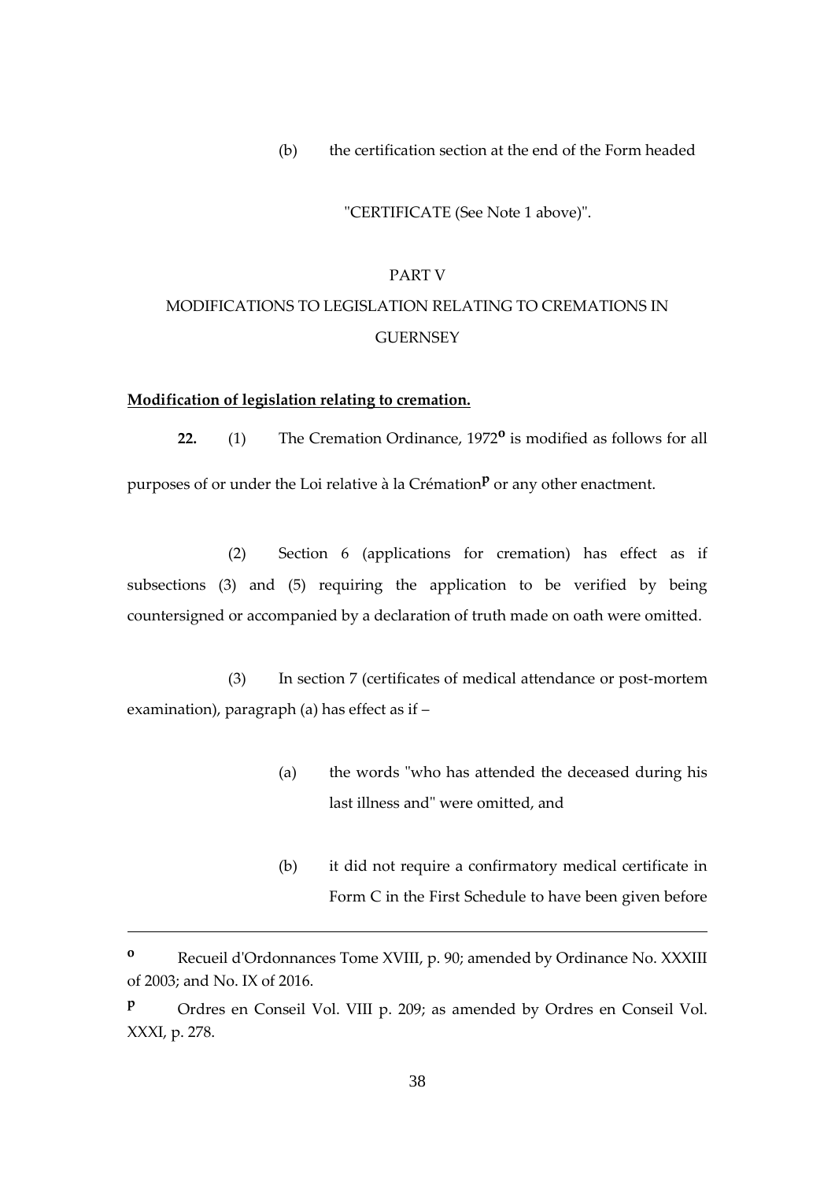(b) the certification section at the end of the Form headed

"CERTIFICATE (See Note 1 above)".

PART V

MODIFICATIONS TO LEGISLATION RELATING TO CREMATIONS IN GUERNSEY

**Modification of legislation relating to cremation.**

**22.** (1) The Cremation Ordinance, 1972[o] is modified as follows for all purposes of or under the Loi relative à la Crémation[p] or any other enactment.

(2) Section 6 (applications for cremation) has effect as if subsections (3) and (5) requiring the application to be verified by being countersigned or accompanied by a declaration of truth made on oath were omitted.

(3) In section 7 (certificates of medical attendance or post-mortem examination), paragraph (a) has effect as if –

(a) the words "who has attended the deceased during his last illness and" were omitted, and

(b) it did not require a confirmatory medical certificate in Form C in the First Schedule to have been given before

---

[o] Recueil d'Ordonnances Tome XVIII, p. 90; amended by Ordinance No. XXXIII of 2003; and No. IX of 2016.

[p] Ordres en Conseil Vol. VIII p. 209; as amended by Ordres en Conseil Vol. XXXI, p. 278.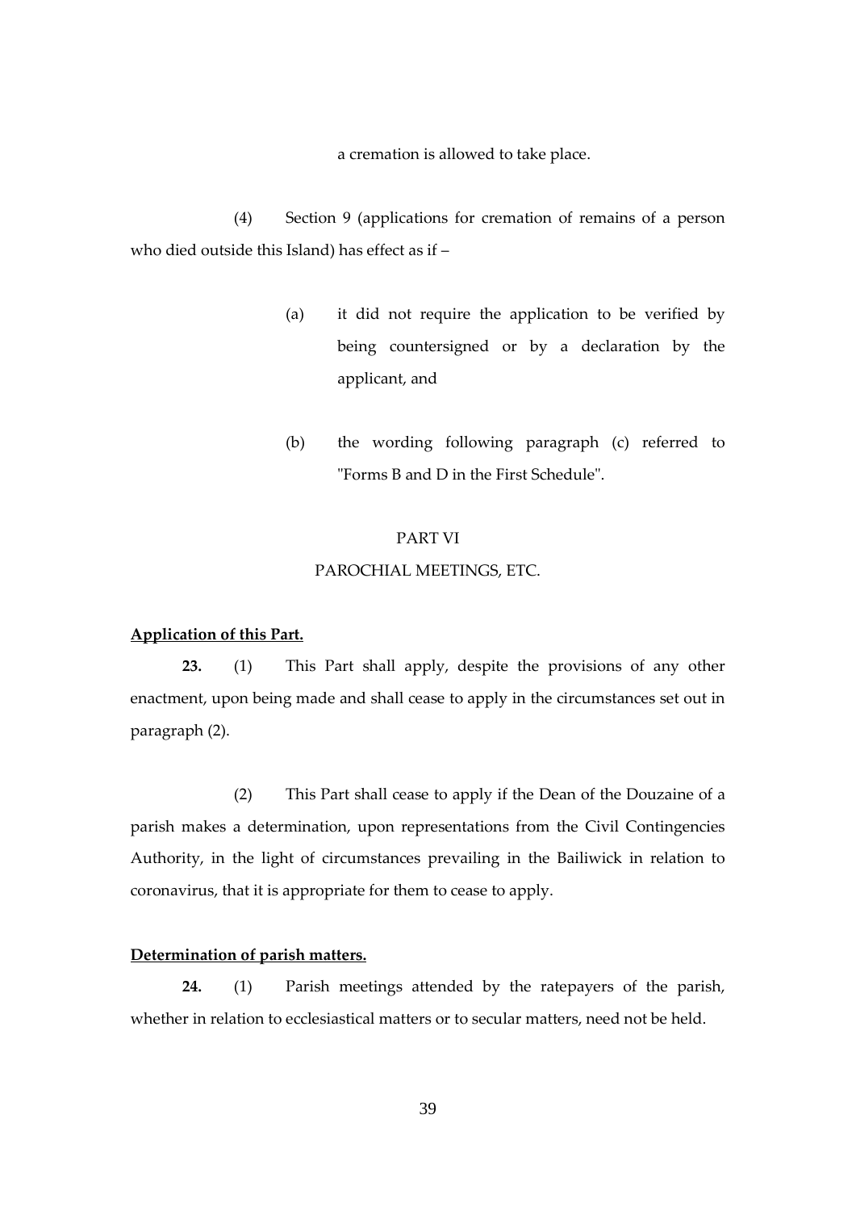a cremation is allowed to take place.

(4) Section 9 (applications for cremation of remains of a person who died outside this Island) has effect as if –

(a) it did not require the application to be verified by being countersigned or by a declaration by the applicant, and

(b) the wording following paragraph (c) referred to "Forms B and D in the First Schedule".

## PART VI

## PAROCHIAL MEETINGS, ETC.

**Application of this Part.**

**23.** (1) This Part shall apply, despite the provisions of any other enactment, upon being made and shall cease to apply in the circumstances set out in paragraph (2).

(2) This Part shall cease to apply if the Dean of the Douzaine of a parish makes a determination, upon representations from the Civil Contingencies Authority, in the light of circumstances prevailing in the Bailiwick in relation to coronavirus, that it is appropriate for them to cease to apply.

**Determination of parish matters.**

**24.** (1) Parish meetings attended by the ratepayers of the parish, whether in relation to ecclesiastical matters or to secular matters, need not be held.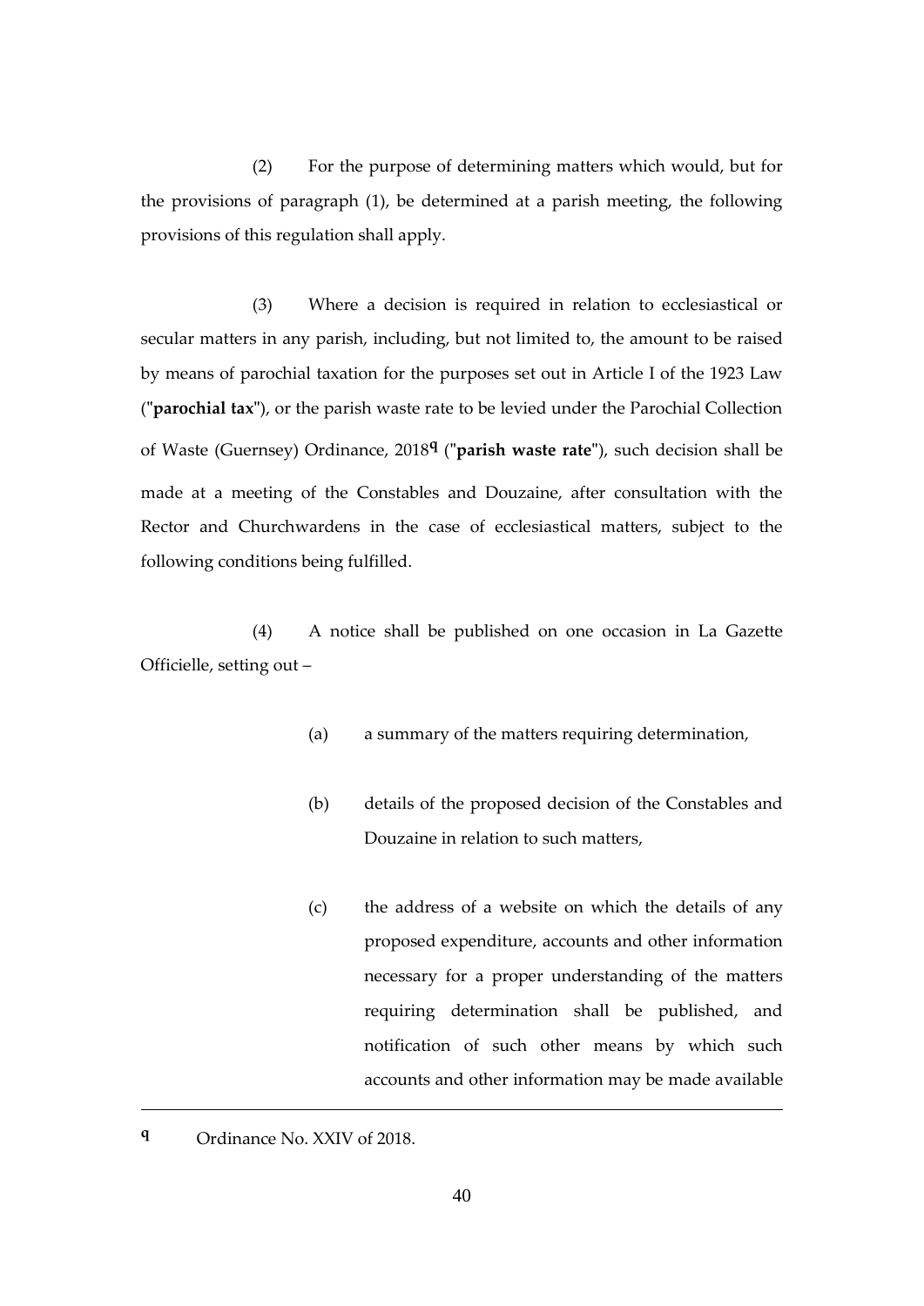(2) For the purpose of determining matters which would, but for the provisions of paragraph (1), be determined at a parish meeting, the following provisions of this regulation shall apply.

(3) Where a decision is required in relation to ecclesiastical or secular matters in any parish, including, but not limited to, the amount to be raised by means of parochial taxation for the purposes set out in Article I of the 1923 Law ("**parochial tax**"), or the parish waste rate to be levied under the Parochial Collection of Waste (Guernsey) Ordinance, 2018[q] ("**parish waste rate**"), such decision shall be made at a meeting of the Constables and Douzaine, after consultation with the Rector and Churchwardens in the case of ecclesiastical matters, subject to the following conditions being fulfilled.

(4) A notice shall be published on one occasion in La Gazette Officielle, setting out –

(a) a summary of the matters requiring determination,

(b) details of the proposed decision of the Constables and Douzaine in relation to such matters,

(c) the address of a website on which the details of any proposed expenditure, accounts and other information necessary for a proper understanding of the matters requiring determination shall be published, and notification of such other means by which such accounts and other information may be made available

---

[q] Ordinance No. XXIV of 2018.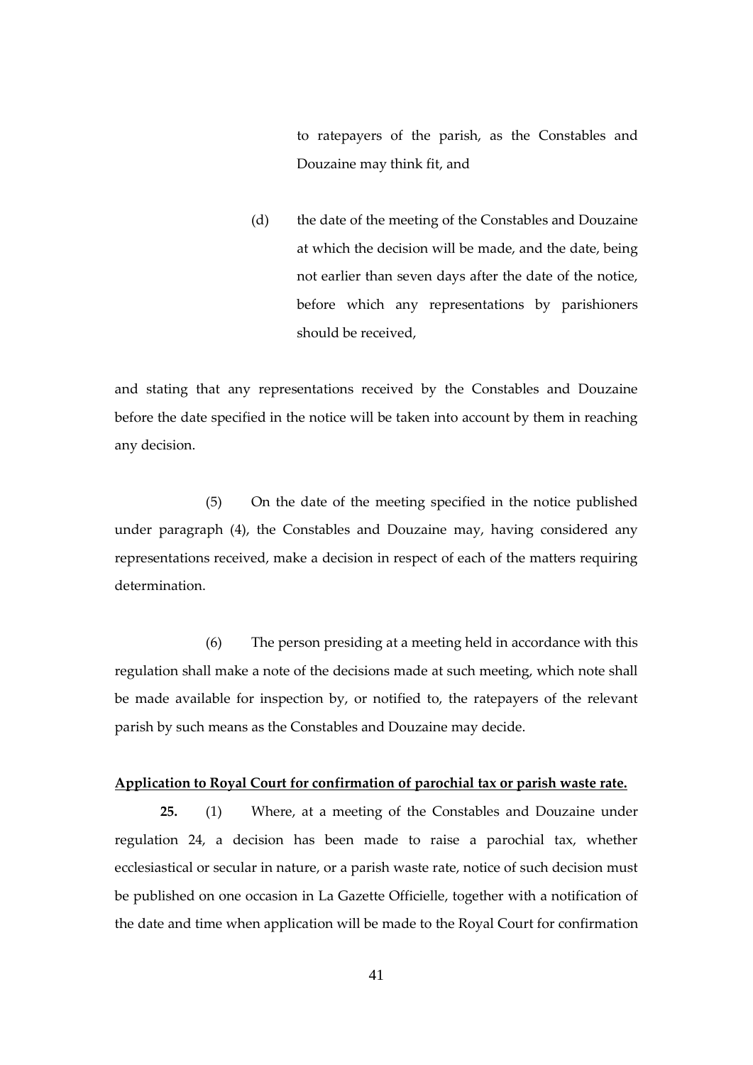to ratepayers of the parish, as the Constables and Douzaine may think fit, and

(d) the date of the meeting of the Constables and Douzaine at which the decision will be made, and the date, being not earlier than seven days after the date of the notice, before which any representations by parishioners should be received,

and stating that any representations received by the Constables and Douzaine before the date specified in the notice will be taken into account by them in reaching any decision.

(5) On the date of the meeting specified in the notice published under paragraph (4), the Constables and Douzaine may, having considered any representations received, make a decision in respect of each of the matters requiring determination.

(6) The person presiding at a meeting held in accordance with this regulation shall make a note of the decisions made at such meeting, which note shall be made available for inspection by, or notified to, the ratepayers of the relevant parish by such means as the Constables and Douzaine may decide.

**Application to Royal Court for confirmation of parochial tax or parish waste rate.**

**25.** (1) Where, at a meeting of the Constables and Douzaine under regulation 24, a decision has been made to raise a parochial tax, whether ecclesiastical or secular in nature, or a parish waste rate, notice of such decision must be published on one occasion in La Gazette Officielle, together with a notification of the date and time when application will be made to the Royal Court for confirmation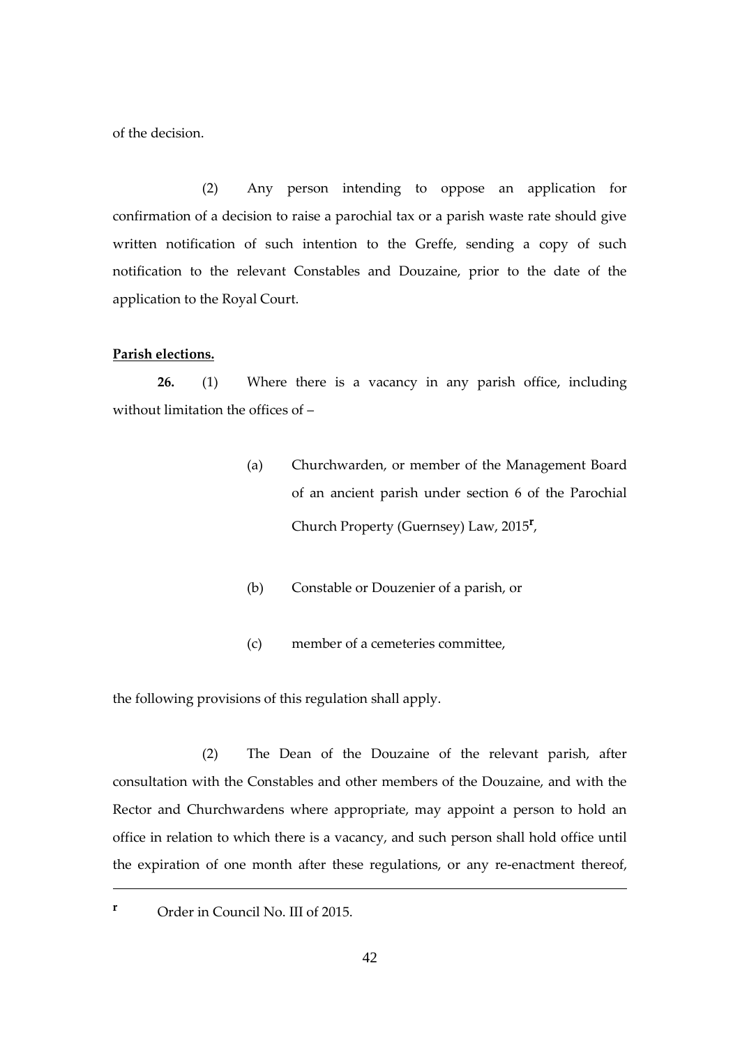of the decision.

(2) Any person intending to oppose an application for confirmation of a decision to raise a parochial tax or a parish waste rate should give written notification of such intention to the Greffe, sending a copy of such notification to the relevant Constables and Douzaine, prior to the date of the application to the Royal Court.

**Parish elections.**

**26.** (1) Where there is a vacancy in any parish office, including without limitation the offices of –

(a) Churchwarden, or member of the Management Board of an ancient parish under section 6 of the Parochial Church Property (Guernsey) Law, 2015[r],

(b) Constable or Douzenier of a parish, or

(c) member of a cemeteries committee,

the following provisions of this regulation shall apply.

(2) The Dean of the Douzaine of the relevant parish, after consultation with the Constables and other members of the Douzaine, and with the Rector and Churchwardens where appropriate, may appoint a person to hold an office in relation to which there is a vacancy, and such person shall hold office until the expiration of one month after these regulations, or any re-enactment thereof,

---

[r] Order in Council No. III of 2015.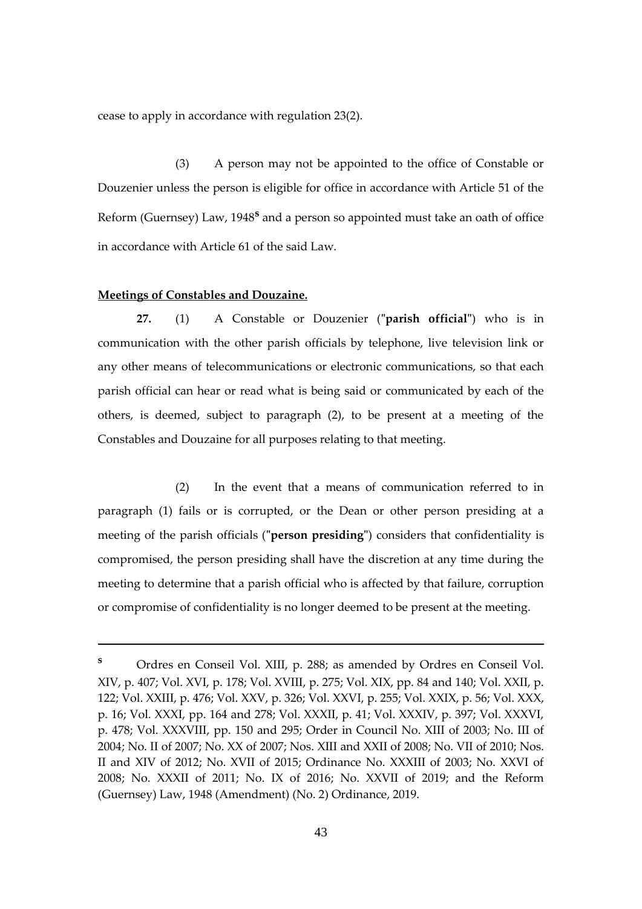cease to apply in accordance with regulation 23(2).

(3) A person may not be appointed to the office of Constable or Douzenier unless the person is eligible for office in accordance with Article 51 of the Reform (Guernsey) Law, 1948[s] and a person so appointed must take an oath of office in accordance with Article 61 of the said Law.

**Meetings of Constables and Douzaine.**

**27.** (1) A Constable or Douzenier ("**parish official**") who is in communication with the other parish officials by telephone, live television link or any other means of telecommunications or electronic communications, so that each parish official can hear or read what is being said or communicated by each of the others, is deemed, subject to paragraph (2), to be present at a meeting of the Constables and Douzaine for all purposes relating to that meeting.

(2) In the event that a means of communication referred to in paragraph (1) fails or is corrupted, or the Dean or other person presiding at a meeting of the parish officials ("**person presiding**") considers that confidentiality is compromised, the person presiding shall have the discretion at any time during the meeting to determine that a parish official who is affected by that failure, corruption or compromise of confidentiality is no longer deemed to be present at the meeting.

---

[s] Ordres en Conseil Vol. XIII, p. 288; as amended by Ordres en Conseil Vol. XIV, p. 407; Vol. XVI, p. 178; Vol. XVIII, p. 275; Vol. XIX, pp. 84 and 140; Vol. XXII, p. 122; Vol. XXIII, p. 476; Vol. XXV, p. 326; Vol. XXVI, p. 255; Vol. XXIX, p. 56; Vol. XXX, p. 16; Vol. XXXI, pp. 164 and 278; Vol. XXXII, p. 41; Vol. XXXIV, p. 397; Vol. XXXVI, p. 478; Vol. XXXVIII, pp. 150 and 295; Order in Council No. XIII of 2003; No. III of 2004; No. II of 2007; No. XX of 2007; Nos. XIII and XXII of 2008; No. VII of 2010; Nos. II and XIV of 2012; No. XVII of 2015; Ordinance No. XXXIII of 2003; No. XXVI of 2008; No. XXXII of 2011; No. IX of 2016; No. XXVII of 2019; and the Reform (Guernsey) Law, 1948 (Amendment) (No. 2) Ordinance, 2019.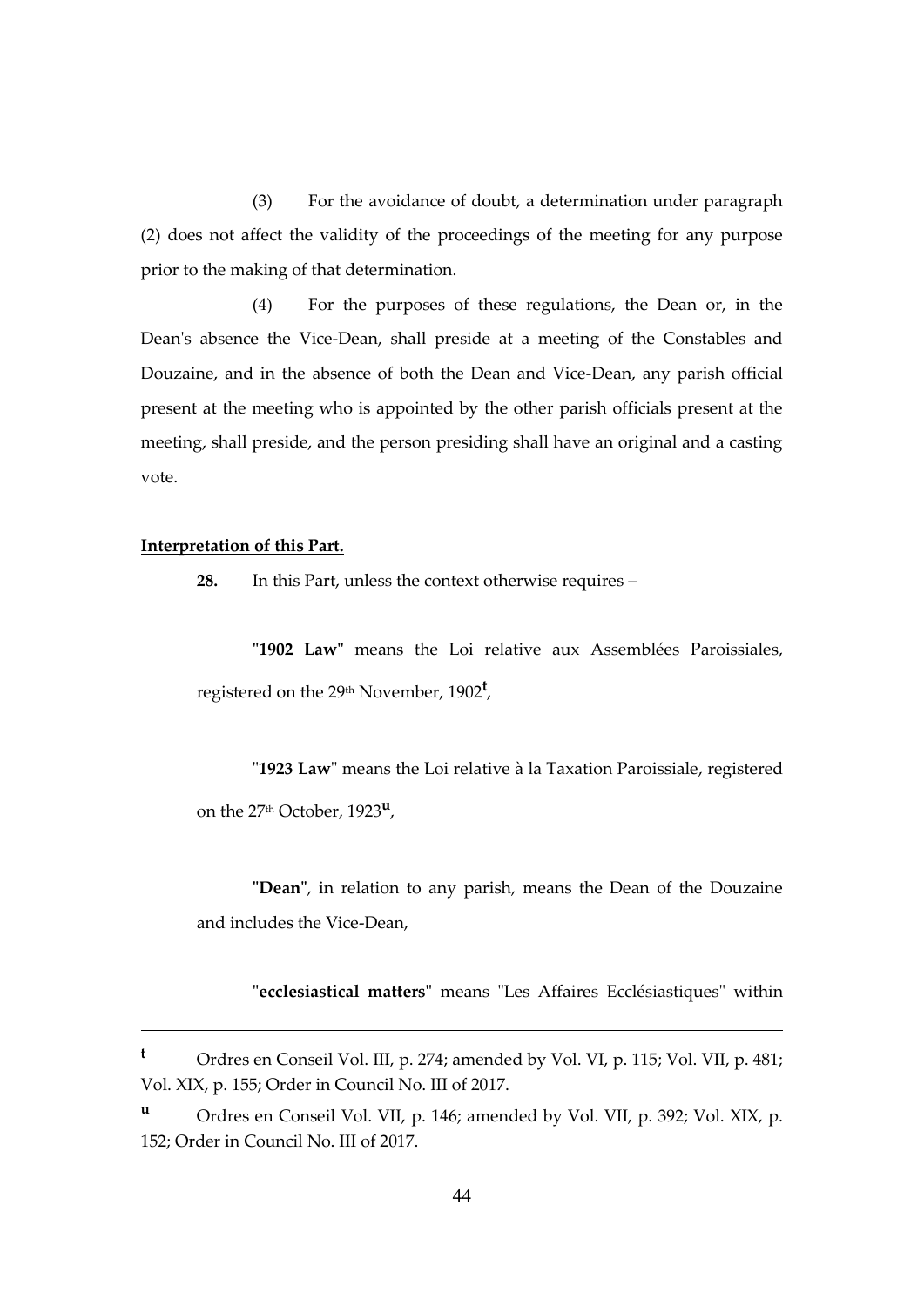(3) For the avoidance of doubt, a determination under paragraph (2) does not affect the validity of the proceedings of the meeting for any purpose prior to the making of that determination.

(4) For the purposes of these regulations, the Dean or, in the Dean's absence the Vice-Dean, shall preside at a meeting of the Constables and Douzaine, and in the absence of both the Dean and Vice-Dean, any parish official present at the meeting who is appointed by the other parish officials present at the meeting, shall preside, and the person presiding shall have an original and a casting vote.

**Interpretation of this Part.**

**28.** In this Part, unless the context otherwise requires –

"**1902 Law**" means the Loi relative aux Assemblées Paroissiales, registered on the 29th November, 1902[t],

"**1923 Law**" means the Loi relative à la Taxation Paroissiale, registered on the 27th October, 1923[u],

"**Dean**", in relation to any parish, means the Dean of the Douzaine and includes the Vice-Dean,

"**ecclesiastical matters**" means "Les Affaires Ecclésiastiques" within

---

[t] Ordres en Conseil Vol. III, p. 274; amended by Vol. VI, p. 115; Vol. VII, p. 481; Vol. XIX, p. 155; Order in Council No. III of 2017.

[u] Ordres en Conseil Vol. VII, p. 146; amended by Vol. VII, p. 392; Vol. XIX, p. 152; Order in Council No. III of 2017.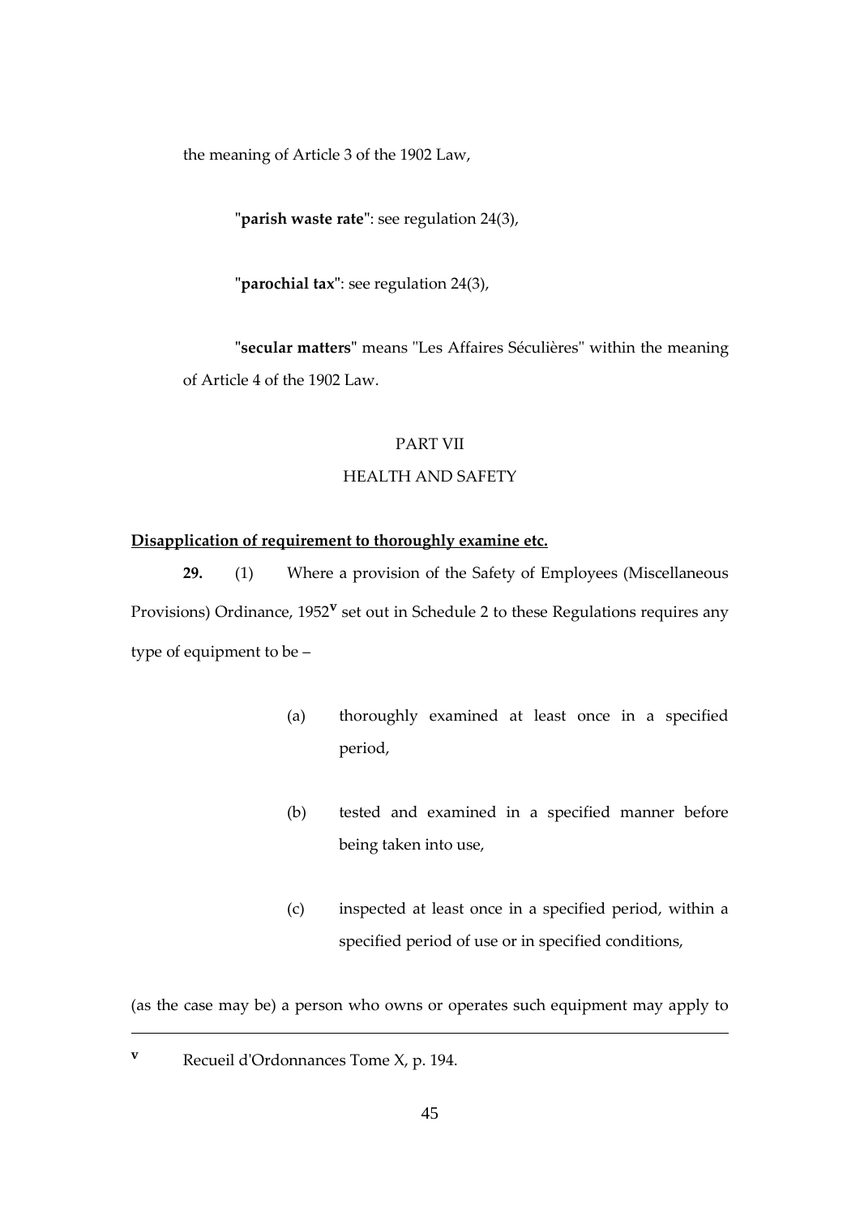the meaning of Article 3 of the 1902 Law,

"**parish waste rate**": see regulation 24(3),

"**parochial tax**": see regulation 24(3),

"**secular matters**" means "Les Affaires Séculières" within the meaning of Article 4 of the 1902 Law.

PART VII

HEALTH AND SAFETY

**Disapplication of requirement to thoroughly examine etc.**

**29.** (1) Where a provision of the Safety of Employees (Miscellaneous Provisions) Ordinance, 1952[v] set out in Schedule 2 to these Regulations requires any type of equipment to be –

(a) thoroughly examined at least once in a specified period,

(b) tested and examined in a specified manner before being taken into use,

(c) inspected at least once in a specified period, within a specified period of use or in specified conditions,

(as the case may be) a person who owns or operates such equipment may apply to

---

[v] Recueil d'Ordonnances Tome X, p. 194.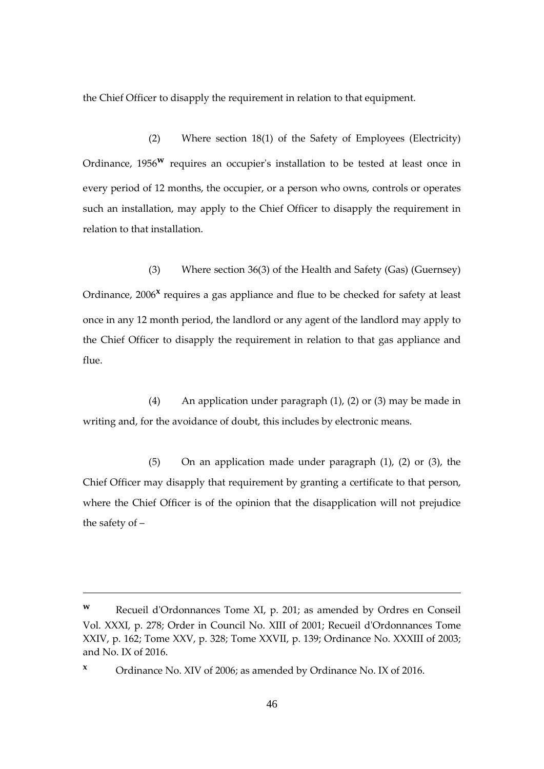the Chief Officer to disapply the requirement in relation to that equipment.

(2) Where section 18(1) of the Safety of Employees (Electricity) Ordinance, 1956[w] requires an occupier's installation to be tested at least once in every period of 12 months, the occupier, or a person who owns, controls or operates such an installation, may apply to the Chief Officer to disapply the requirement in relation to that installation.

(3) Where section 36(3) of the Health and Safety (Gas) (Guernsey) Ordinance, 2006[x] requires a gas appliance and flue to be checked for safety at least once in any 12 month period, the landlord or any agent of the landlord may apply to the Chief Officer to disapply the requirement in relation to that gas appliance and flue.

(4) An application under paragraph (1), (2) or (3) may be made in writing and, for the avoidance of doubt, this includes by electronic means.

(5) On an application made under paragraph (1), (2) or (3), the Chief Officer may disapply that requirement by granting a certificate to that person, where the Chief Officer is of the opinion that the disapplication will not prejudice the safety of –

---

[w] Recueil d'Ordonnances Tome XI, p. 201; as amended by Ordres en Conseil Vol. XXXI, p. 278; Order in Council No. XIII of 2001; Recueil d'Ordonnances Tome XXIV, p. 162; Tome XXV, p. 328; Tome XXVII, p. 139; Ordinance No. XXXIII of 2003; and No. IX of 2016.

[x] Ordinance No. XIV of 2006; as amended by Ordinance No. IX of 2016.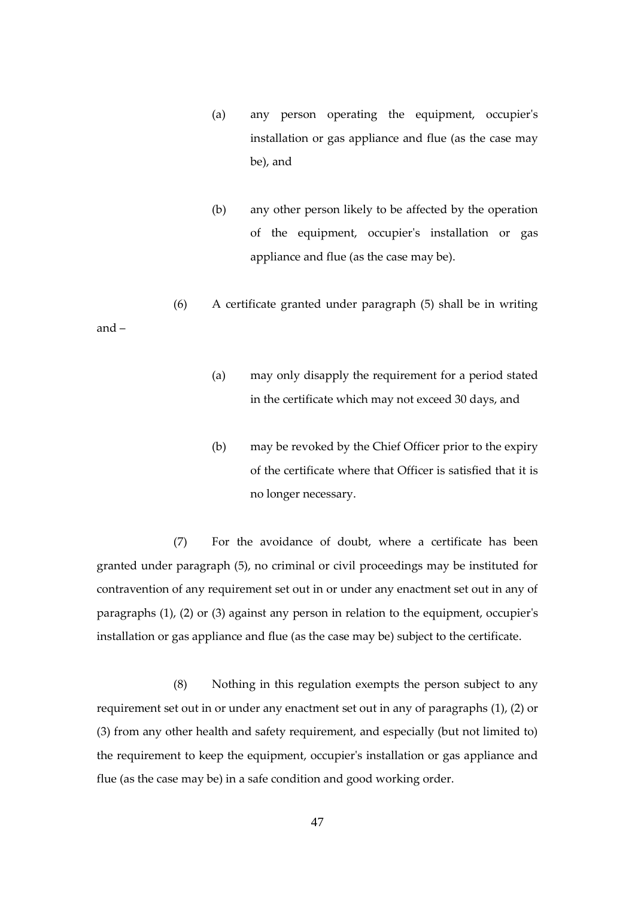(a) any person operating the equipment, occupier's installation or gas appliance and flue (as the case may be), and

(b) any other person likely to be affected by the operation of the equipment, occupier's installation or gas appliance and flue (as the case may be).

(6) A certificate granted under paragraph (5) shall be in writing and –

(a) may only disapply the requirement for a period stated in the certificate which may not exceed 30 days, and

(b) may be revoked by the Chief Officer prior to the expiry of the certificate where that Officer is satisfied that it is no longer necessary.

(7) For the avoidance of doubt, where a certificate has been granted under paragraph (5), no criminal or civil proceedings may be instituted for contravention of any requirement set out in or under any enactment set out in any of paragraphs (1), (2) or (3) against any person in relation to the equipment, occupier's installation or gas appliance and flue (as the case may be) subject to the certificate.

(8) Nothing in this regulation exempts the person subject to any requirement set out in or under any enactment set out in any of paragraphs (1), (2) or (3) from any other health and safety requirement, and especially (but not limited to) the requirement to keep the equipment, occupier's installation or gas appliance and flue (as the case may be) in a safe condition and good working order.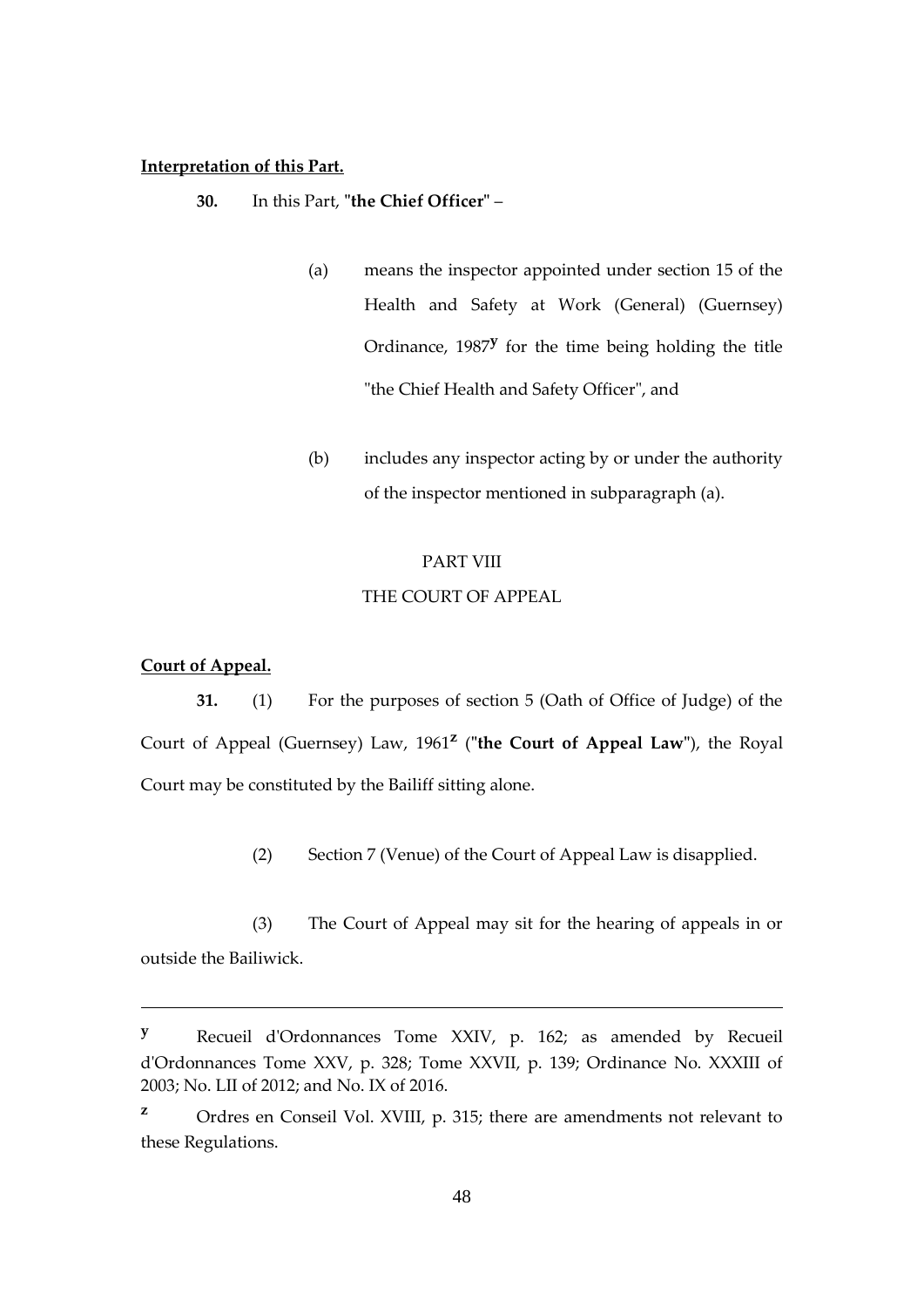**Interpretation of this Part.**

**30.** In this Part, "**the Chief Officer**" –

(a) means the inspector appointed under section 15 of the Health and Safety at Work (General) (Guernsey) Ordinance, 1987[y] for the time being holding the title "the Chief Health and Safety Officer", and

(b) includes any inspector acting by or under the authority of the inspector mentioned in subparagraph (a).

PART VIII

THE COURT OF APPEAL

**Court of Appeal.**

**31.** (1) For the purposes of section 5 (Oath of Office of Judge) of the Court of Appeal (Guernsey) Law, 1961[z] ("**the Court of Appeal Law**"), the Royal Court may be constituted by the Bailiff sitting alone.

(2) Section 7 (Venue) of the Court of Appeal Law is disapplied.

(3) The Court of Appeal may sit for the hearing of appeals in or outside the Bailiwick.

---

[y] Recueil d'Ordonnances Tome XXIV, p. 162; as amended by Recueil d'Ordonnances Tome XXV, p. 328; Tome XXVII, p. 139; Ordinance No. XXXIII of 2003; No. LII of 2012; and No. IX of 2016.

[z] Ordres en Conseil Vol. XVIII, p. 315; there are amendments not relevant to these Regulations.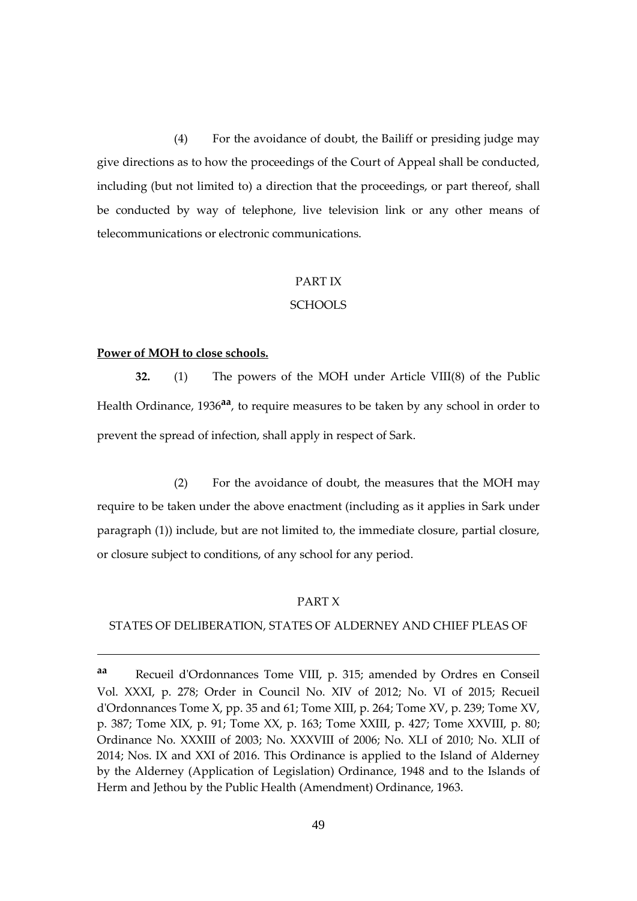(4) For the avoidance of doubt, the Bailiff or presiding judge may give directions as to how the proceedings of the Court of Appeal shall be conducted, including (but not limited to) a direction that the proceedings, or part thereof, shall be conducted by way of telephone, live television link or any other means of telecommunications or electronic communications.

PART IX

SCHOOLS

**Power of MOH to close schools.**

**32.** (1) The powers of the MOH under Article VIII(8) of the Public Health Ordinance, 1936[aa], to require measures to be taken by any school in order to prevent the spread of infection, shall apply in respect of Sark.

(2) For the avoidance of doubt, the measures that the MOH may require to be taken under the above enactment (including as it applies in Sark under paragraph (1)) include, but are not limited to, the immediate closure, partial closure, or closure subject to conditions, of any school for any period.

PART X

STATES OF DELIBERATION, STATES OF ALDERNEY AND CHIEF PLEAS OF

---

[aa] Recueil d'Ordonnances Tome VIII, p. 315; amended by Ordres en Conseil Vol. XXXI, p. 278; Order in Council No. XIV of 2012; No. VI of 2015; Recueil d'Ordonnances Tome X, pp. 35 and 61; Tome XIII, p. 264; Tome XV, p. 239; Tome XV, p. 387; Tome XIX, p. 91; Tome XX, p. 163; Tome XXIII, p. 427; Tome XXVIII, p. 80; Ordinance No. XXXIII of 2003; No. XXXVIII of 2006; No. XLI of 2010; No. XLII of 2014; Nos. IX and XXI of 2016. This Ordinance is applied to the Island of Alderney by the Alderney (Application of Legislation) Ordinance, 1948 and to the Islands of Herm and Jethou by the Public Health (Amendment) Ordinance, 1963.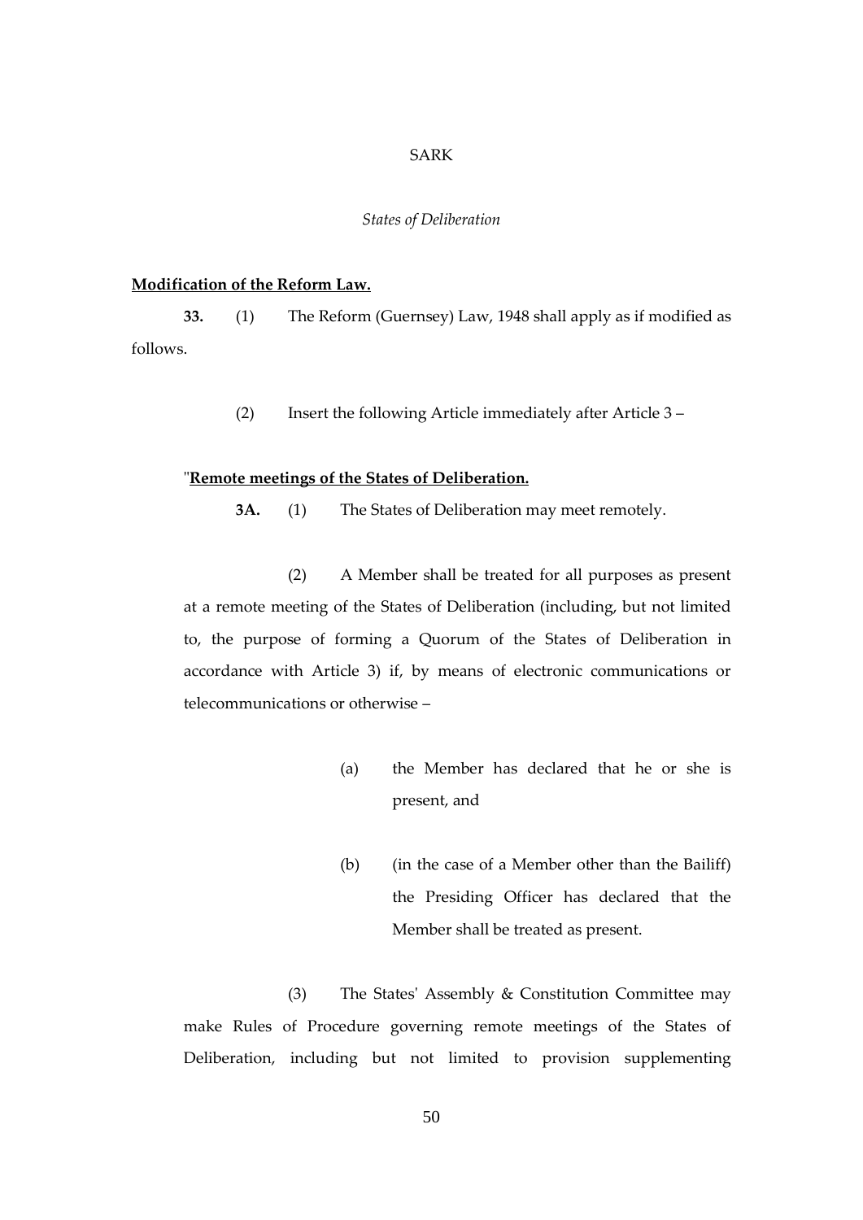SARK

*States of Deliberation*

**Modification of the Reform Law.**

**33.** (1) The Reform (Guernsey) Law, 1948 shall apply as if modified as follows.

(2) Insert the following Article immediately after Article 3 –

"**Remote meetings of the States of Deliberation.**

**3A.** (1) The States of Deliberation may meet remotely.

(2) A Member shall be treated for all purposes as present at a remote meeting of the States of Deliberation (including, but not limited to, the purpose of forming a Quorum of the States of Deliberation in accordance with Article 3) if, by means of electronic communications or telecommunications or otherwise –

(a) the Member has declared that he or she is present, and

(b) (in the case of a Member other than the Bailiff) the Presiding Officer has declared that the Member shall be treated as present.

(3) The States' Assembly & Constitution Committee may make Rules of Procedure governing remote meetings of the States of Deliberation, including but not limited to provision supplementing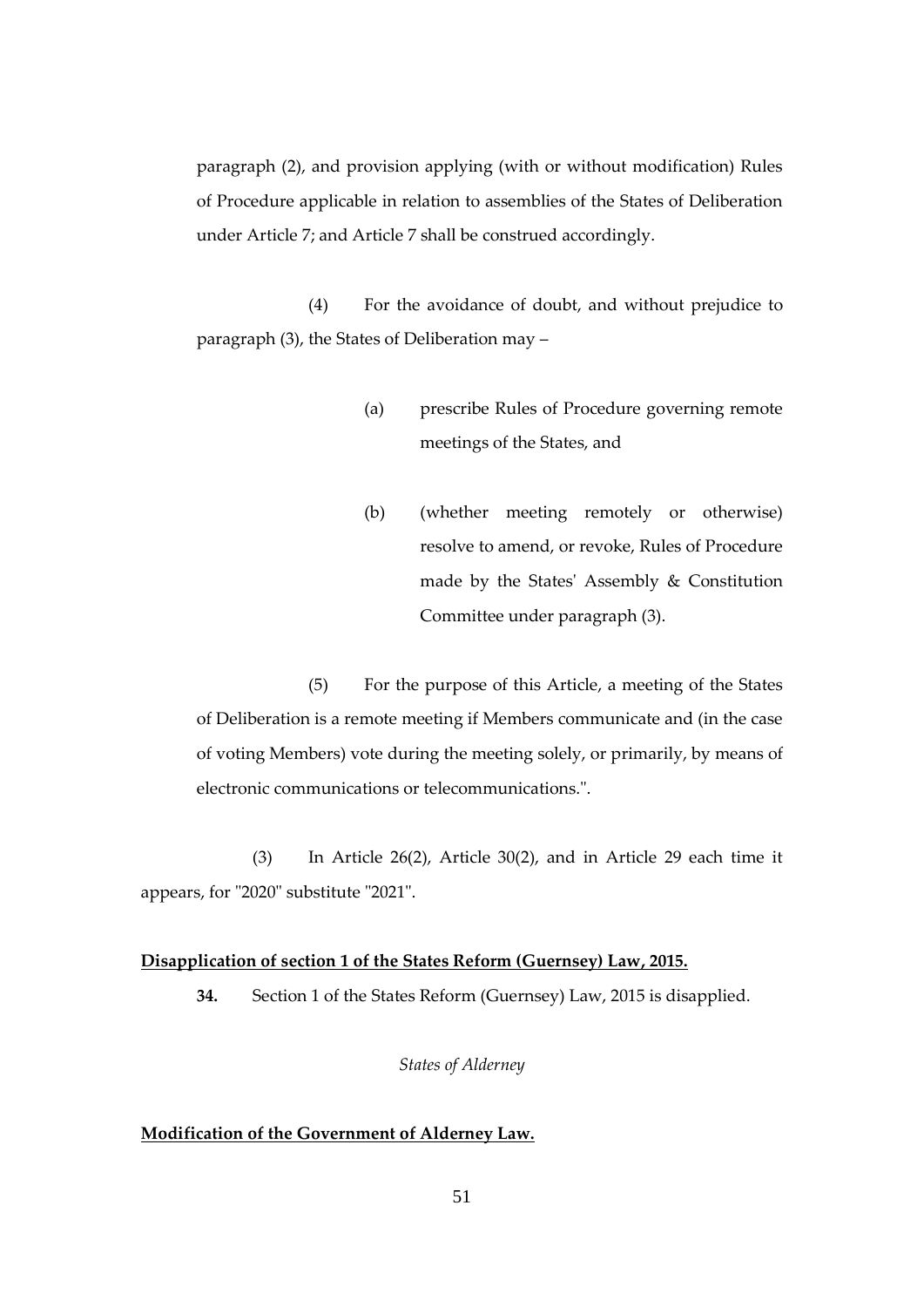paragraph (2), and provision applying (with or without modification) Rules of Procedure applicable in relation to assemblies of the States of Deliberation under Article 7; and Article 7 shall be construed accordingly.

(4) For the avoidance of doubt, and without prejudice to paragraph (3), the States of Deliberation may –

(a) prescribe Rules of Procedure governing remote meetings of the States, and

(b) (whether meeting remotely or otherwise) resolve to amend, or revoke, Rules of Procedure made by the States' Assembly & Constitution Committee under paragraph (3).

(5) For the purpose of this Article, a meeting of the States of Deliberation is a remote meeting if Members communicate and (in the case of voting Members) vote during the meeting solely, or primarily, by means of electronic communications or telecommunications.".

(3) In Article 26(2), Article 30(2), and in Article 29 each time it appears, for "2020" substitute "2021".

**Disapplication of section 1 of the States Reform (Guernsey) Law, 2015.**

**34.** Section 1 of the States Reform (Guernsey) Law, 2015 is disapplied.

*States of Alderney*

**Modification of the Government of Alderney Law.**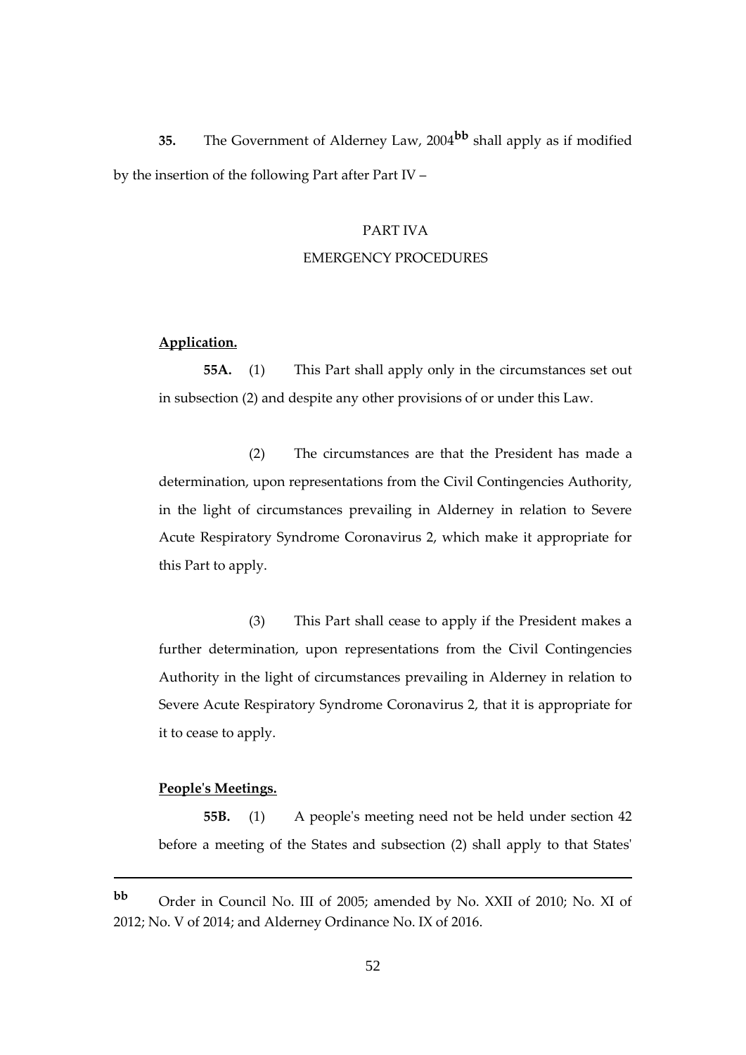**35.** The Government of Alderney Law, 2004[bb] shall apply as if modified by the insertion of the following Part after Part IV –

PART IVA

EMERGENCY PROCEDURES

**Application.**

**55A.** (1) This Part shall apply only in the circumstances set out in subsection (2) and despite any other provisions of or under this Law.

(2) The circumstances are that the President has made a determination, upon representations from the Civil Contingencies Authority, in the light of circumstances prevailing in Alderney in relation to Severe Acute Respiratory Syndrome Coronavirus 2, which make it appropriate for this Part to apply.

(3) This Part shall cease to apply if the President makes a further determination, upon representations from the Civil Contingencies Authority in the light of circumstances prevailing in Alderney in relation to Severe Acute Respiratory Syndrome Coronavirus 2, that it is appropriate for it to cease to apply.

**People's Meetings.**

**55B.** (1) A people's meeting need not be held under section 42 before a meeting of the States and subsection (2) shall apply to that States'

---

[bb] Order in Council No. III of 2005; amended by No. XXII of 2010; No. XI of 2012; No. V of 2014; and Alderney Ordinance No. IX of 2016.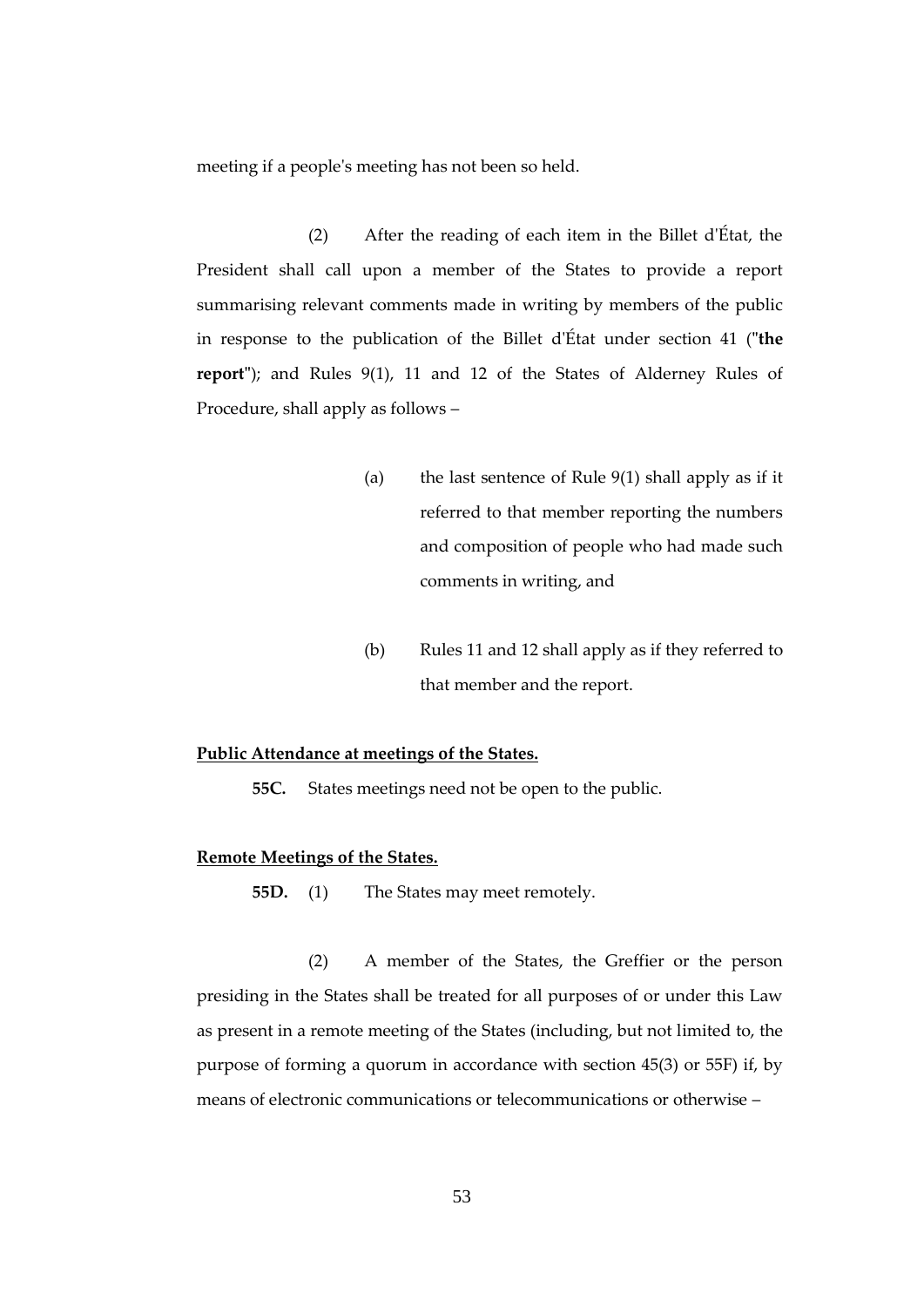meeting if a people's meeting has not been so held.

(2) After the reading of each item in the Billet d'État, the President shall call upon a member of the States to provide a report summarising relevant comments made in writing by members of the public in response to the publication of the Billet d'État under section 41 ("**the report**"); and Rules 9(1), 11 and 12 of the States of Alderney Rules of Procedure, shall apply as follows –

(a) the last sentence of Rule 9(1) shall apply as if it referred to that member reporting the numbers and composition of people who had made such comments in writing, and

(b) Rules 11 and 12 shall apply as if they referred to that member and the report.

**Public Attendance at meetings of the States.**

**55C.** States meetings need not be open to the public.

**Remote Meetings of the States.**

**55D.** (1) The States may meet remotely.

(2) A member of the States, the Greffier or the person presiding in the States shall be treated for all purposes of or under this Law as present in a remote meeting of the States (including, but not limited to, the purpose of forming a quorum in accordance with section 45(3) or 55F) if, by means of electronic communications or telecommunications or otherwise –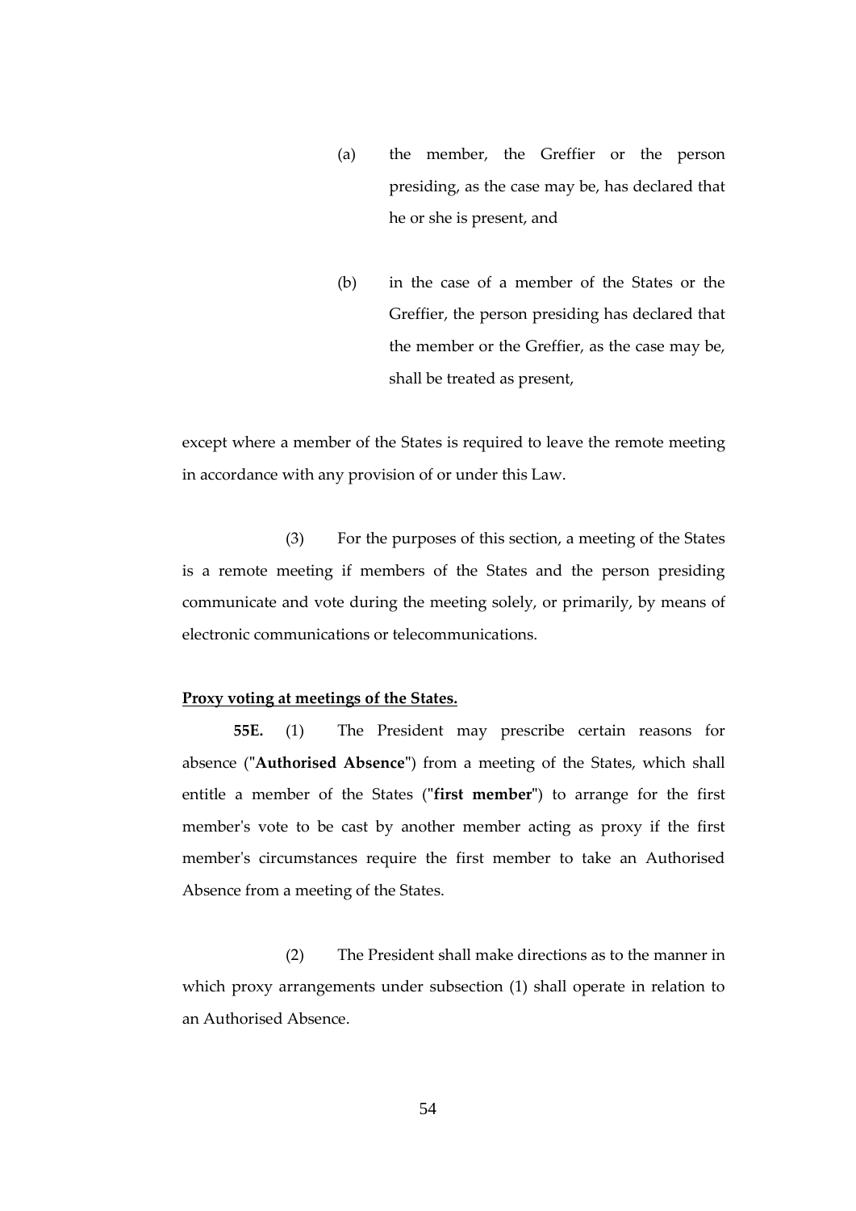(a) the member, the Greffier or the person presiding, as the case may be, has declared that he or she is present, and

(b) in the case of a member of the States or the Greffier, the person presiding has declared that the member or the Greffier, as the case may be, shall be treated as present,

except where a member of the States is required to leave the remote meeting in accordance with any provision of or under this Law.

(3) For the purposes of this section, a meeting of the States is a remote meeting if members of the States and the person presiding communicate and vote during the meeting solely, or primarily, by means of electronic communications or telecommunications.

**Proxy voting at meetings of the States.**

**55E.** (1) The President may prescribe certain reasons for absence ("**Authorised Absence**") from a meeting of the States, which shall entitle a member of the States ("**first member**") to arrange for the first member's vote to be cast by another member acting as proxy if the first member's circumstances require the first member to take an Authorised Absence from a meeting of the States.

(2) The President shall make directions as to the manner in which proxy arrangements under subsection (1) shall operate in relation to an Authorised Absence.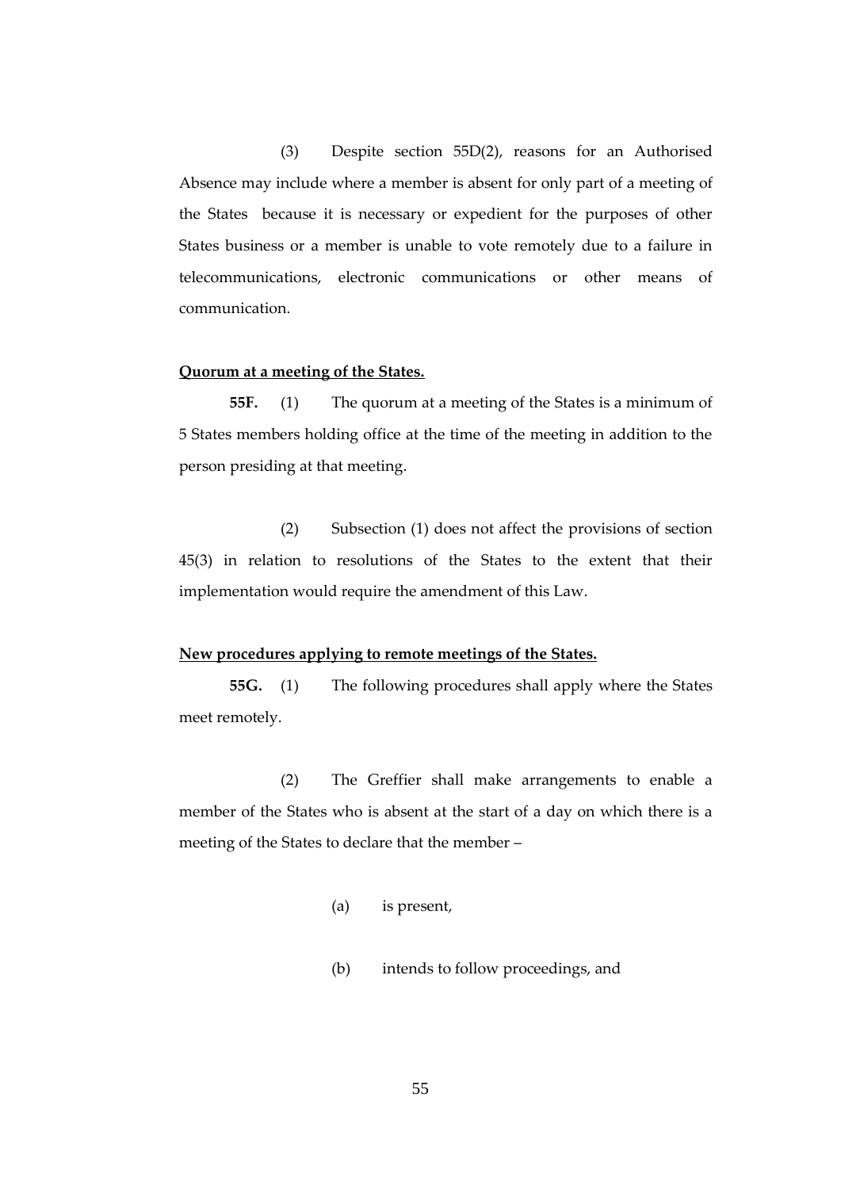(3) Despite section 55D(2), reasons for an Authorised Absence may include where a member is absent for only part of a meeting of the States because it is necessary or expedient for the purposes of other States business or a member is unable to vote remotely due to a failure in telecommunications, electronic communications or other means of communication.

**Quorum at a meeting of the States.**

**55F.** (1) The quorum at a meeting of the States is a minimum of 5 States members holding office at the time of the meeting in addition to the person presiding at that meeting.

(2) Subsection (1) does not affect the provisions of section 45(3) in relation to resolutions of the States to the extent that their implementation would require the amendment of this Law.

**New procedures applying to remote meetings of the States.**

**55G.** (1) The following procedures shall apply where the States meet remotely.

(2) The Greffier shall make arrangements to enable a member of the States who is absent at the start of a day on which there is a meeting of the States to declare that the member –

(a) is present,

(b) intends to follow proceedings, and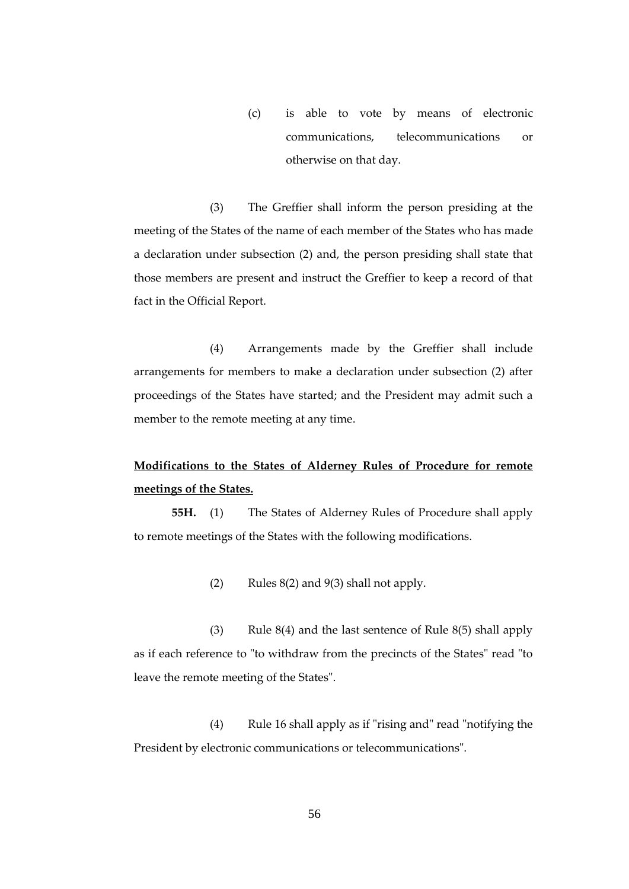(c) is able to vote by means of electronic communications, telecommunications or otherwise on that day.

(3) The Greffier shall inform the person presiding at the meeting of the States of the name of each member of the States who has made a declaration under subsection (2) and, the person presiding shall state that those members are present and instruct the Greffier to keep a record of that fact in the Official Report.

(4) Arrangements made by the Greffier shall include arrangements for members to make a declaration under subsection (2) after proceedings of the States have started; and the President may admit such a member to the remote meeting at any time.

**Modifications to the States of Alderney Rules of Procedure for remote meetings of the States.**

**55H.** (1) The States of Alderney Rules of Procedure shall apply to remote meetings of the States with the following modifications.

(2) Rules 8(2) and 9(3) shall not apply.

(3) Rule 8(4) and the last sentence of Rule 8(5) shall apply as if each reference to "to withdraw from the precincts of the States" read "to leave the remote meeting of the States".

(4) Rule 16 shall apply as if "rising and" read "notifying the President by electronic communications or telecommunications".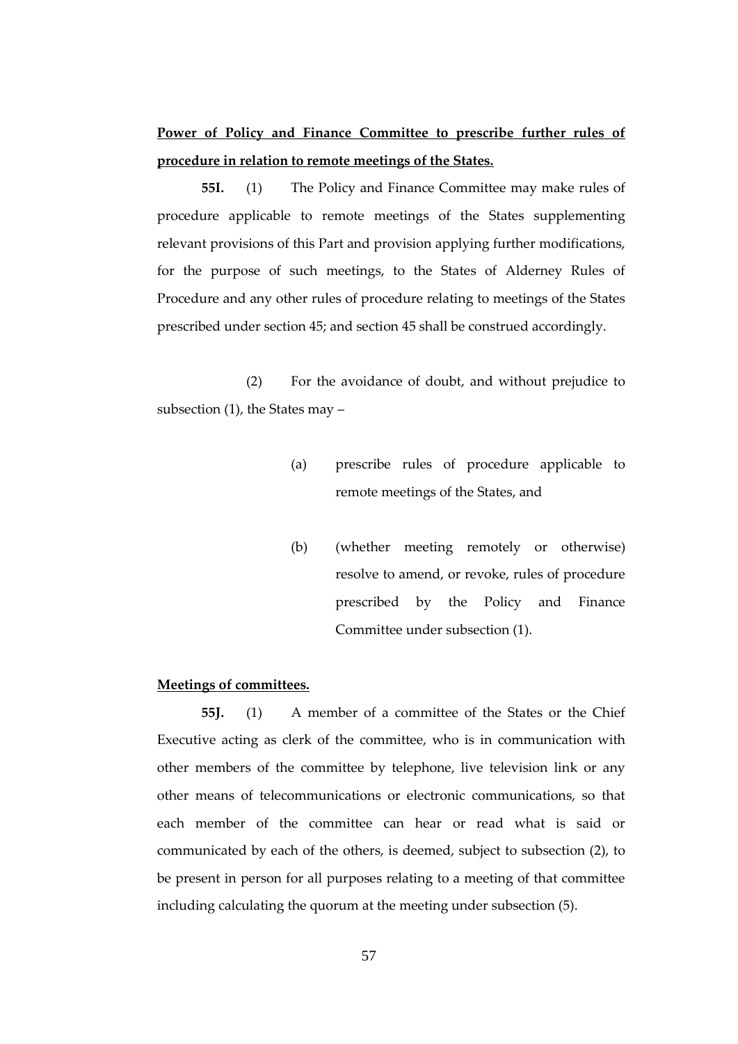**Power of Policy and Finance Committee to prescribe further rules of procedure in relation to remote meetings of the States.**

**55I.** (1) The Policy and Finance Committee may make rules of procedure applicable to remote meetings of the States supplementing relevant provisions of this Part and provision applying further modifications, for the purpose of such meetings, to the States of Alderney Rules of Procedure and any other rules of procedure relating to meetings of the States prescribed under section 45; and section 45 shall be construed accordingly.

(2) For the avoidance of doubt, and without prejudice to subsection (1), the States may –

(a) prescribe rules of procedure applicable to remote meetings of the States, and

(b) (whether meeting remotely or otherwise) resolve to amend, or revoke, rules of procedure prescribed by the Policy and Finance Committee under subsection (1).

**Meetings of committees.**

**55J.** (1) A member of a committee of the States or the Chief Executive acting as clerk of the committee, who is in communication with other members of the committee by telephone, live television link or any other means of telecommunications or electronic communications, so that each member of the committee can hear or read what is said or communicated by each of the others, is deemed, subject to subsection (2), to be present in person for all purposes relating to a meeting of that committee including calculating the quorum at the meeting under subsection (5).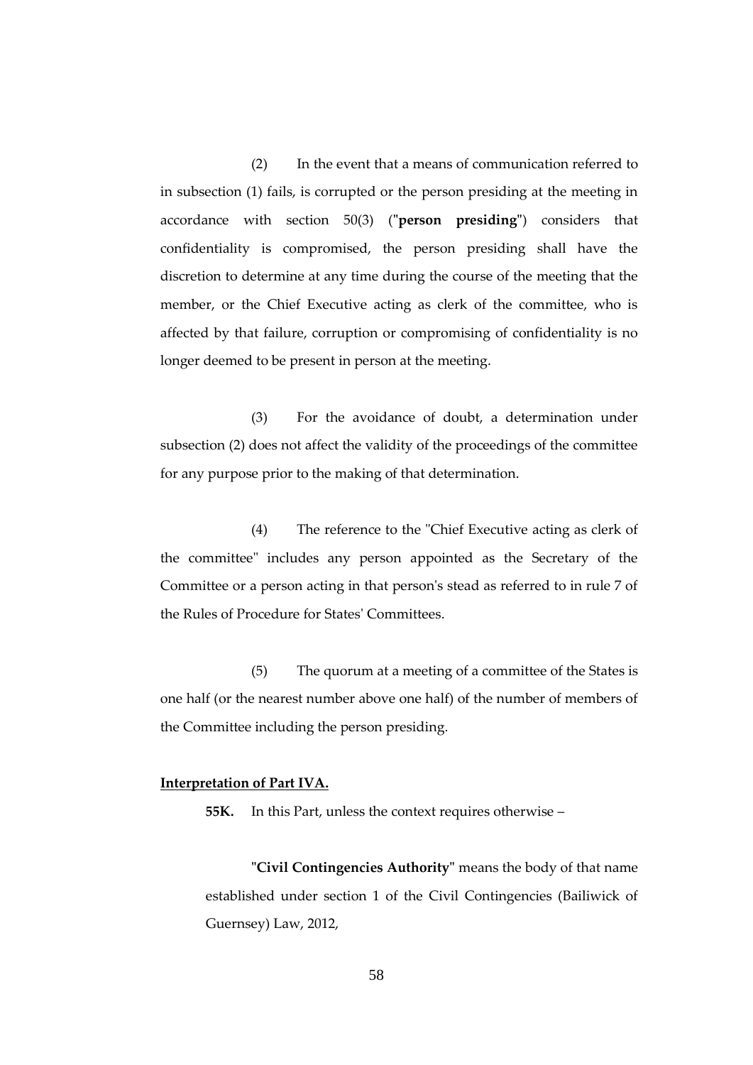(2) In the event that a means of communication referred to in subsection (1) fails, is corrupted or the person presiding at the meeting in accordance with section 50(3) ("**person presiding**") considers that confidentiality is compromised, the person presiding shall have the discretion to determine at any time during the course of the meeting that the member, or the Chief Executive acting as clerk of the committee, who is affected by that failure, corruption or compromising of confidentiality is no longer deemed to be present in person at the meeting.

(3) For the avoidance of doubt, a determination under subsection (2) does not affect the validity of the proceedings of the committee for any purpose prior to the making of that determination.

(4) The reference to the "Chief Executive acting as clerk of the committee" includes any person appointed as the Secretary of the Committee or a person acting in that person's stead as referred to in rule 7 of the Rules of Procedure for States' Committees.

(5) The quorum at a meeting of a committee of the States is one half (or the nearest number above one half) of the number of members of the Committee including the person presiding.

**Interpretation of Part IVA.**

**55K.** In this Part, unless the context requires otherwise –

"**Civil Contingencies Authority**" means the body of that name established under section 1 of the Civil Contingencies (Bailiwick of Guernsey) Law, 2012,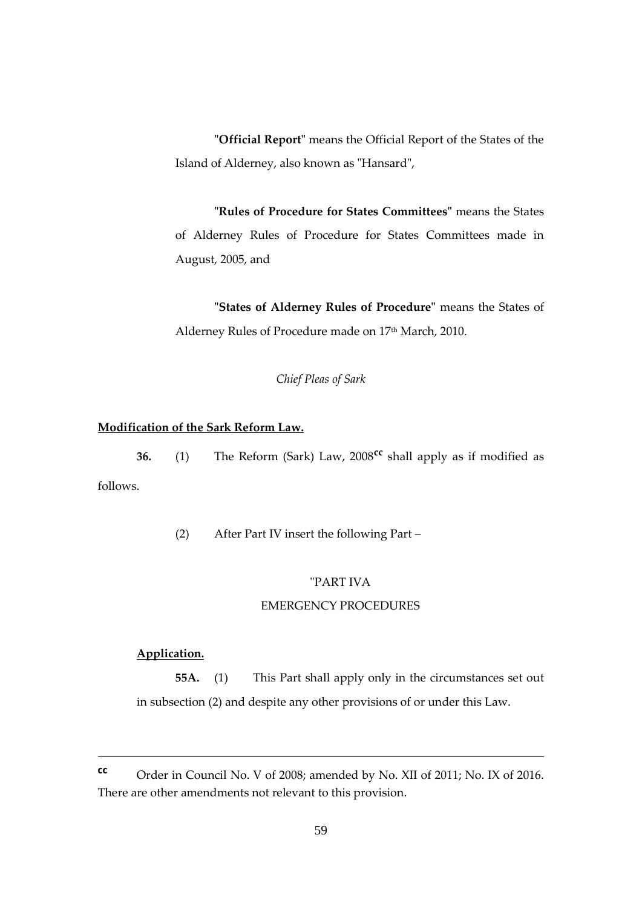"**Official Report**" means the Official Report of the States of the Island of Alderney, also known as "Hansard",

"**Rules of Procedure for States Committees**" means the States of Alderney Rules of Procedure for States Committees made in August, 2005, and

"**States of Alderney Rules of Procedure**" means the States of Alderney Rules of Procedure made on 17th March, 2010.

*Chief Pleas of Sark*

**Modification of the Sark Reform Law.**

**36.** (1) The Reform (Sark) Law, 2008[cc] shall apply as if modified as follows.

(2) After Part IV insert the following Part –

"PART IVA

EMERGENCY PROCEDURES

**Application.**

**55A.** (1) This Part shall apply only in the circumstances set out in subsection (2) and despite any other provisions of or under this Law.

---

[cc] Order in Council No. V of 2008; amended by No. XII of 2011; No. IX of 2016. There are other amendments not relevant to this provision.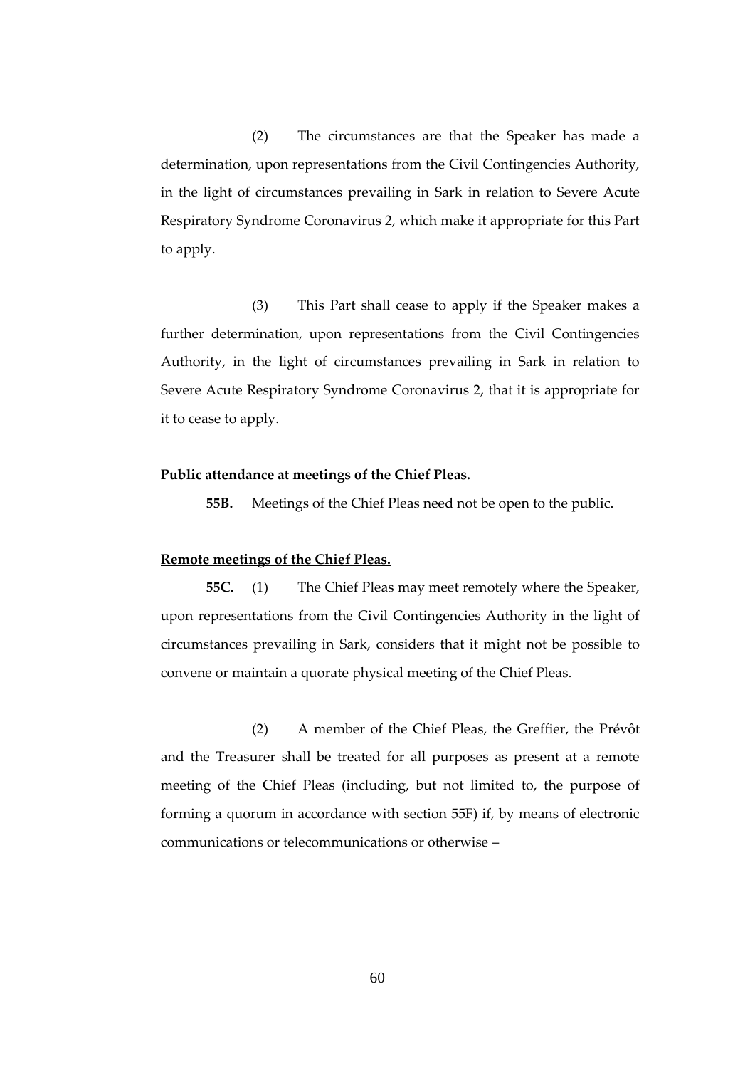(2) The circumstances are that the Speaker has made a determination, upon representations from the Civil Contingencies Authority, in the light of circumstances prevailing in Sark in relation to Severe Acute Respiratory Syndrome Coronavirus 2, which make it appropriate for this Part to apply.

(3) This Part shall cease to apply if the Speaker makes a further determination, upon representations from the Civil Contingencies Authority, in the light of circumstances prevailing in Sark in relation to Severe Acute Respiratory Syndrome Coronavirus 2, that it is appropriate for it to cease to apply.

**Public attendance at meetings of the Chief Pleas.**

**55B.** Meetings of the Chief Pleas need not be open to the public.

**Remote meetings of the Chief Pleas.**

**55C.** (1) The Chief Pleas may meet remotely where the Speaker, upon representations from the Civil Contingencies Authority in the light of circumstances prevailing in Sark, considers that it might not be possible to convene or maintain a quorate physical meeting of the Chief Pleas.

(2) A member of the Chief Pleas, the Greffier, the Prévôt and the Treasurer shall be treated for all purposes as present at a remote meeting of the Chief Pleas (including, but not limited to, the purpose of forming a quorum in accordance with section 55F) if, by means of electronic communications or telecommunications or otherwise –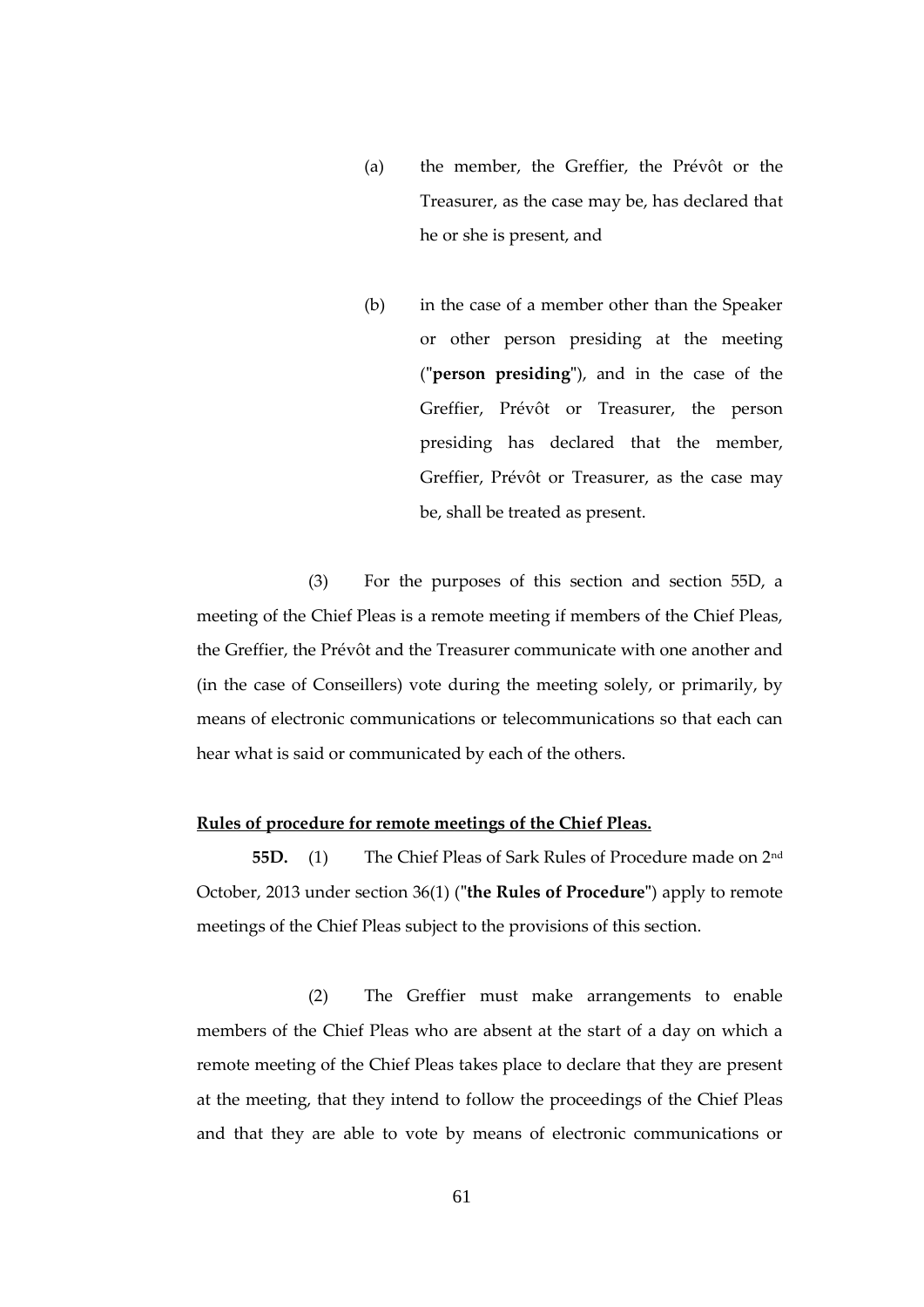(a) the member, the Greffier, the Prévôt or the Treasurer, as the case may be, has declared that he or she is present, and

(b) in the case of a member other than the Speaker or other person presiding at the meeting ("**person presiding**"), and in the case of the Greffier, Prévôt or Treasurer, the person presiding has declared that the member, Greffier, Prévôt or Treasurer, as the case may be, shall be treated as present.

(3) For the purposes of this section and section 55D, a meeting of the Chief Pleas is a remote meeting if members of the Chief Pleas, the Greffier, the Prévôt and the Treasurer communicate with one another and (in the case of Conseillers) vote during the meeting solely, or primarily, by means of electronic communications or telecommunications so that each can hear what is said or communicated by each of the others.

**Rules of procedure for remote meetings of the Chief Pleas.**

**55D.** (1) The Chief Pleas of Sark Rules of Procedure made on 2nd October, 2013 under section 36(1) ("**the Rules of Procedure**") apply to remote meetings of the Chief Pleas subject to the provisions of this section.

(2) The Greffier must make arrangements to enable members of the Chief Pleas who are absent at the start of a day on which a remote meeting of the Chief Pleas takes place to declare that they are present at the meeting, that they intend to follow the proceedings of the Chief Pleas and that they are able to vote by means of electronic communications or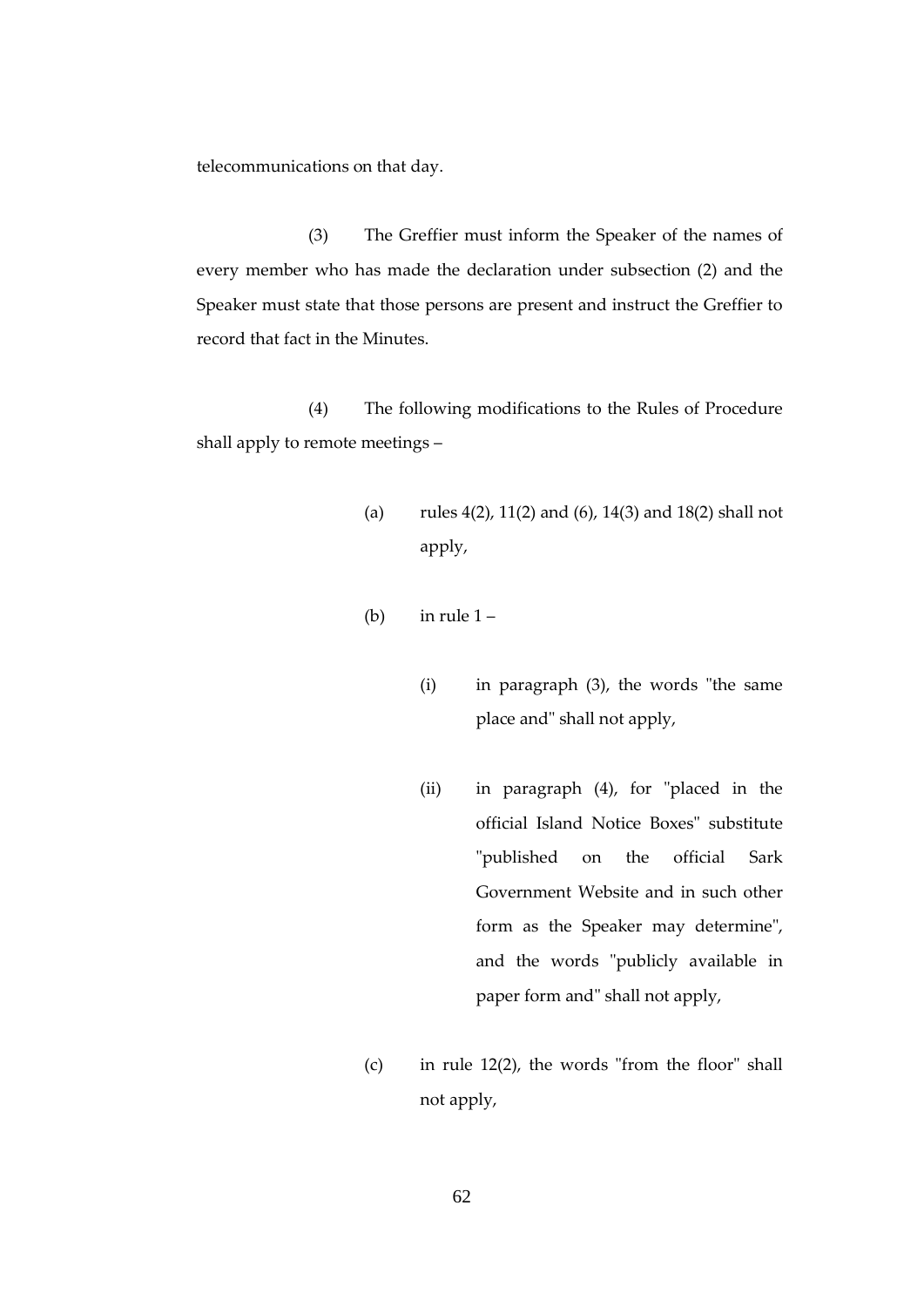telecommunications on that day.

(3) The Greffier must inform the Speaker of the names of every member who has made the declaration under subsection (2) and the Speaker must state that those persons are present and instruct the Greffier to record that fact in the Minutes.

(4) The following modifications to the Rules of Procedure shall apply to remote meetings –

- (a) rules 4(2), 11(2) and (6), 14(3) and 18(2) shall not apply,

- (b) in rule 1 –

  - (i) in paragraph (3), the words "the same place and" shall not apply,

  - (ii) in paragraph (4), for "placed in the official Island Notice Boxes" substitute "published on the official Sark Government Website and in such other form as the Speaker may determine", and the words "publicly available in paper form and" shall not apply,

- (c) in rule 12(2), the words "from the floor" shall not apply,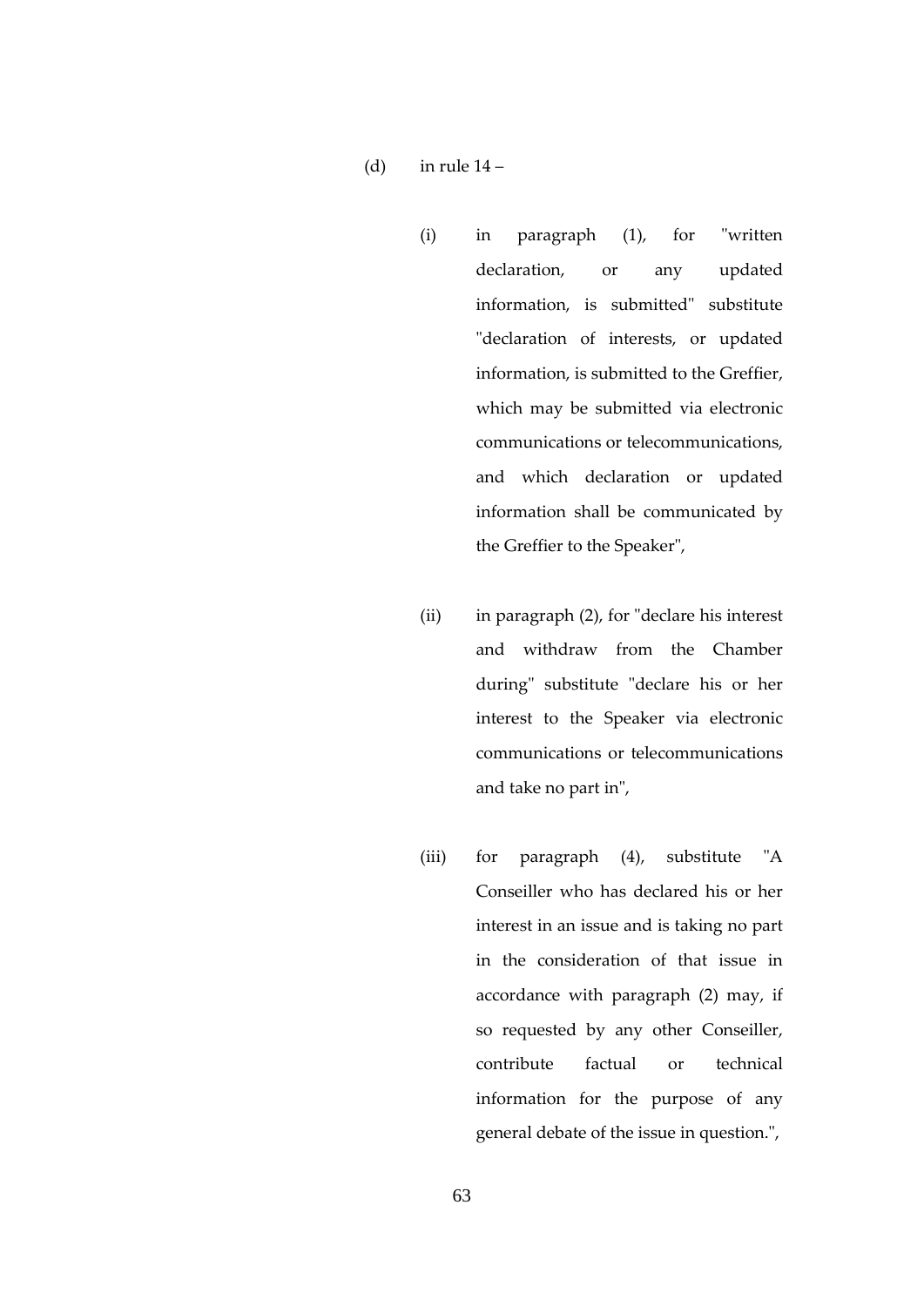(d) in rule 14 –

(i) in paragraph (1), for "written declaration, or any updated information, is submitted" substitute "declaration of interests, or updated information, is submitted to the Greffier, which may be submitted via electronic communications or telecommunications, and which declaration or updated information shall be communicated by the Greffier to the Speaker",

(ii) in paragraph (2), for "declare his interest and withdraw from the Chamber during" substitute "declare his or her interest to the Speaker via electronic communications or telecommunications and take no part in",

(iii) for paragraph (4), substitute "A Conseiller who has declared his or her interest in an issue and is taking no part in the consideration of that issue in accordance with paragraph (2) may, if so requested by any other Conseiller, contribute factual or technical information for the purpose of any general debate of the issue in question.",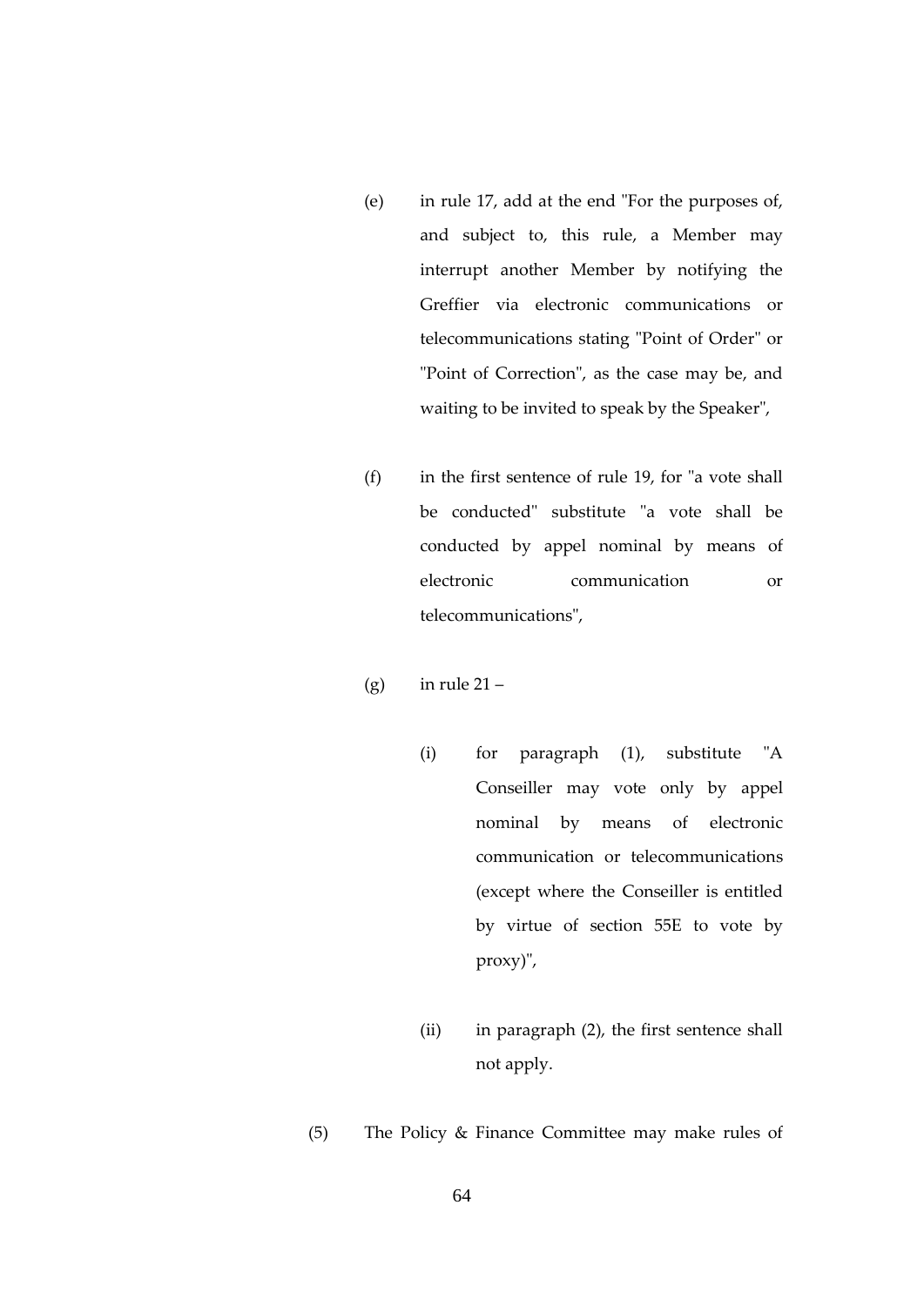(e) in rule 17, add at the end "For the purposes of, and subject to, this rule, a Member may interrupt another Member by notifying the Greffier via electronic communications or telecommunications stating "Point of Order" or "Point of Correction", as the case may be, and waiting to be invited to speak by the Speaker",

(f) in the first sentence of rule 19, for "a vote shall be conducted" substitute "a vote shall be conducted by appel nominal by means of electronic communication or telecommunications",

(g) in rule 21 –

(i) for paragraph (1), substitute "A Conseiller may vote only by appel nominal by means of electronic communication or telecommunications (except where the Conseiller is entitled by virtue of section 55E to vote by proxy)",

(ii) in paragraph (2), the first sentence shall not apply.

(5) The Policy & Finance Committee may make rules of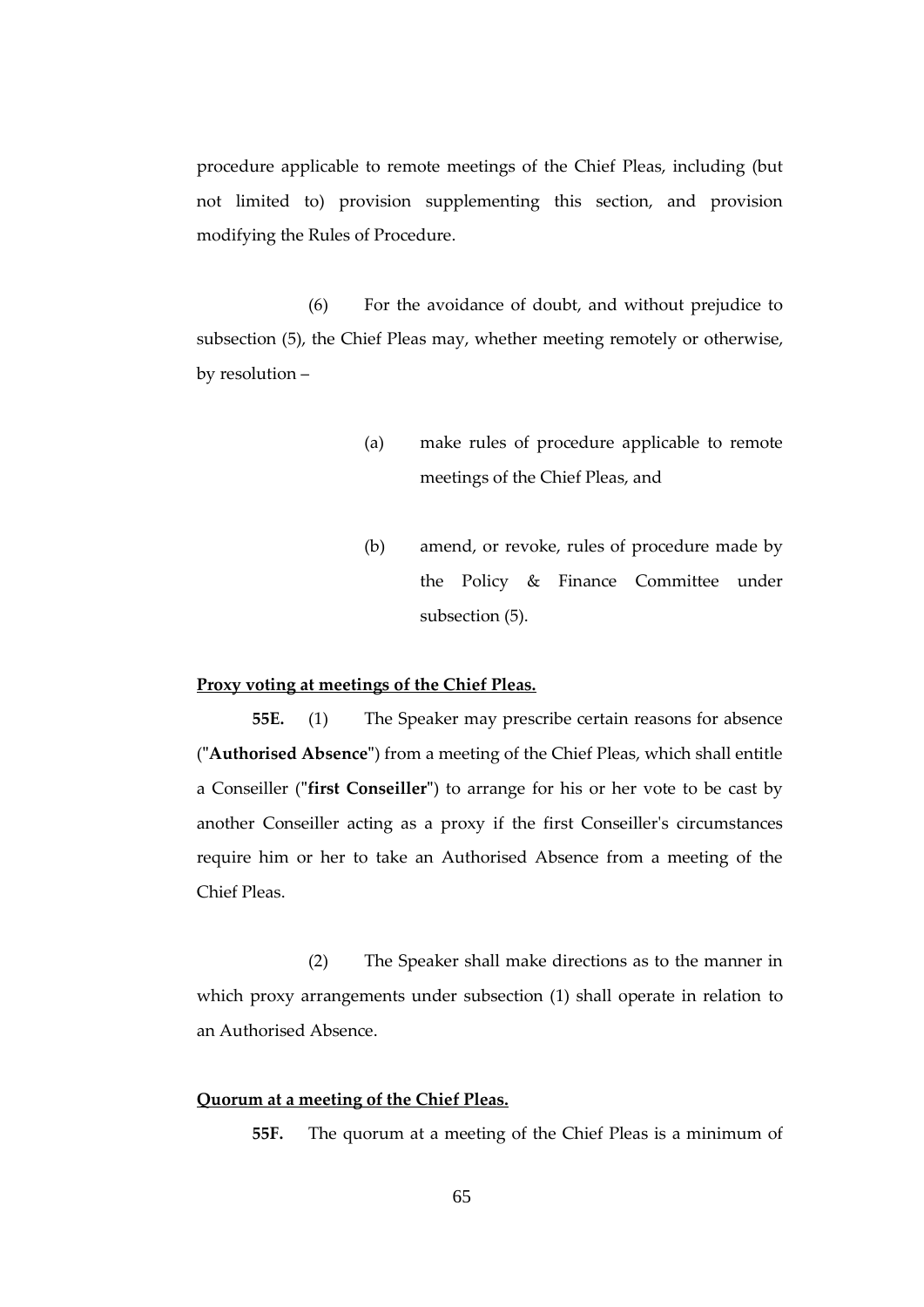procedure applicable to remote meetings of the Chief Pleas, including (but not limited to) provision supplementing this section, and provision modifying the Rules of Procedure.

(6) For the avoidance of doubt, and without prejudice to subsection (5), the Chief Pleas may, whether meeting remotely or otherwise, by resolution –

(a) make rules of procedure applicable to remote meetings of the Chief Pleas, and

(b) amend, or revoke, rules of procedure made by the Policy & Finance Committee under subsection (5).

**Proxy voting at meetings of the Chief Pleas.**

**55E.** (1) The Speaker may prescribe certain reasons for absence ("**Authorised Absence**") from a meeting of the Chief Pleas, which shall entitle a Conseiller ("**first Conseiller**") to arrange for his or her vote to be cast by another Conseiller acting as a proxy if the first Conseiller's circumstances require him or her to take an Authorised Absence from a meeting of the Chief Pleas.

(2) The Speaker shall make directions as to the manner in which proxy arrangements under subsection (1) shall operate in relation to an Authorised Absence.

**Quorum at a meeting of the Chief Pleas.**

**55F.** The quorum at a meeting of the Chief Pleas is a minimum of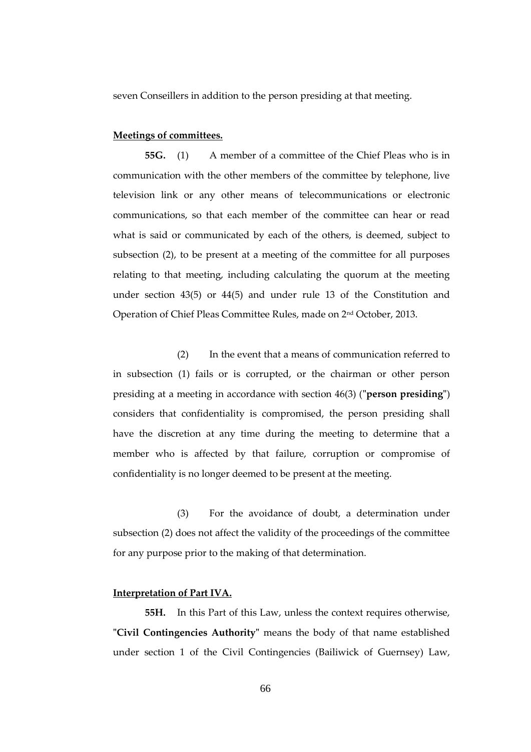seven Conseillers in addition to the person presiding at that meeting.

**Meetings of committees.**

**55G.** (1) A member of a committee of the Chief Pleas who is in communication with the other members of the committee by telephone, live television link or any other means of telecommunications or electronic communications, so that each member of the committee can hear or read what is said or communicated by each of the others, is deemed, subject to subsection (2), to be present at a meeting of the committee for all purposes relating to that meeting, including calculating the quorum at the meeting under section 43(5) or 44(5) and under rule 13 of the Constitution and Operation of Chief Pleas Committee Rules, made on 2nd October, 2013.

(2) In the event that a means of communication referred to in subsection (1) fails or is corrupted, or the chairman or other person presiding at a meeting in accordance with section 46(3) ("**person presiding**") considers that confidentiality is compromised, the person presiding shall have the discretion at any time during the meeting to determine that a member who is affected by that failure, corruption or compromise of confidentiality is no longer deemed to be present at the meeting.

(3) For the avoidance of doubt, a determination under subsection (2) does not affect the validity of the proceedings of the committee for any purpose prior to the making of that determination.

**Interpretation of Part IVA.**

**55H.** In this Part of this Law, unless the context requires otherwise, "**Civil Contingencies Authority**" means the body of that name established under section 1 of the Civil Contingencies (Bailiwick of Guernsey) Law,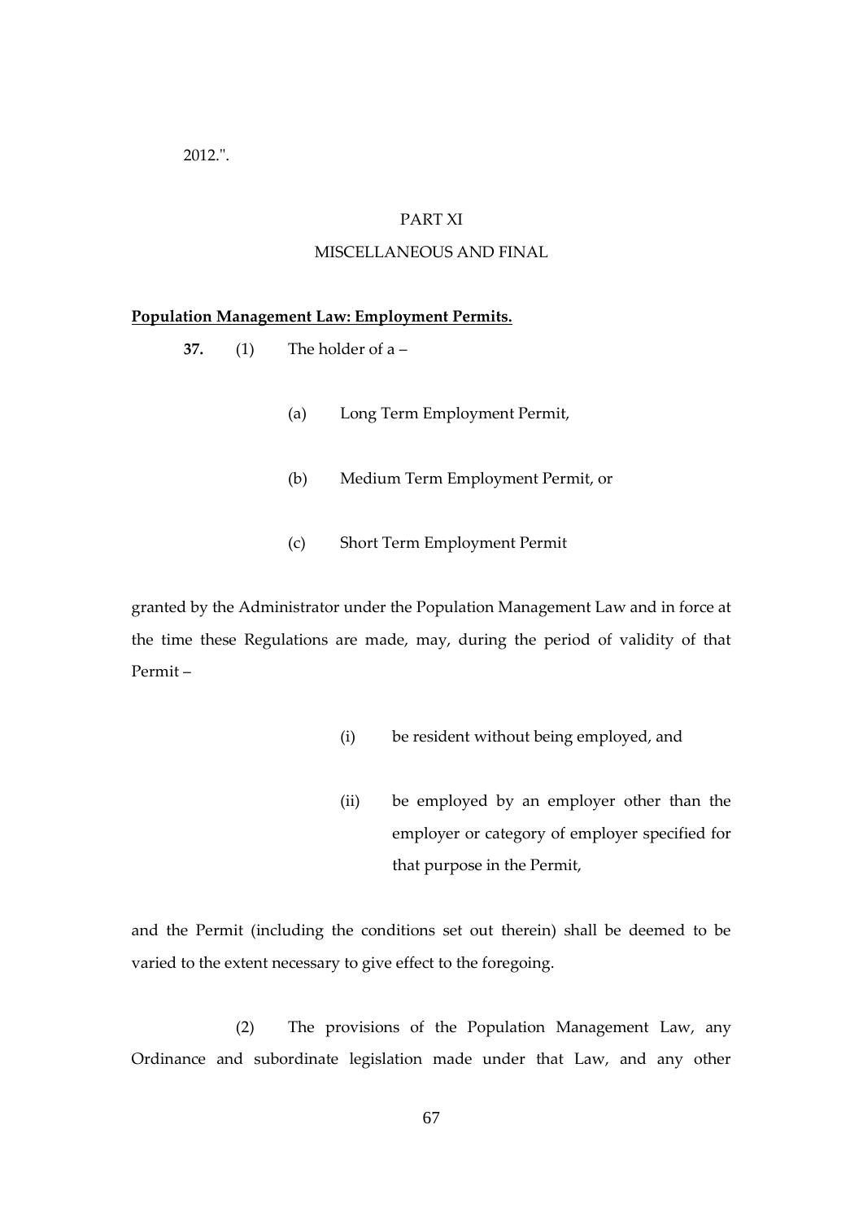2012.".

PART XI

MISCELLANEOUS AND FINAL

**Population Management Law: Employment Permits.**

**37.** (1) The holder of a –

(a) Long Term Employment Permit,

(b) Medium Term Employment Permit, or

(c) Short Term Employment Permit

granted by the Administrator under the Population Management Law and in force at the time these Regulations are made, may, during the period of validity of that Permit –

(i) be resident without being employed, and

(ii) be employed by an employer other than the employer or category of employer specified for that purpose in the Permit,

and the Permit (including the conditions set out therein) shall be deemed to be varied to the extent necessary to give effect to the foregoing.

(2) The provisions of the Population Management Law, any Ordinance and subordinate legislation made under that Law, and any other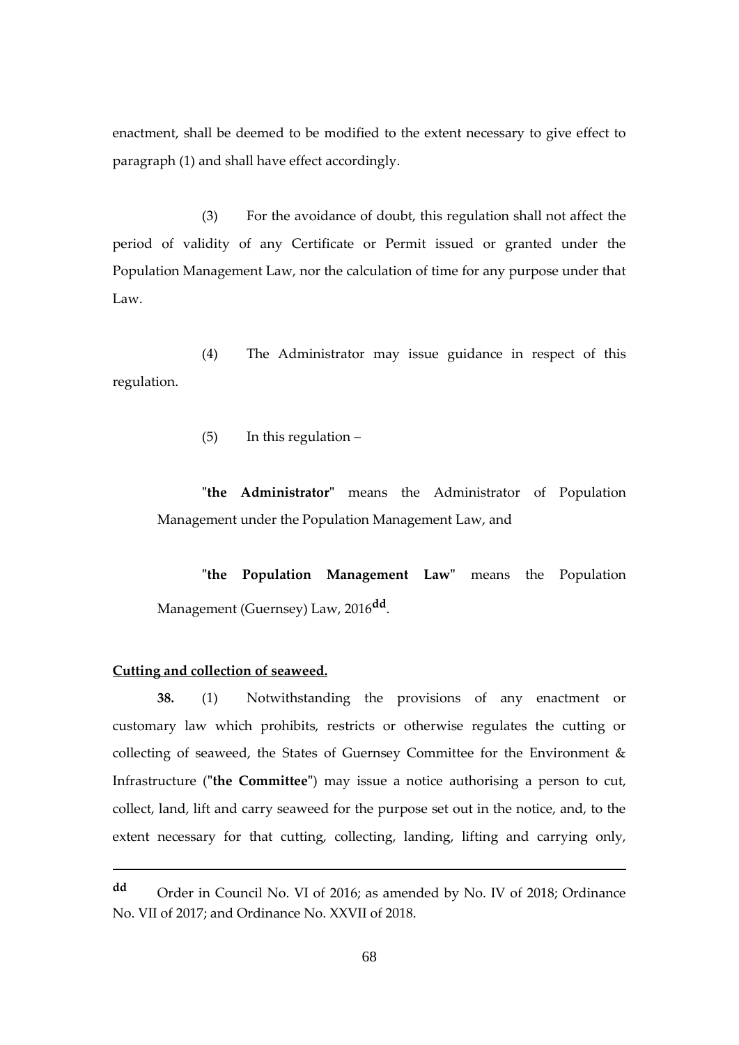enactment, shall be deemed to be modified to the extent necessary to give effect to paragraph (1) and shall have effect accordingly.

(3) For the avoidance of doubt, this regulation shall not affect the period of validity of any Certificate or Permit issued or granted under the Population Management Law, nor the calculation of time for any purpose under that Law.

(4) The Administrator may issue guidance in respect of this regulation.

(5) In this regulation –

"**the Administrator**" means the Administrator of Population Management under the Population Management Law, and

"**the Population Management Law**" means the Population Management (Guernsey) Law, 2016[dd].

__Cutting and collection of seaweed.__

**38.** (1) Notwithstanding the provisions of any enactment or customary law which prohibits, restricts or otherwise regulates the cutting or collecting of seaweed, the States of Guernsey Committee for the Environment & Infrastructure ("**the Committee**") may issue a notice authorising a person to cut, collect, land, lift and carry seaweed for the purpose set out in the notice, and, to the extent necessary for that cutting, collecting, landing, lifting and carrying only,

---

[dd] Order in Council No. VI of 2016; as amended by No. IV of 2018; Ordinance No. VII of 2017; and Ordinance No. XXVII of 2018.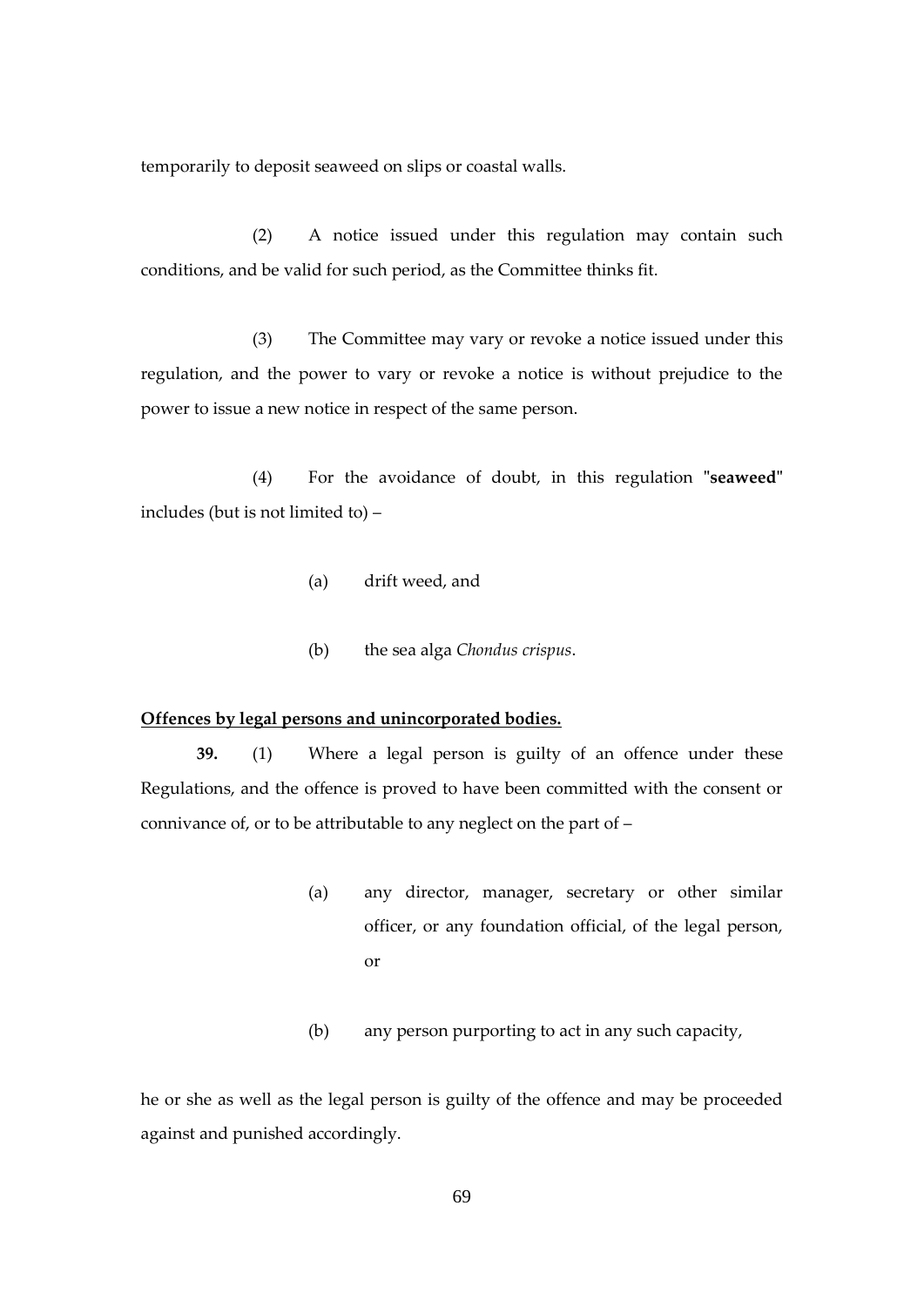temporarily to deposit seaweed on slips or coastal walls.

(2) A notice issued under this regulation may contain such conditions, and be valid for such period, as the Committee thinks fit.

(3) The Committee may vary or revoke a notice issued under this regulation, and the power to vary or revoke a notice is without prejudice to the power to issue a new notice in respect of the same person.

(4) For the avoidance of doubt, in this regulation "**seaweed**" includes (but is not limited to) –

(a) drift weed, and

(b) the sea alga *Chondus crispus*.

**Offences by legal persons and unincorporated bodies.**

**39.** (1) Where a legal person is guilty of an offence under these Regulations, and the offence is proved to have been committed with the consent or connivance of, or to be attributable to any neglect on the part of –

(a) any director, manager, secretary or other similar officer, or any foundation official, of the legal person, or

(b) any person purporting to act in any such capacity,

he or she as well as the legal person is guilty of the offence and may be proceeded against and punished accordingly.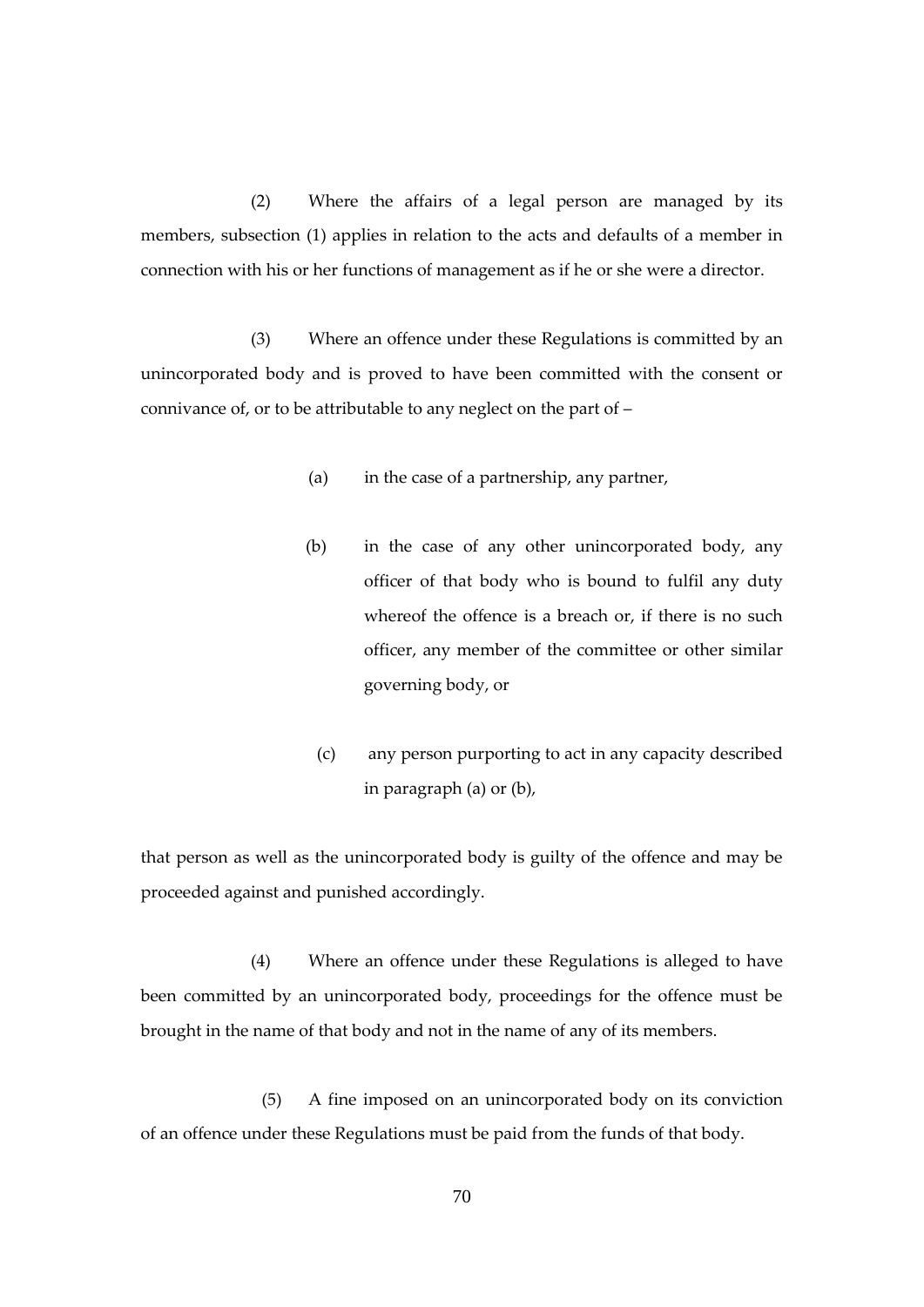(2) Where the affairs of a legal person are managed by its members, subsection (1) applies in relation to the acts and defaults of a member in connection with his or her functions of management as if he or she were a director.

(3) Where an offence under these Regulations is committed by an unincorporated body and is proved to have been committed with the consent or connivance of, or to be attributable to any neglect on the part of –

(a) in the case of a partnership, any partner,

(b) in the case of any other unincorporated body, any officer of that body who is bound to fulfil any duty whereof the offence is a breach or, if there is no such officer, any member of the committee or other similar governing body, or

(c) any person purporting to act in any capacity described in paragraph (a) or (b),

that person as well as the unincorporated body is guilty of the offence and may be proceeded against and punished accordingly.

(4) Where an offence under these Regulations is alleged to have been committed by an unincorporated body, proceedings for the offence must be brought in the name of that body and not in the name of any of its members.

(5) A fine imposed on an unincorporated body on its conviction of an offence under these Regulations must be paid from the funds of that body.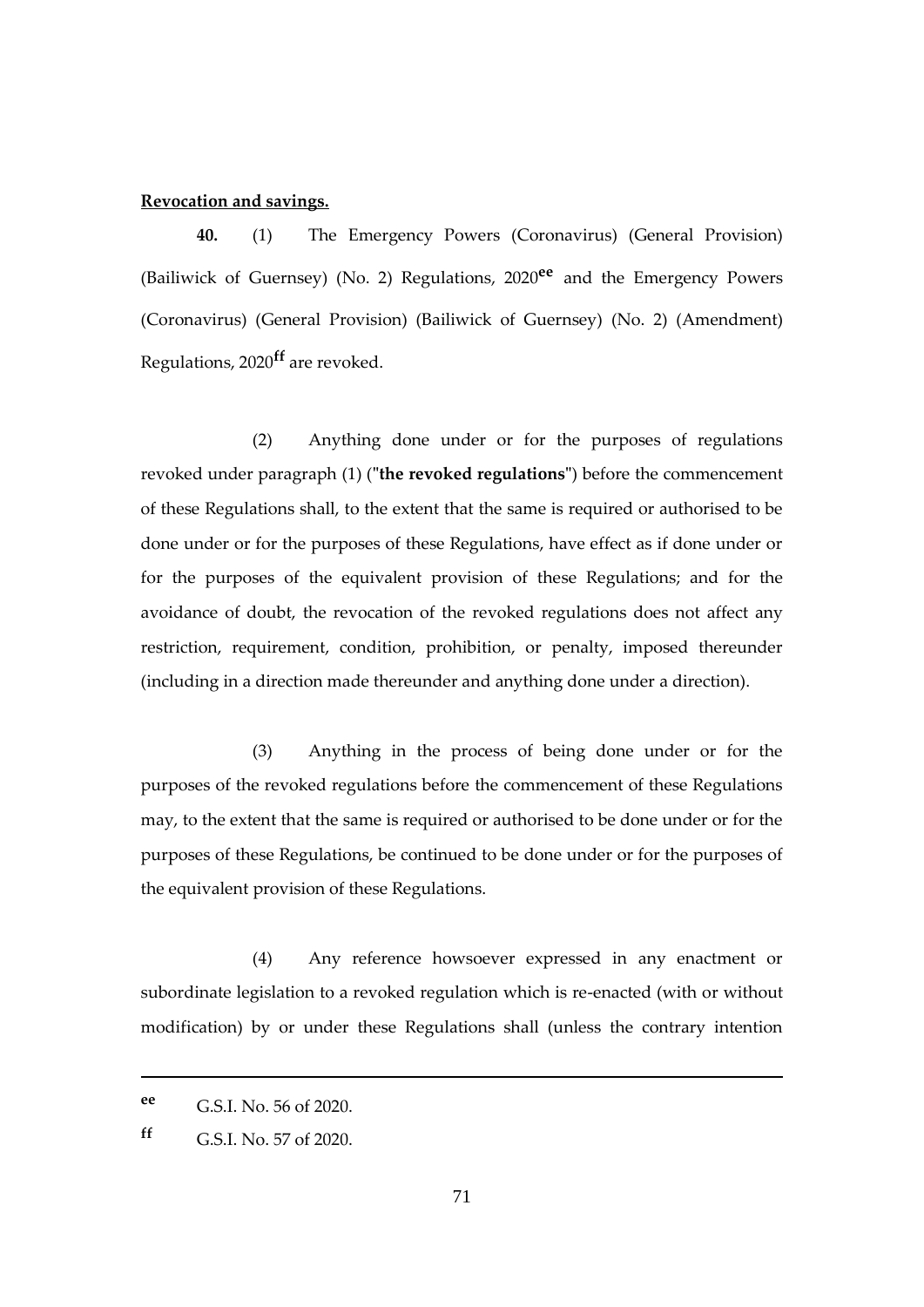**Revocation and savings.**

**40.** (1) The Emergency Powers (Coronavirus) (General Provision) (Bailiwick of Guernsey) (No. 2) Regulations, 2020[ee] and the Emergency Powers (Coronavirus) (General Provision) (Bailiwick of Guernsey) (No. 2) (Amendment) Regulations, 2020[ff] are revoked.

(2) Anything done under or for the purposes of regulations revoked under paragraph (1) ("**the revoked regulations**") before the commencement of these Regulations shall, to the extent that the same is required or authorised to be done under or for the purposes of these Regulations, have effect as if done under or for the purposes of the equivalent provision of these Regulations; and for the avoidance of doubt, the revocation of the revoked regulations does not affect any restriction, requirement, condition, prohibition, or penalty, imposed thereunder (including in a direction made thereunder and anything done under a direction).

(3) Anything in the process of being done under or for the purposes of the revoked regulations before the commencement of these Regulations may, to the extent that the same is required or authorised to be done under or for the purposes of these Regulations, be continued to be done under or for the purposes of the equivalent provision of these Regulations.

(4) Any reference howsoever expressed in any enactment or subordinate legislation to a revoked regulation which is re-enacted (with or without modification) by or under these Regulations shall (unless the contrary intention

---

[ee] G.S.I. No. 56 of 2020.

[ff] G.S.I. No. 57 of 2020.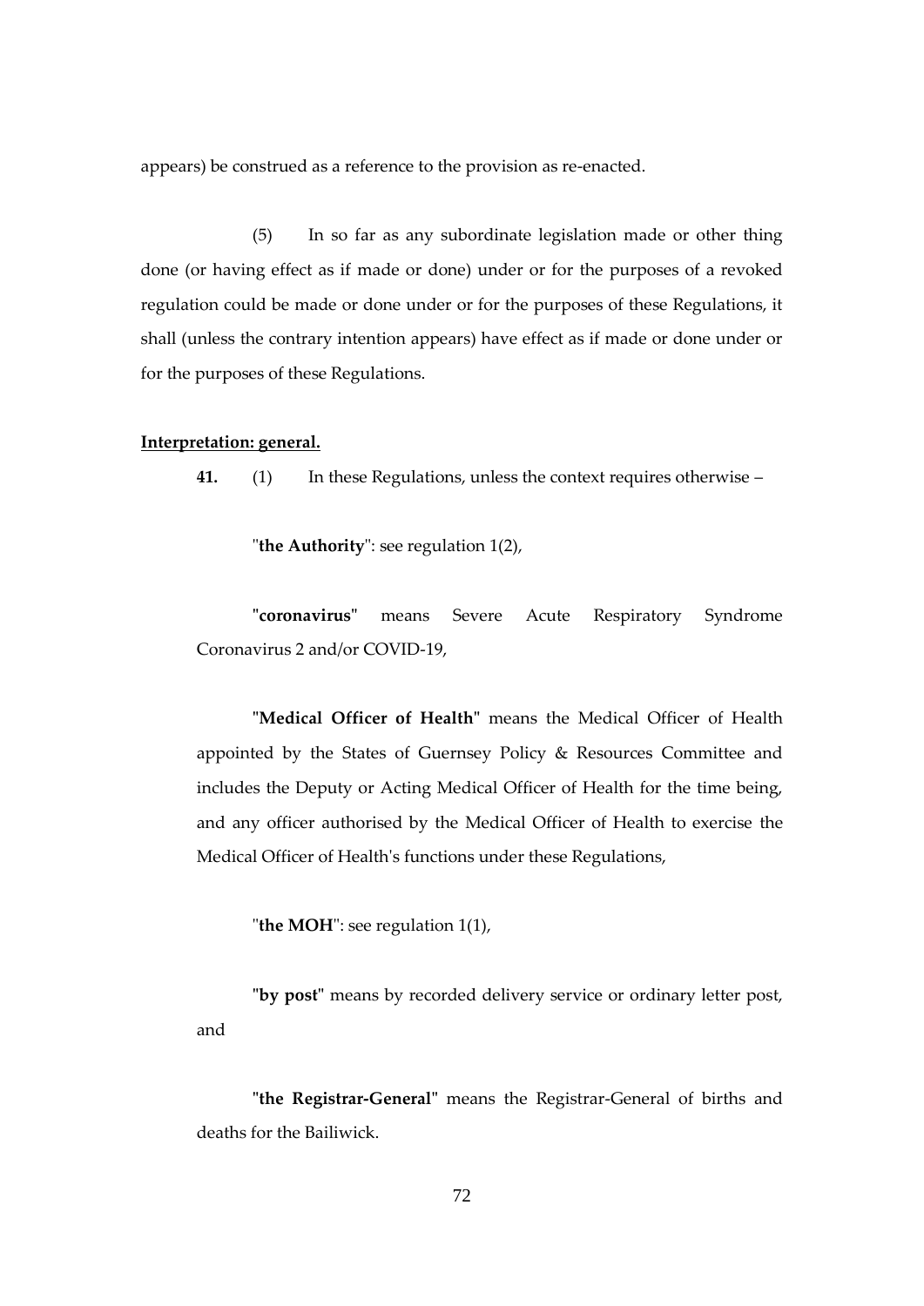appears) be construed as a reference to the provision as re-enacted.

(5) In so far as any subordinate legislation made or other thing done (or having effect as if made or done) under or for the purposes of a revoked regulation could be made or done under or for the purposes of these Regulations, it shall (unless the contrary intention appears) have effect as if made or done under or for the purposes of these Regulations.

**Interpretation: general.**

**41.** (1) In these Regulations, unless the context requires otherwise –

"**the Authority**": see regulation 1(2),

"**coronavirus**" means Severe Acute Respiratory Syndrome Coronavirus 2 and/or COVID-19,

"**Medical Officer of Health**" means the Medical Officer of Health appointed by the States of Guernsey Policy & Resources Committee and includes the Deputy or Acting Medical Officer of Health for the time being, and any officer authorised by the Medical Officer of Health to exercise the Medical Officer of Health's functions under these Regulations,

"**the MOH**": see regulation 1(1),

"**by post**" means by recorded delivery service or ordinary letter post, and

"**the Registrar-General**" means the Registrar-General of births and deaths for the Bailiwick.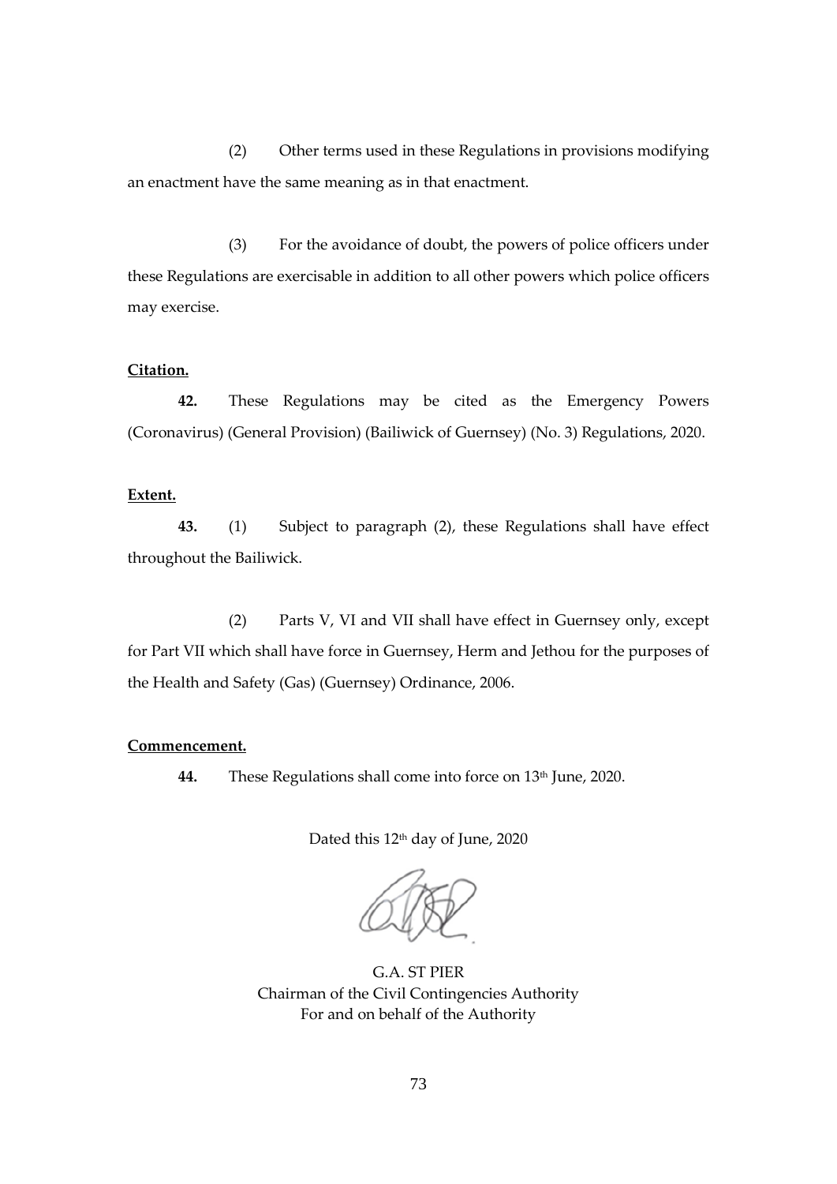(2) Other terms used in these Regulations in provisions modifying an enactment have the same meaning as in that enactment.

(3) For the avoidance of doubt, the powers of police officers under these Regulations are exercisable in addition to all other powers which police officers may exercise.

**Citation.**

**42.** These Regulations may be cited as the Emergency Powers (Coronavirus) (General Provision) (Bailiwick of Guernsey) (No. 3) Regulations, 2020.

**Extent.**

**43.** (1) Subject to paragraph (2), these Regulations shall have effect throughout the Bailiwick.

(2) Parts V, VI and VII shall have effect in Guernsey only, except for Part VII which shall have force in Guernsey, Herm and Jethou for the purposes of the Health and Safety (Gas) (Guernsey) Ordinance, 2006.

**Commencement.**

**44.** These Regulations shall come into force on 13th June, 2020.

Dated this 12th day of June, 2020

G.A. ST PIER
Chairman of the Civil Contingencies Authority
For and on behalf of the Authority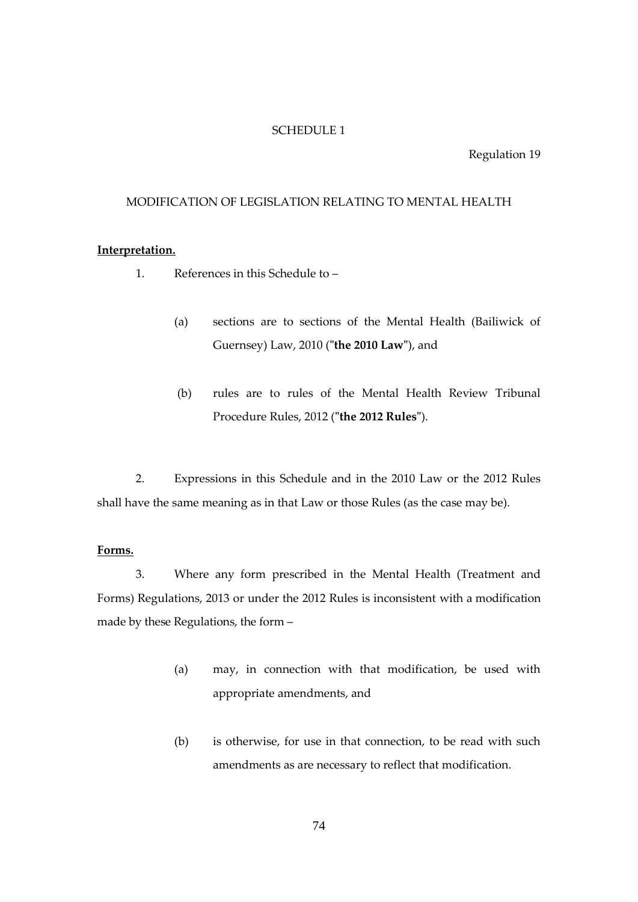SCHEDULE 1

Regulation 19

MODIFICATION OF LEGISLATION RELATING TO MENTAL HEALTH

**Interpretation.**

1. References in this Schedule to –

   (a) sections are to sections of the Mental Health (Bailiwick of Guernsey) Law, 2010 ("**the 2010 Law**"), and

   (b) rules are to rules of the Mental Health Review Tribunal Procedure Rules, 2012 ("**the 2012 Rules**").

2. Expressions in this Schedule and in the 2010 Law or the 2012 Rules shall have the same meaning as in that Law or those Rules (as the case may be).

**Forms.**

3. Where any form prescribed in the Mental Health (Treatment and Forms) Regulations, 2013 or under the 2012 Rules is inconsistent with a modification made by these Regulations, the form –

   (a) may, in connection with that modification, be used with appropriate amendments, and

   (b) is otherwise, for use in that connection, to be read with such amendments as are necessary to reflect that modification.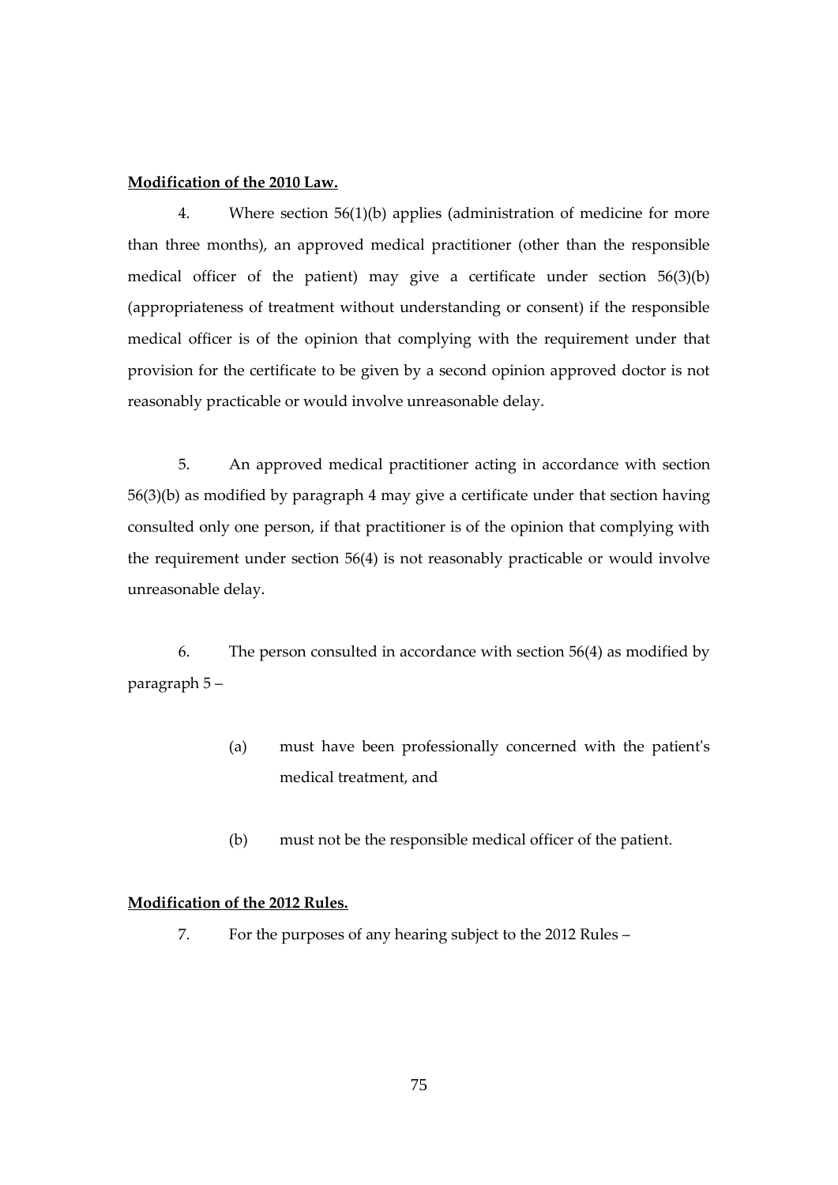**Modification of the 2010 Law.**

4. Where section 56(1)(b) applies (administration of medicine for more than three months), an approved medical practitioner (other than the responsible medical officer of the patient) may give a certificate under section 56(3)(b) (appropriateness of treatment without understanding or consent) if the responsible medical officer is of the opinion that complying with the requirement under that provision for the certificate to be given by a second opinion approved doctor is not reasonably practicable or would involve unreasonable delay.

5. An approved medical practitioner acting in accordance with section 56(3)(b) as modified by paragraph 4 may give a certificate under that section having consulted only one person, if that practitioner is of the opinion that complying with the requirement under section 56(4) is not reasonably practicable or would involve unreasonable delay.

6. The person consulted in accordance with section 56(4) as modified by paragraph 5 –

> (a) must have been professionally concerned with the patient's medical treatment, and
>
> (b) must not be the responsible medical officer of the patient.

**Modification of the 2012 Rules.**

7. For the purposes of any hearing subject to the 2012 Rules –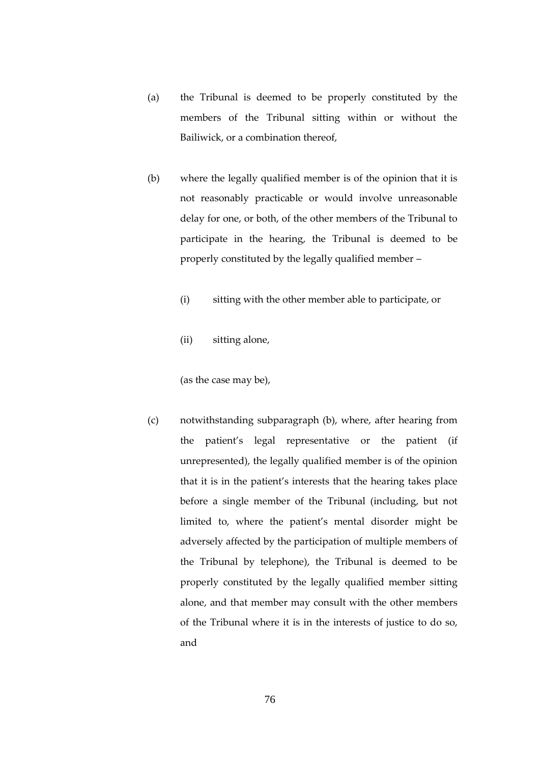(a) the Tribunal is deemed to be properly constituted by the members of the Tribunal sitting within or without the Bailiwick, or a combination thereof,

(b) where the legally qualified member is of the opinion that it is not reasonably practicable or would involve unreasonable delay for one, or both, of the other members of the Tribunal to participate in the hearing, the Tribunal is deemed to be properly constituted by the legally qualified member –

   (i) sitting with the other member able to participate, or

   (ii) sitting alone,

   (as the case may be),

(c) notwithstanding subparagraph (b), where, after hearing from the patient's legal representative or the patient (if unrepresented), the legally qualified member is of the opinion that it is in the patient's interests that the hearing takes place before a single member of the Tribunal (including, but not limited to, where the patient's mental disorder might be adversely affected by the participation of multiple members of the Tribunal by telephone), the Tribunal is deemed to be properly constituted by the legally qualified member sitting alone, and that member may consult with the other members of the Tribunal where it is in the interests of justice to do so, and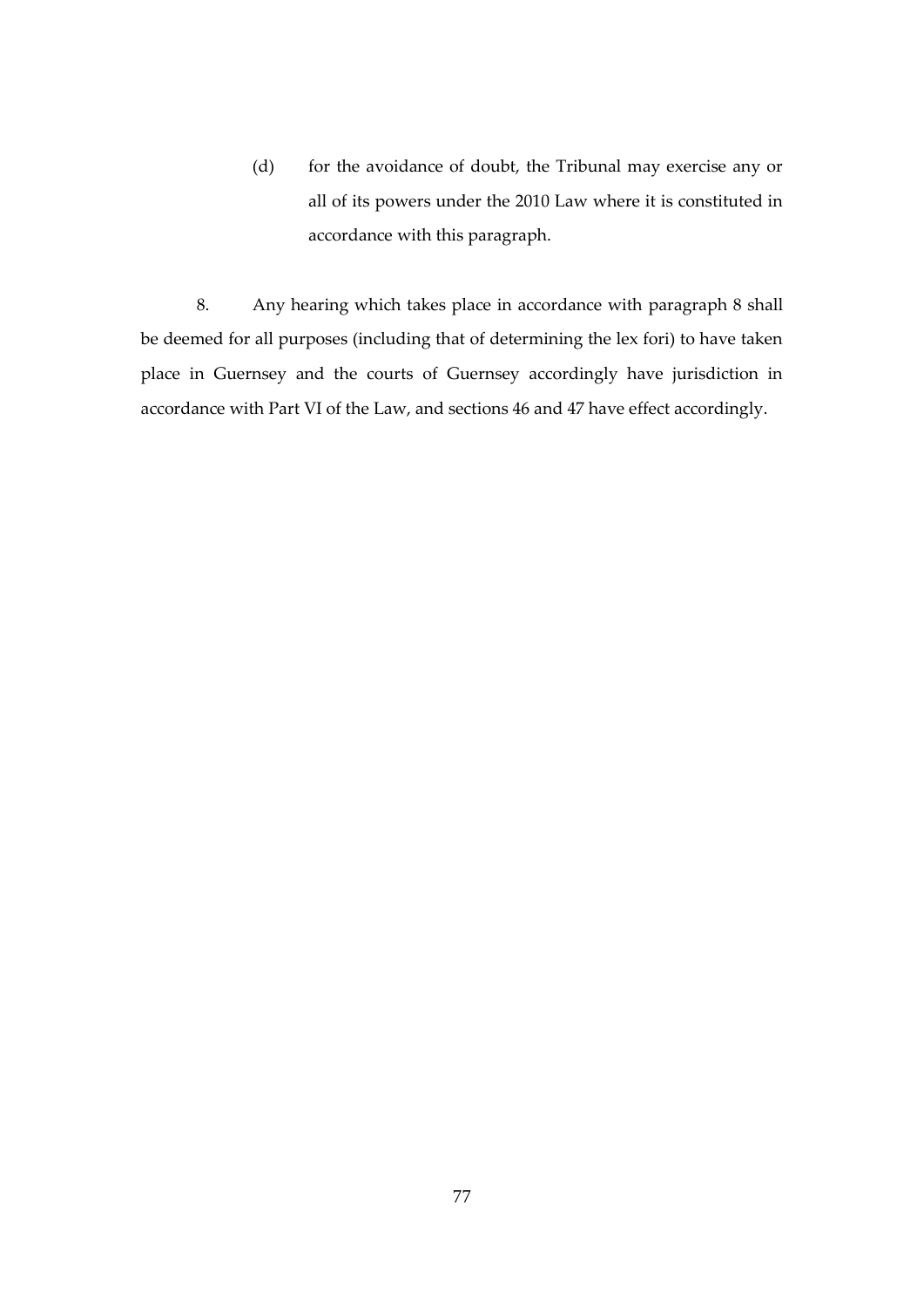(d) for the avoidance of doubt, the Tribunal may exercise any or all of its powers under the 2010 Law where it is constituted in accordance with this paragraph.

8. Any hearing which takes place in accordance with paragraph 8 shall be deemed for all purposes (including that of determining the lex fori) to have taken place in Guernsey and the courts of Guernsey accordingly have jurisdiction in accordance with Part VI of the Law, and sections 46 and 47 have effect accordingly.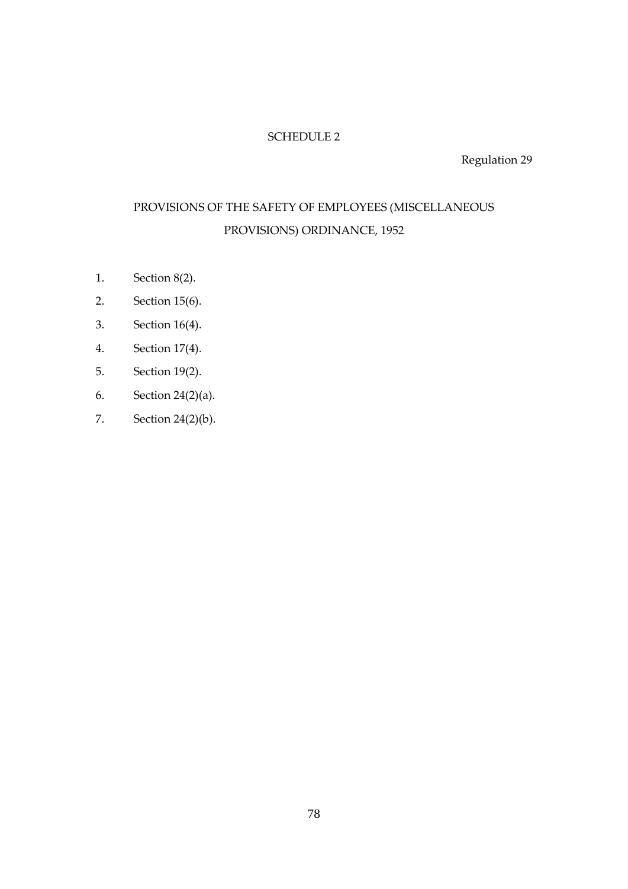## SCHEDULE 2

Regulation 29

## PROVISIONS OF THE SAFETY OF EMPLOYEES (MISCELLANEOUS PROVISIONS) ORDINANCE, 1952

1. Section 8(2).
2. Section 15(6).
3. Section 16(4).
4. Section 17(4).
5. Section 19(2).
6. Section 24(2)(a).
7. Section 24(2)(b).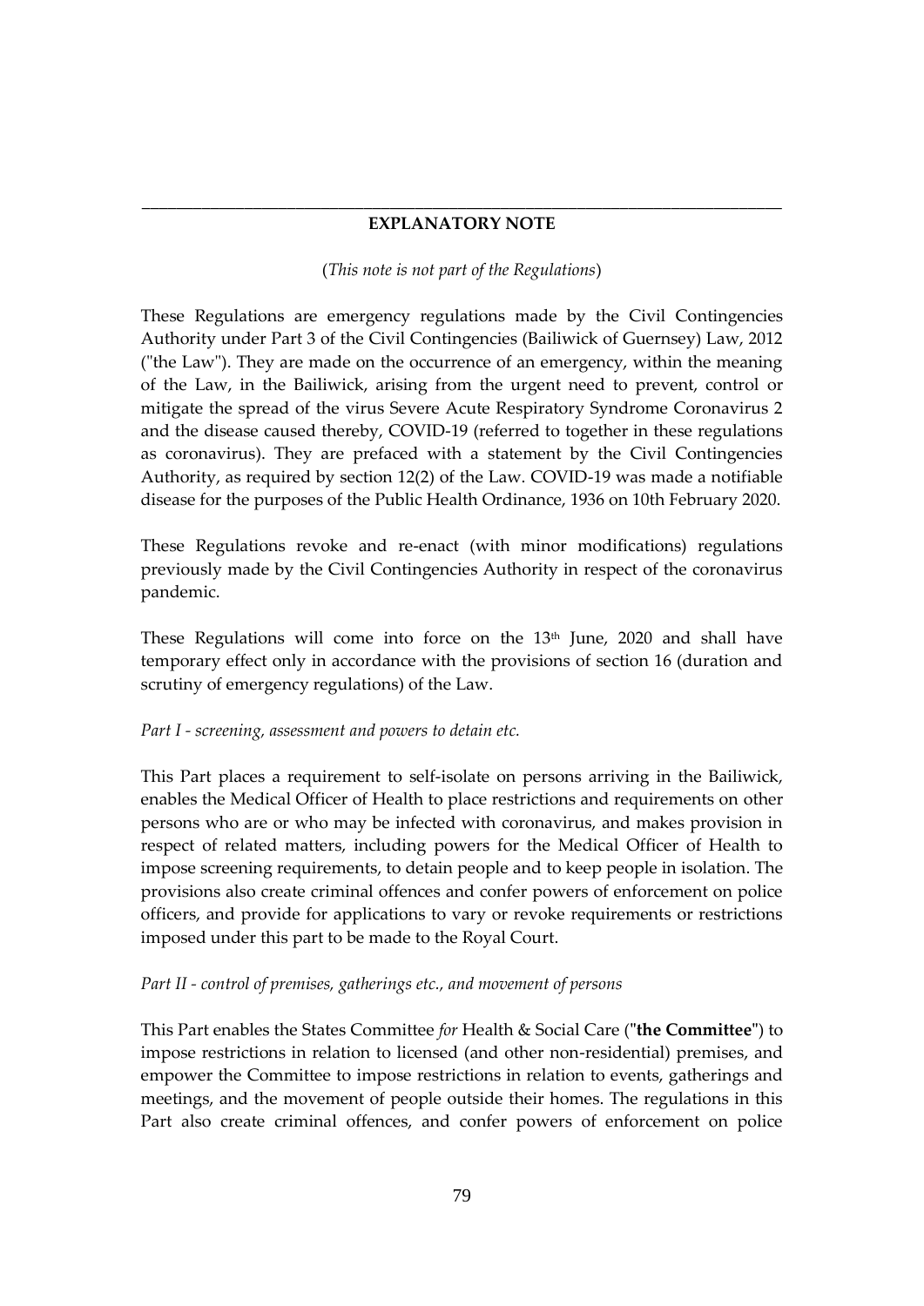---

**EXPLANATORY NOTE**

(*This note is not part of the Regulations*)

These Regulations are emergency regulations made by the Civil Contingencies Authority under Part 3 of the Civil Contingencies (Bailiwick of Guernsey) Law, 2012 ("the Law"). They are made on the occurrence of an emergency, within the meaning of the Law, in the Bailiwick, arising from the urgent need to prevent, control or mitigate the spread of the virus Severe Acute Respiratory Syndrome Coronavirus 2 and the disease caused thereby, COVID-19 (referred to together in these regulations as coronavirus). They are prefaced with a statement by the Civil Contingencies Authority, as required by section 12(2) of the Law. COVID-19 was made a notifiable disease for the purposes of the Public Health Ordinance, 1936 on 10th February 2020.

These Regulations revoke and re-enact (with minor modifications) regulations previously made by the Civil Contingencies Authority in respect of the coronavirus pandemic.

These Regulations will come into force on the 13th June, 2020 and shall have temporary effect only in accordance with the provisions of section 16 (duration and scrutiny of emergency regulations) of the Law.

*Part I - screening, assessment and powers to detain etc.*

This Part places a requirement to self-isolate on persons arriving in the Bailiwick, enables the Medical Officer of Health to place restrictions and requirements on other persons who are or who may be infected with coronavirus, and makes provision in respect of related matters, including powers for the Medical Officer of Health to impose screening requirements, to detain people and to keep people in isolation. The provisions also create criminal offences and confer powers of enforcement on police officers, and provide for applications to vary or revoke requirements or restrictions imposed under this part to be made to the Royal Court.

*Part II - control of premises, gatherings etc., and movement of persons*

This Part enables the States Committee *for* Health & Social Care ("**the Committee**") to impose restrictions in relation to licensed (and other non-residential) premises, and empower the Committee to impose restrictions in relation to events, gatherings and meetings, and the movement of people outside their homes. The regulations in this Part also create criminal offences, and confer powers of enforcement on police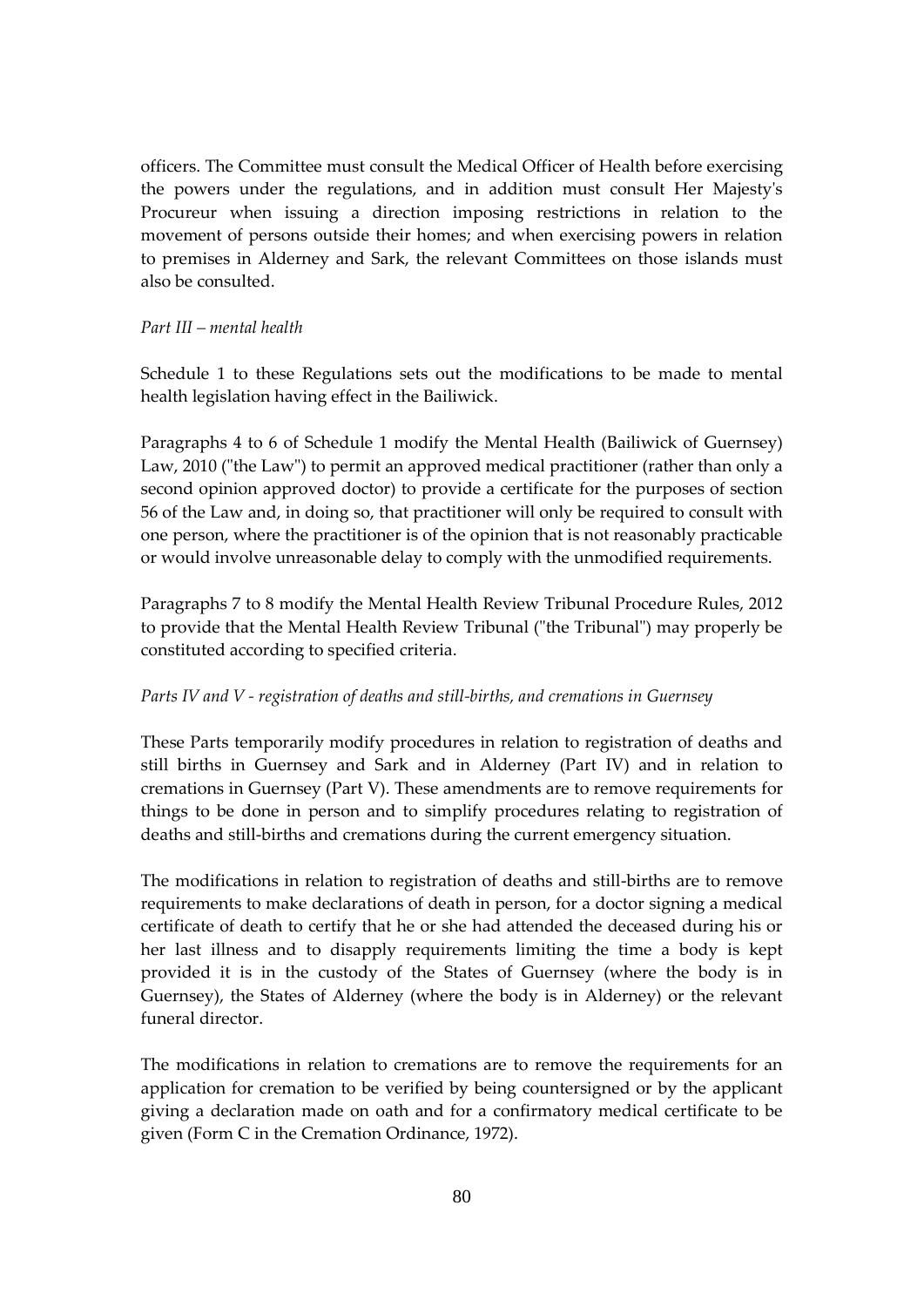officers. The Committee must consult the Medical Officer of Health before exercising the powers under the regulations, and in addition must consult Her Majesty's Procureur when issuing a direction imposing restrictions in relation to the movement of persons outside their homes; and when exercising powers in relation to premises in Alderney and Sark, the relevant Committees on those islands must also be consulted.

*Part III – mental health*

Schedule 1 to these Regulations sets out the modifications to be made to mental health legislation having effect in the Bailiwick.

Paragraphs 4 to 6 of Schedule 1 modify the Mental Health (Bailiwick of Guernsey) Law, 2010 ("the Law") to permit an approved medical practitioner (rather than only a second opinion approved doctor) to provide a certificate for the purposes of section 56 of the Law and, in doing so, that practitioner will only be required to consult with one person, where the practitioner is of the opinion that is not reasonably practicable or would involve unreasonable delay to comply with the unmodified requirements.

Paragraphs 7 to 8 modify the Mental Health Review Tribunal Procedure Rules, 2012 to provide that the Mental Health Review Tribunal ("the Tribunal") may properly be constituted according to specified criteria.

*Parts IV and V - registration of deaths and still-births, and cremations in Guernsey*

These Parts temporarily modify procedures in relation to registration of deaths and still births in Guernsey and Sark and in Alderney (Part IV) and in relation to cremations in Guernsey (Part V). These amendments are to remove requirements for things to be done in person and to simplify procedures relating to registration of deaths and still-births and cremations during the current emergency situation.

The modifications in relation to registration of deaths and still-births are to remove requirements to make declarations of death in person, for a doctor signing a medical certificate of death to certify that he or she had attended the deceased during his or her last illness and to disapply requirements limiting the time a body is kept provided it is in the custody of the States of Guernsey (where the body is in Guernsey), the States of Alderney (where the body is in Alderney) or the relevant funeral director.

The modifications in relation to cremations are to remove the requirements for an application for cremation to be verified by being countersigned or by the applicant giving a declaration made on oath and for a confirmatory medical certificate to be given (Form C in the Cremation Ordinance, 1972).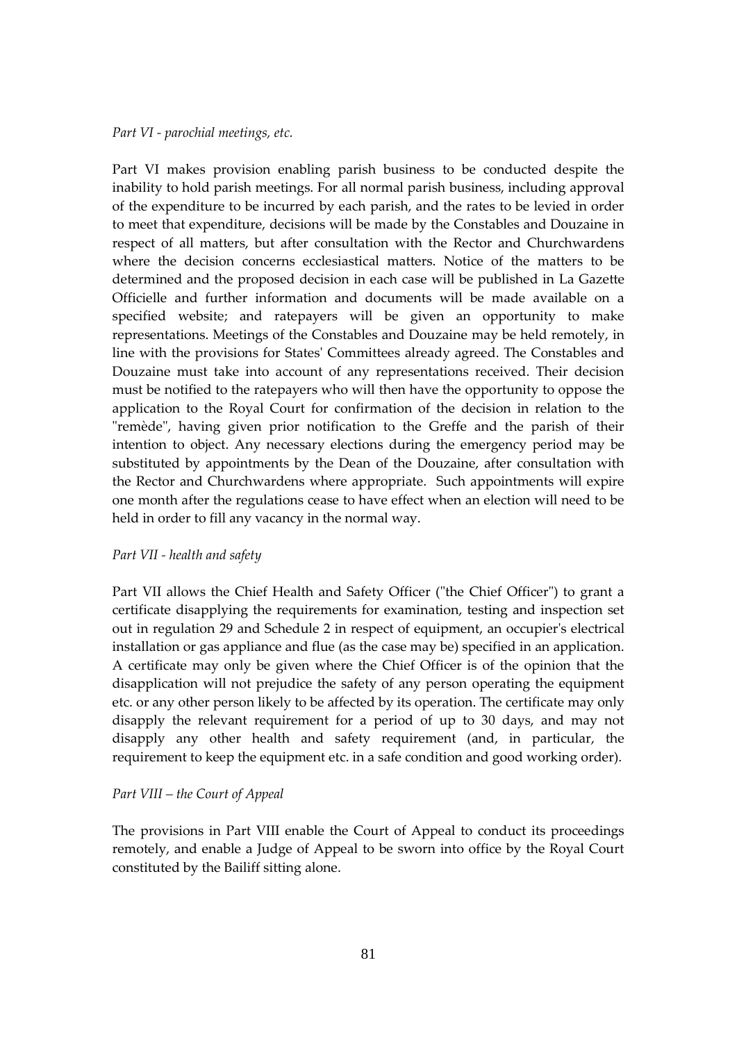*Part VI - parochial meetings, etc.*

Part VI makes provision enabling parish business to be conducted despite the inability to hold parish meetings. For all normal parish business, including approval of the expenditure to be incurred by each parish, and the rates to be levied in order to meet that expenditure, decisions will be made by the Constables and Douzaine in respect of all matters, but after consultation with the Rector and Churchwardens where the decision concerns ecclesiastical matters. Notice of the matters to be determined and the proposed decision in each case will be published in La Gazette Officielle and further information and documents will be made available on a specified website; and ratepayers will be given an opportunity to make representations. Meetings of the Constables and Douzaine may be held remotely, in line with the provisions for States' Committees already agreed. The Constables and Douzaine must take into account of any representations received. Their decision must be notified to the ratepayers who will then have the opportunity to oppose the application to the Royal Court for confirmation of the decision in relation to the "remède", having given prior notification to the Greffe and the parish of their intention to object. Any necessary elections during the emergency period may be substituted by appointments by the Dean of the Douzaine, after consultation with the Rector and Churchwardens where appropriate. Such appointments will expire one month after the regulations cease to have effect when an election will need to be held in order to fill any vacancy in the normal way.

*Part VII - health and safety*

Part VII allows the Chief Health and Safety Officer ("the Chief Officer") to grant a certificate disapplying the requirements for examination, testing and inspection set out in regulation 29 and Schedule 2 in respect of equipment, an occupier's electrical installation or gas appliance and flue (as the case may be) specified in an application. A certificate may only be given where the Chief Officer is of the opinion that the disapplication will not prejudice the safety of any person operating the equipment etc. or any other person likely to be affected by its operation. The certificate may only disapply the relevant requirement for a period of up to 30 days, and may not disapply any other health and safety requirement (and, in particular, the requirement to keep the equipment etc. in a safe condition and good working order).

*Part VIII – the Court of Appeal*

The provisions in Part VIII enable the Court of Appeal to conduct its proceedings remotely, and enable a Judge of Appeal to be sworn into office by the Royal Court constituted by the Bailiff sitting alone.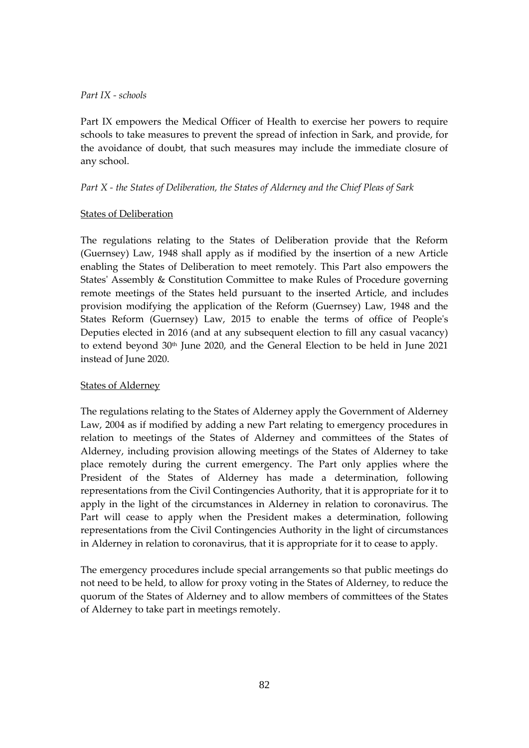*Part IX - schools*

Part IX empowers the Medical Officer of Health to exercise her powers to require schools to take measures to prevent the spread of infection in Sark, and provide, for the avoidance of doubt, that such measures may include the immediate closure of any school.

*Part X - the States of Deliberation, the States of Alderney and the Chief Pleas of Sark*

States of Deliberation

The regulations relating to the States of Deliberation provide that the Reform (Guernsey) Law, 1948 shall apply as if modified by the insertion of a new Article enabling the States of Deliberation to meet remotely. This Part also empowers the States' Assembly & Constitution Committee to make Rules of Procedure governing remote meetings of the States held pursuant to the inserted Article, and includes provision modifying the application of the Reform (Guernsey) Law, 1948 and the States Reform (Guernsey) Law, 2015 to enable the terms of office of People's Deputies elected in 2016 (and at any subsequent election to fill any casual vacancy) to extend beyond 30th June 2020, and the General Election to be held in June 2021 instead of June 2020.

States of Alderney

The regulations relating to the States of Alderney apply the Government of Alderney Law, 2004 as if modified by adding a new Part relating to emergency procedures in relation to meetings of the States of Alderney and committees of the States of Alderney, including provision allowing meetings of the States of Alderney to take place remotely during the current emergency. The Part only applies where the President of the States of Alderney has made a determination, following representations from the Civil Contingencies Authority, that it is appropriate for it to apply in the light of the circumstances in Alderney in relation to coronavirus. The Part will cease to apply when the President makes a determination, following representations from the Civil Contingencies Authority in the light of circumstances in Alderney in relation to coronavirus, that it is appropriate for it to cease to apply.

The emergency procedures include special arrangements so that public meetings do not need to be held, to allow for proxy voting in the States of Alderney, to reduce the quorum of the States of Alderney and to allow members of committees of the States of Alderney to take part in meetings remotely.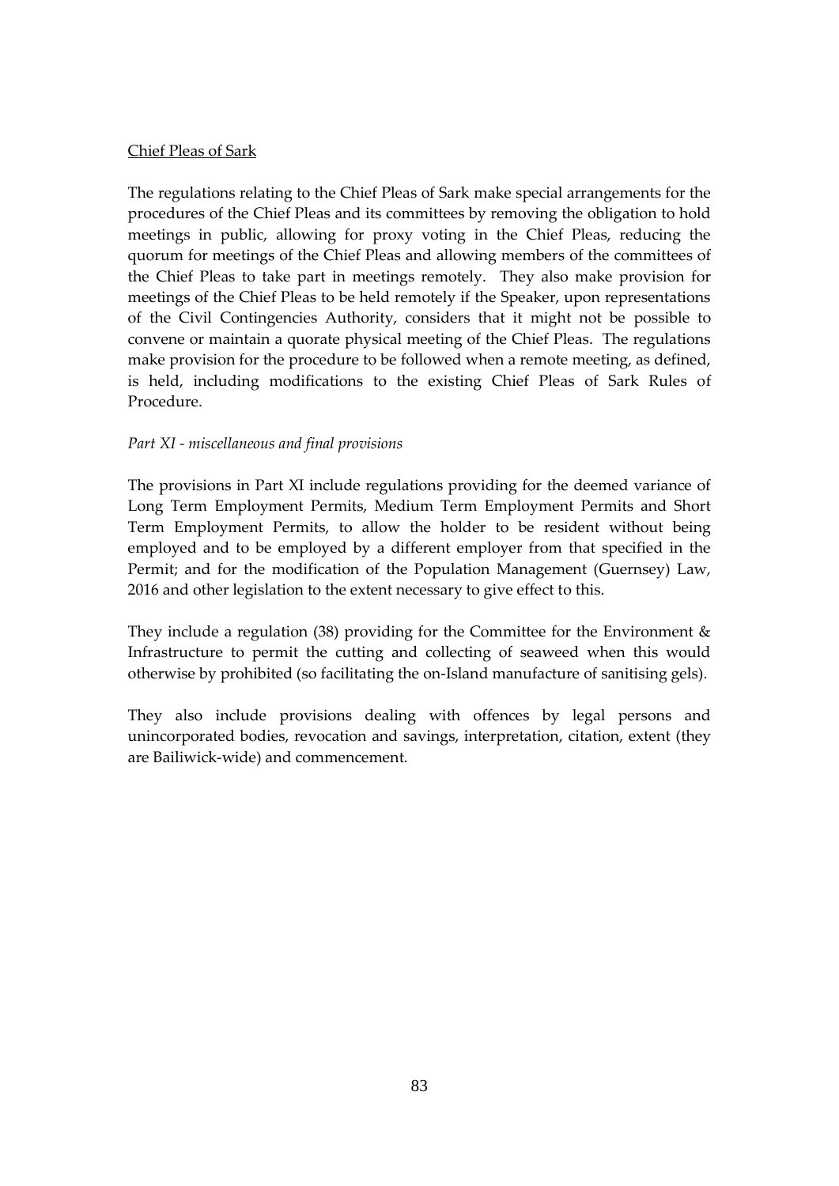Chief Pleas of Sark

The regulations relating to the Chief Pleas of Sark make special arrangements for the procedures of the Chief Pleas and its committees by removing the obligation to hold meetings in public, allowing for proxy voting in the Chief Pleas, reducing the quorum for meetings of the Chief Pleas and allowing members of the committees of the Chief Pleas to take part in meetings remotely. They also make provision for meetings of the Chief Pleas to be held remotely if the Speaker, upon representations of the Civil Contingencies Authority, considers that it might not be possible to convene or maintain a quorate physical meeting of the Chief Pleas. The regulations make provision for the procedure to be followed when a remote meeting, as defined, is held, including modifications to the existing Chief Pleas of Sark Rules of Procedure.

*Part XI - miscellaneous and final provisions*

The provisions in Part XI include regulations providing for the deemed variance of Long Term Employment Permits, Medium Term Employment Permits and Short Term Employment Permits, to allow the holder to be resident without being employed and to be employed by a different employer from that specified in the Permit; and for the modification of the Population Management (Guernsey) Law, 2016 and other legislation to the extent necessary to give effect to this.

They include a regulation (38) providing for the Committee for the Environment & Infrastructure to permit the cutting and collecting of seaweed when this would otherwise by prohibited (so facilitating the on-Island manufacture of sanitising gels).

They also include provisions dealing with offences by legal persons and unincorporated bodies, revocation and savings, interpretation, citation, extent (they are Bailiwick-wide) and commencement.